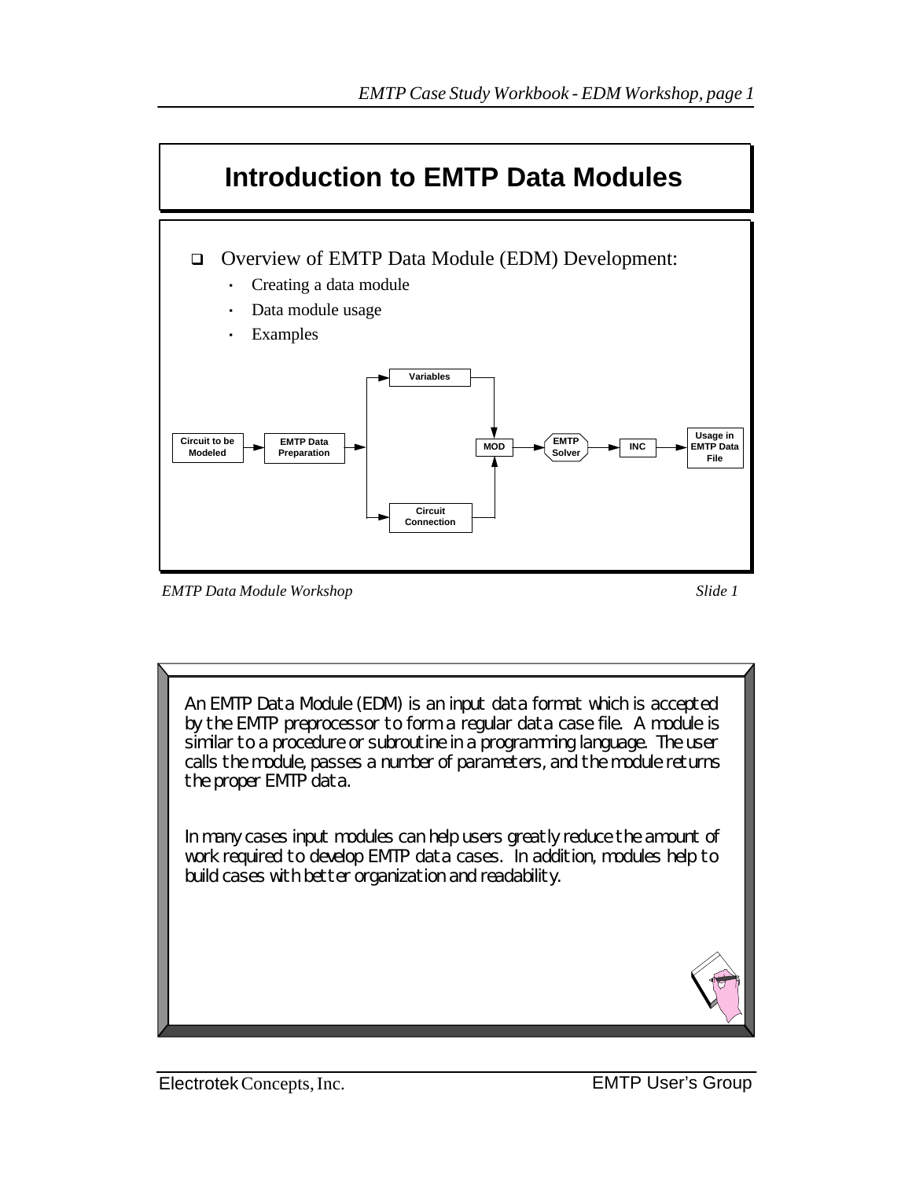# Introduction to EMTP Data Modules

- Overview of EMTP Data Module (EDM) Development:
  - Creating a data module
  - Data module usage
  - Examples

Circuit to be Modeled → EMTP Data Preparation → Variables / Circuit Connection → MOD → EMTP Solver → INC → Usage in EMTP Data File

*EMTP Data Module Workshop* *Slide 1*

An EMTP Data Module (EDM) is an input data format which is accepted by the EMTP preprocessor to form a regular data case file. A module is similar to a procedure or subroutine in a programming language. The user calls the module, passes a number of parameters, and the module returns the proper EMTP data.

In many cases input modules can help users greatly reduce the amount of work required to develop EMTP data cases. In addition, modules help to build cases with better organization and readability.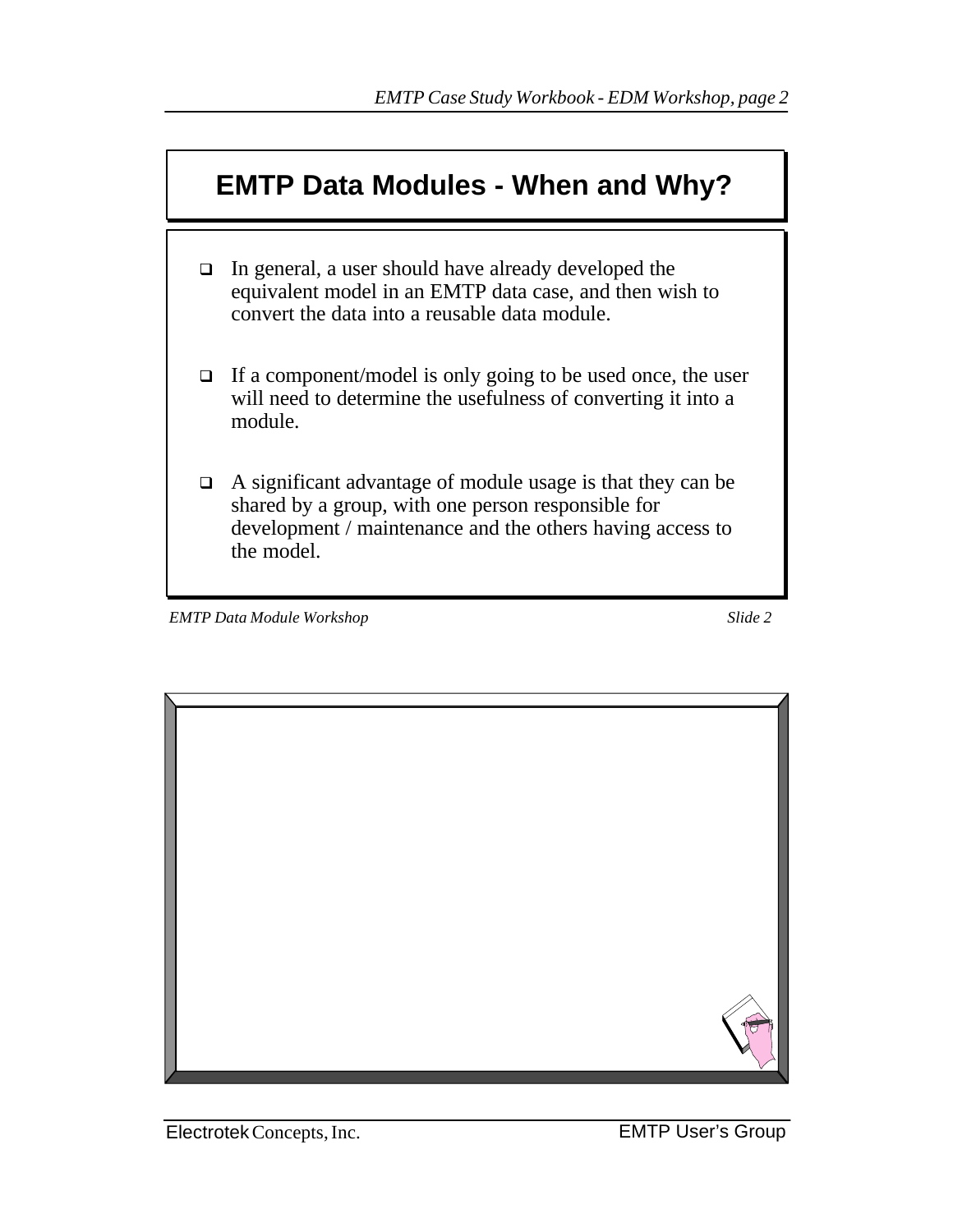# EMTP Data Modules - When and Why?

- In general, a user should have already developed the equivalent model in an EMTP data case, and then wish to convert the data into a reusable data module.

- If a component/model is only going to be used once, the user will need to determine the usefulness of converting it into a module.

- A significant advantage of module usage is that they can be shared by a group, with one person responsible for development / maintenance and the others having access to the model.

*EMTP Data Module Workshop* *Slide 2*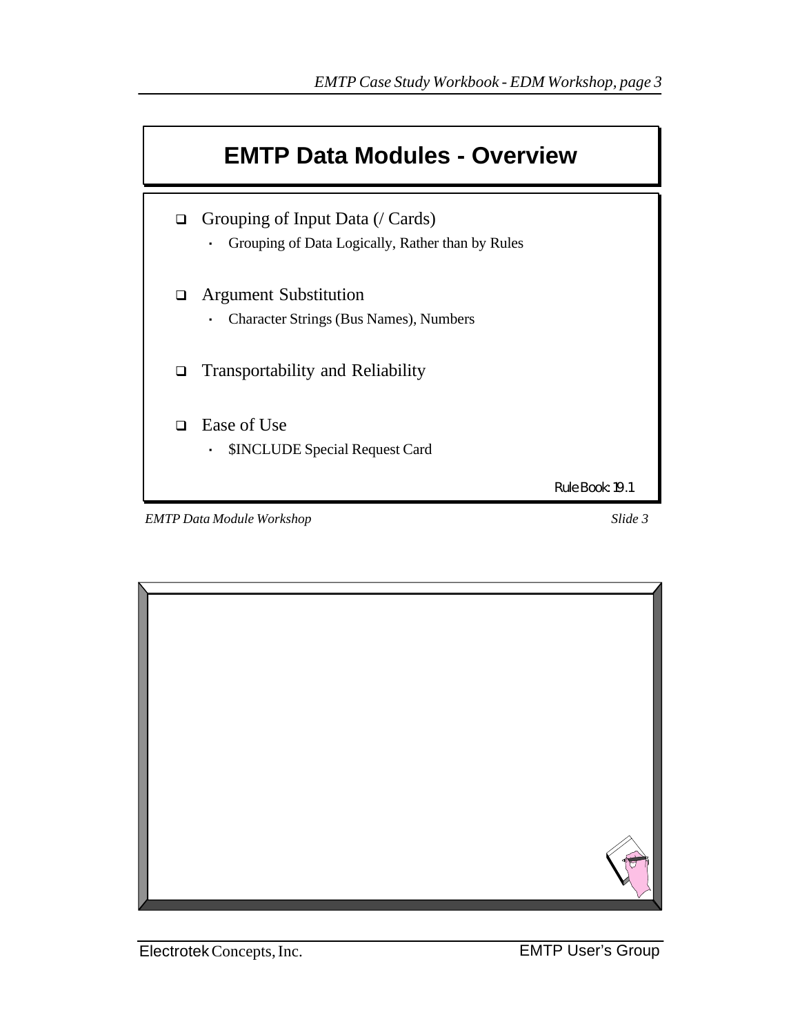# EMTP Data Modules - Overview

- Grouping of Input Data (/ Cards)
  - Grouping of Data Logically, Rather than by Rules
- Argument Substitution
  - Character Strings (Bus Names), Numbers
- Transportability and Reliability
- Ease of Use
  - $INCLUDE Special Request Card

Rule Book: 19.1

*EMTP Data Module Workshop* *Slide 3*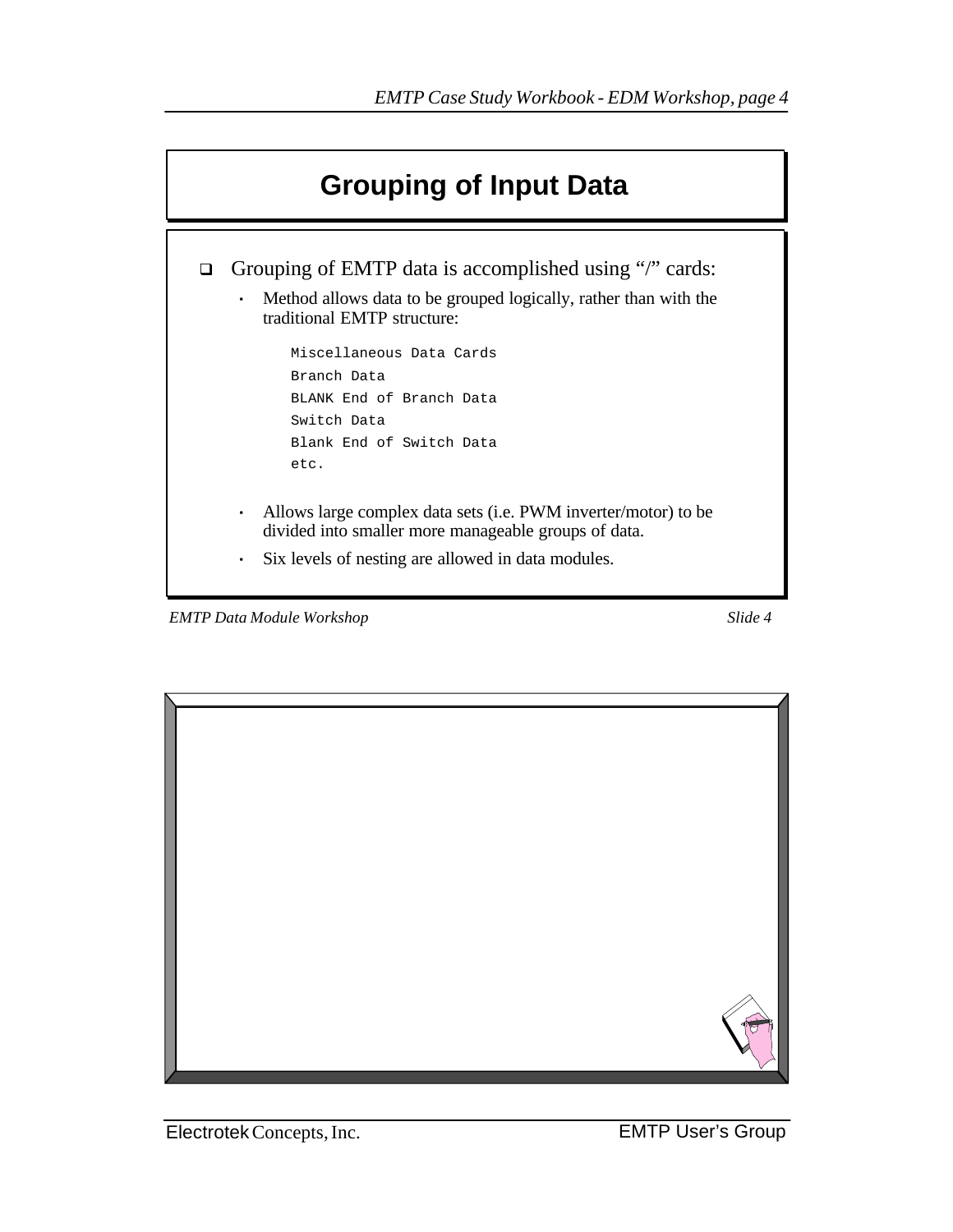# Grouping of Input Data

- Grouping of EMTP data is accomplished using "/" cards:
  - Method allows data to be grouped logically, rather than with the traditional EMTP structure:

    ```
    Miscellaneous Data Cards
    Branch Data
    BLANK End of Branch Data
    Switch Data
    Blank End of Switch Data
    etc.
    ```

  - Allows large complex data sets (i.e. PWM inverter/motor) to be divided into smaller more manageable groups of data.
  - Six levels of nesting are allowed in data modules.

*EMTP Data Module Workshop* *Slide 4*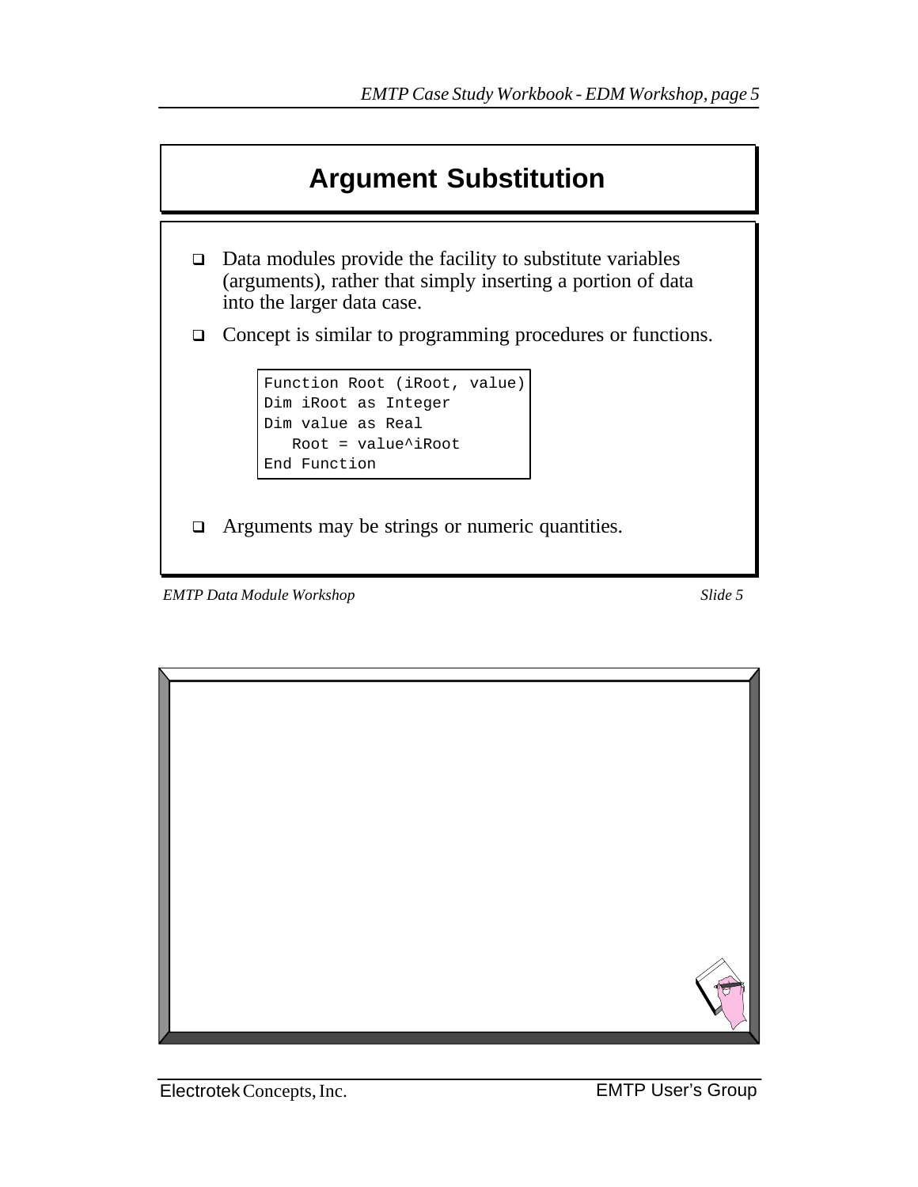## Argument Substitution

- Data modules provide the facility to substitute variables (arguments), rather that simply inserting a portion of data into the larger data case.
- Concept is similar to programming procedures or functions.

```
Function Root (iRoot, value)
Dim iRoot as Integer
Dim value as Real
   Root = value^iRoot
End Function
```

- Arguments may be strings or numeric quantities.

*EMTP Data Module Workshop* *Slide 5*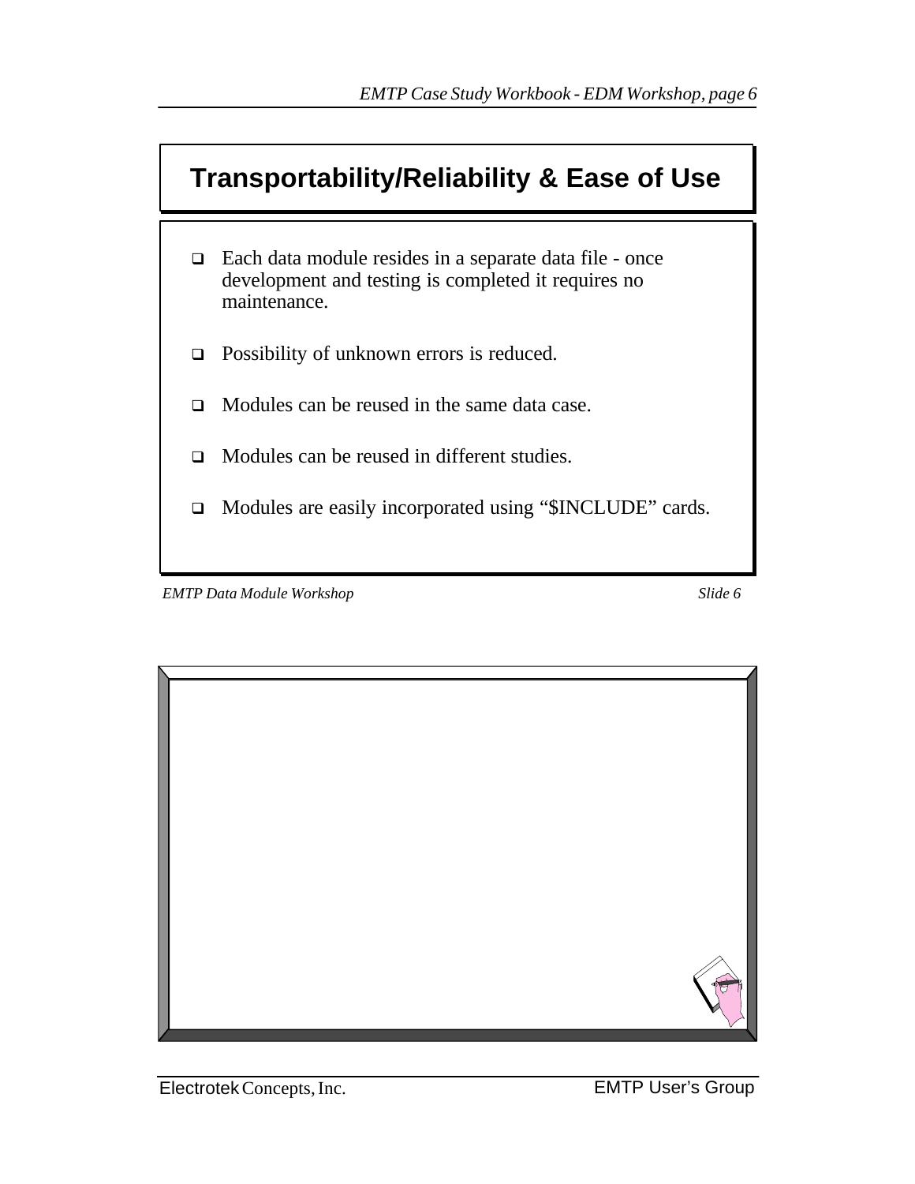## Transportability/Reliability & Ease of Use

- Each data module resides in a separate data file - once development and testing is completed it requires no maintenance.
- Possibility of unknown errors is reduced.
- Modules can be reused in the same data case.
- Modules can be reused in different studies.
- Modules are easily incorporated using "$INCLUDE" cards.

*EMTP Data Module Workshop* *Slide 6*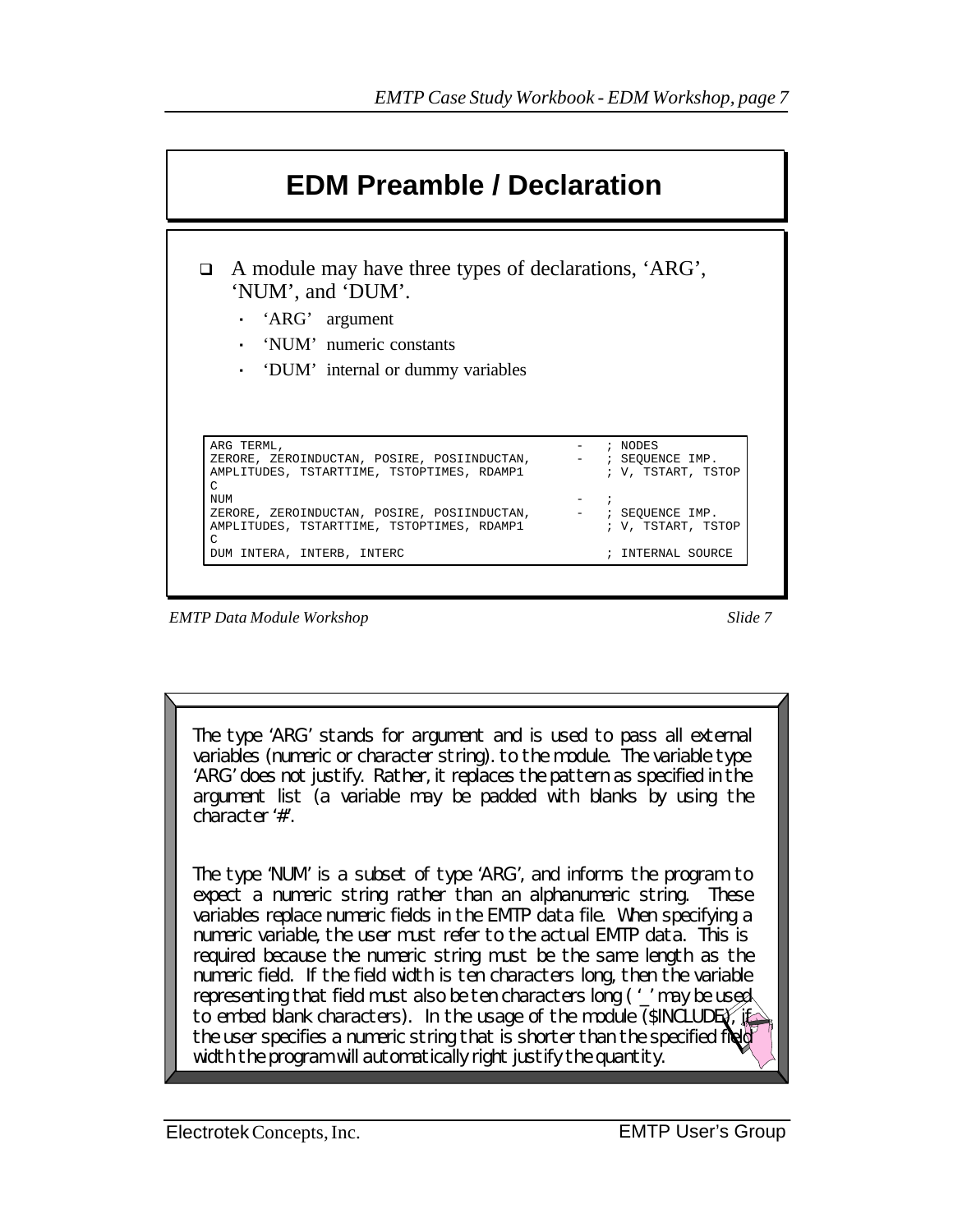# EDM Preamble / Declaration

- A module may have three types of declarations, 'ARG', 'NUM', and 'DUM'.
  - 'ARG' argument
  - 'NUM' numeric constants
  - 'DUM' internal or dummy variables

```
ARG TERML,                                          -   ; NODES
ZERORE, ZEROINDUCTAN, POSIRE, POSIINDUCTAN,         -   ; SEQUENCE IMP.
AMPLITUDES, TSTARTTIME, TSTOPTIMES, RDAMP1              ; V, TSTART, TSTOP
C
NUM                                                 -   ;
ZERORE, ZEROINDUCTAN, POSIRE, POSIINDUCTAN,         -   ; SEQUENCE IMP.
AMPLITUDES, TSTARTTIME, TSTOPTIMES, RDAMP1              ; V, TSTART, TSTOP
C
DUM INTERA, INTERB, INTERC                              ; INTERNAL SOURCE
```

*EMTP Data Module Workshop* *Slide 7*

The type 'ARG' stands for argument and is used to pass all external variables (numeric or character string). to the module. The variable type 'ARG' does not justify. Rather, it replaces the pattern as specified in the argument list (a variable may be padded with blanks by using the character '#'.

The type 'NUM' is a subset of type 'ARG', and informs the program to expect a numeric string rather than an alphanumeric string. These variables replace numeric fields in the EMTP data file. When specifying a numeric variable, the user must refer to the actual EMTP data. This is required because the numeric string must be the same length as the numeric field. If the field width is ten characters long, then the variable representing that field must also be ten characters long ( '_' may be used to embed blank characters). In the usage of the module ($INCLUDE), if the user specifies a numeric string that is shorter than the specified field width the program will automatically right justify the quantity.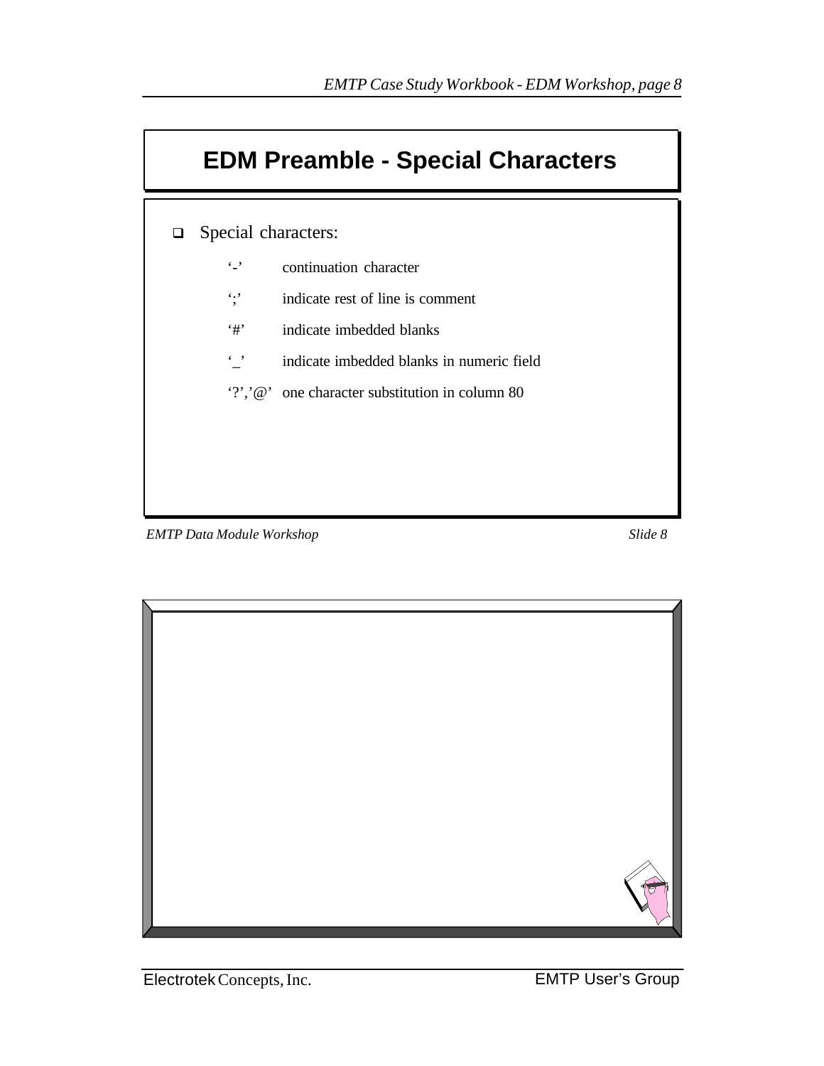# EDM Preamble - Special Characters

- Special characters:

| | |
|---|---|
| '-' | continuation character |
| ';' | indicate rest of line is comment |
| '#' | indicate imbedded blanks |
| '_' | indicate imbedded blanks in numeric field |
| '?','@' | one character substitution in column 80 |

*EMTP Data Module Workshop* *Slide 8*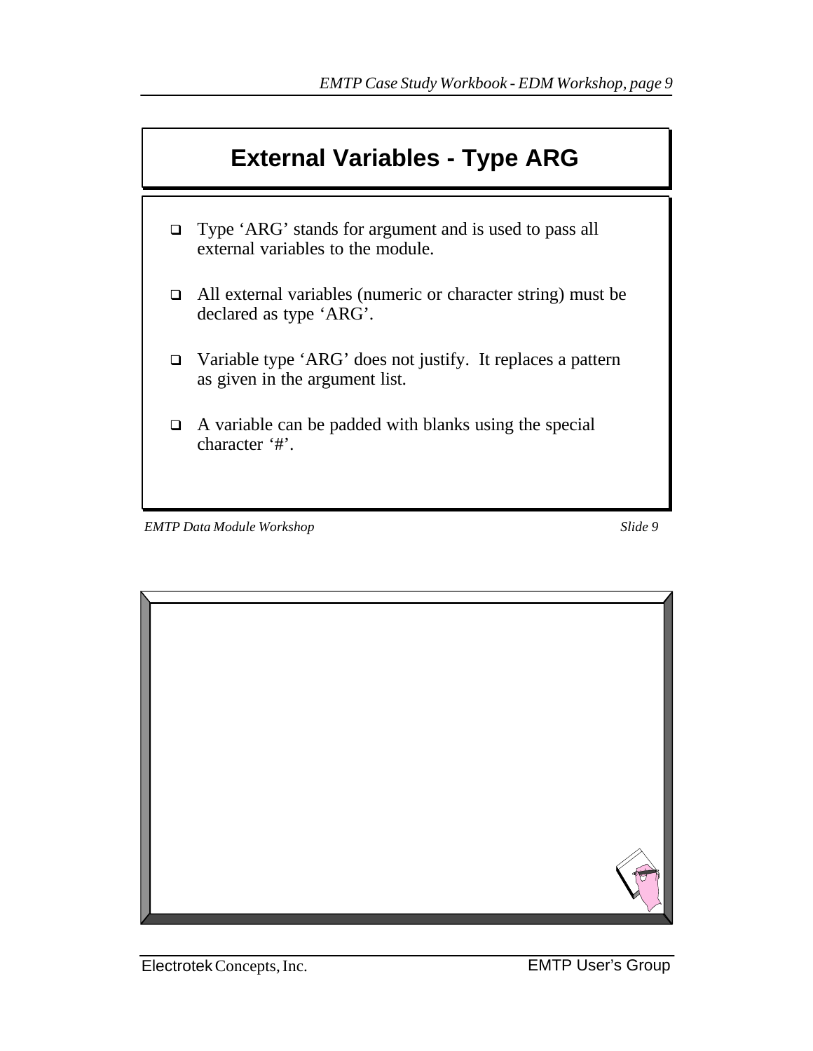# External Variables - Type ARG

- Type 'ARG' stands for argument and is used to pass all external variables to the module.
- All external variables (numeric or character string) must be declared as type 'ARG'.
- Variable type 'ARG' does not justify. It replaces a pattern as given in the argument list.
- A variable can be padded with blanks using the special character '#'.

*EMTP Data Module Workshop* *Slide 9*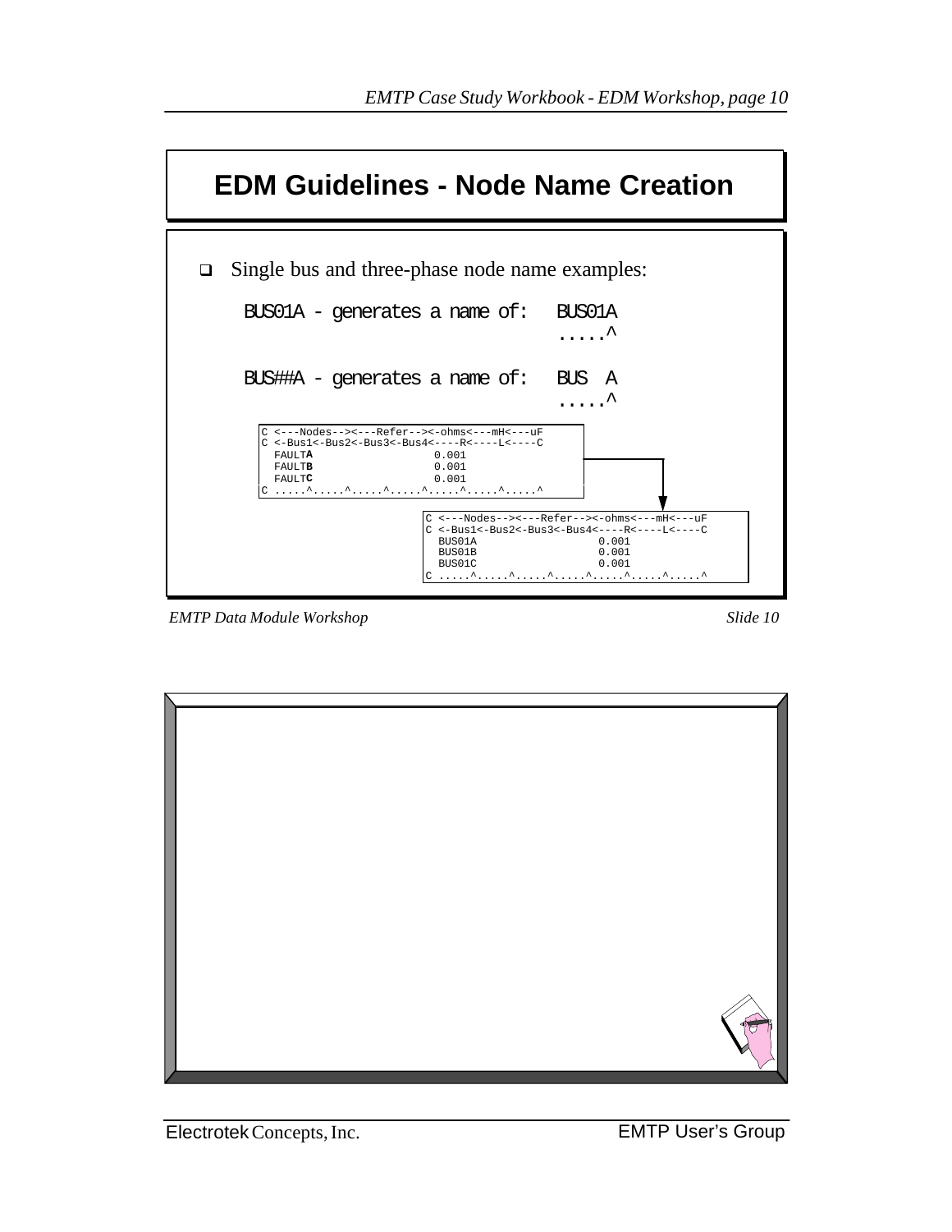# EDM Guidelines - Node Name Creation

- Single bus and three-phase node name examples:

```
BUS01A - generates a name of:   BUS01A
                                .....^

BUS##A - generates a name of:   BUS  A
                                .....^
```

```
C <---Nodes--><---Refer--><-ohms<---mH<---uF
C <-Bus1<-Bus2<-Bus3<-Bus4<----R<----L<----C
  FAULTA                  0.001
  FAULTB                  0.001
  FAULTC                  0.001
C .....^.....^.....^.....^.....^.....^.....^
```

```
C <---Nodes--><---Refer--><-ohms<---mH<---uF
C <-Bus1<-Bus2<-Bus3<-Bus4<----R<----L<----C
  BUS01A                  0.001
  BUS01B                  0.001
  BUS01C                  0.001
C .....^.....^.....^.....^.....^.....^.....^
```

*EMTP Data Module Workshop* *Slide 10*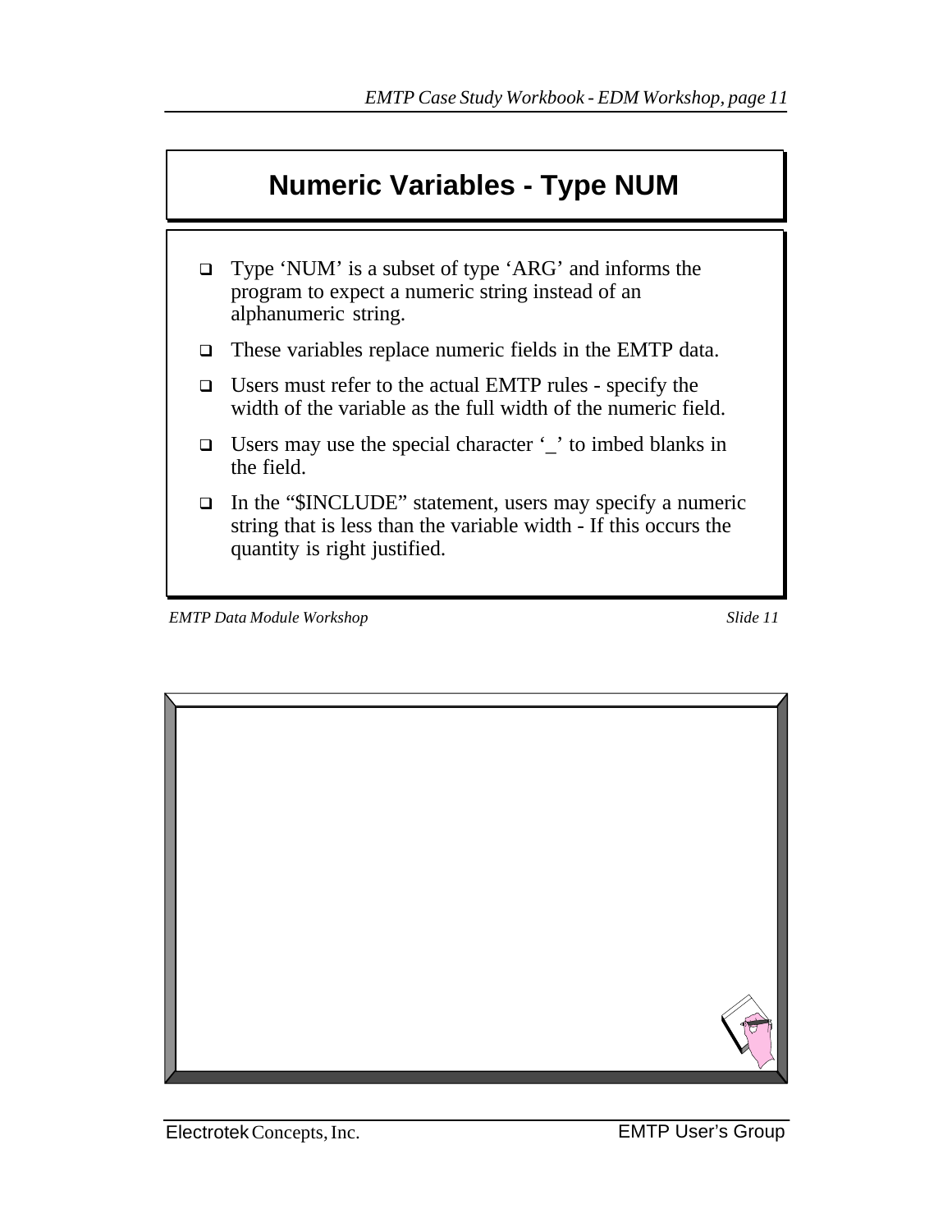# Numeric Variables - Type NUM

- Type ‘NUM’ is a subset of type ‘ARG’ and informs the program to expect a numeric string instead of an alphanumeric string.
- These variables replace numeric fields in the EMTP data.
- Users must refer to the actual EMTP rules - specify the width of the variable as the full width of the numeric field.
- Users may use the special character ‘_’ to imbed blanks in the field.
- In the “$INCLUDE” statement, users may specify a numeric string that is less than the variable width - If this occurs the quantity is right justified.

*EMTP Data Module Workshop* *Slide 11*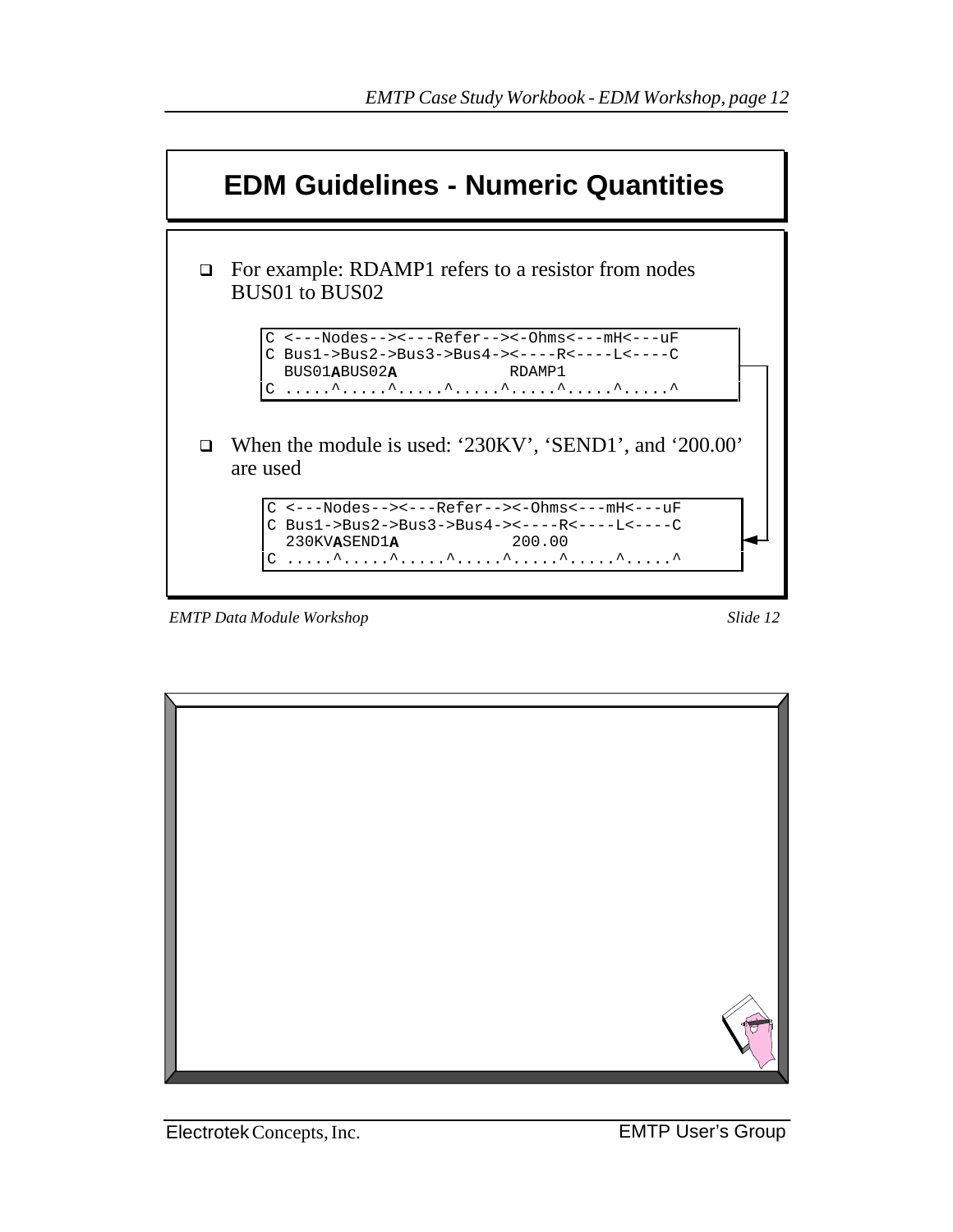# EDM Guidelines - Numeric Quantities

- For example: RDAMP1 refers to a resistor from nodes BUS01 to BUS02

```
C <---Nodes--><---Refer--><-Ohms<---mH<---uF
C Bus1->Bus2->Bus3->Bus4-><----R<----L<----C
  BUS01ABUS02A            RDAMP1
C .....^.....^.....^.....^.....^.....^.....^
```

- When the module is used: '230KV', 'SEND1', and '200.00' are used

```
C <---Nodes--><---Refer--><-Ohms<---mH<---uF
C Bus1->Bus2->Bus3->Bus4-><----R<----L<----C
  230KVASEND1A            200.00
C .....^.....^.....^.....^.....^.....^.....^
```

*EMTP Data Module Workshop* *Slide 12*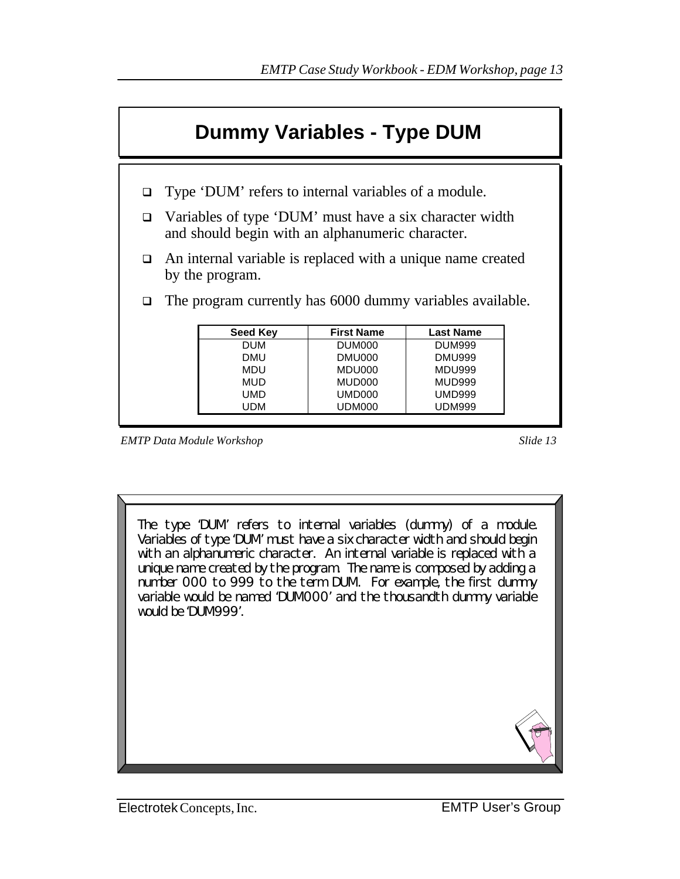# Dummy Variables - Type DUM

- Type ‘DUM’ refers to internal variables of a module.
- Variables of type ‘DUM’ must have a six character width and should begin with an alphanumeric character.
- An internal variable is replaced with a unique name created by the program.
- The program currently has 6000 dummy variables available.

| Seed Key | First Name | Last Name |
|---|---|---|
| DUM | DUM000 | DUM999 |
| DMU | DMU000 | DMU999 |
| MDU | MDU000 | MDU999 |
| MUD | MUD000 | MUD999 |
| UMD | UMD000 | UMD999 |
| UDM | UDM000 | UDM999 |

*EMTP Data Module Workshop* *Slide 13*

The type ‘DUM’ refers to internal variables (dummy) of a module. Variables of type ‘DUM’ must have a six character width and should begin with an alphanumeric character. An internal variable is replaced with a unique name created by the program. The name is composed by adding a number 000 to 999 to the term DUM. For example, the first dummy variable would be named ‘DUM000’ and the thousandth dummy variable would be ‘DUM999’.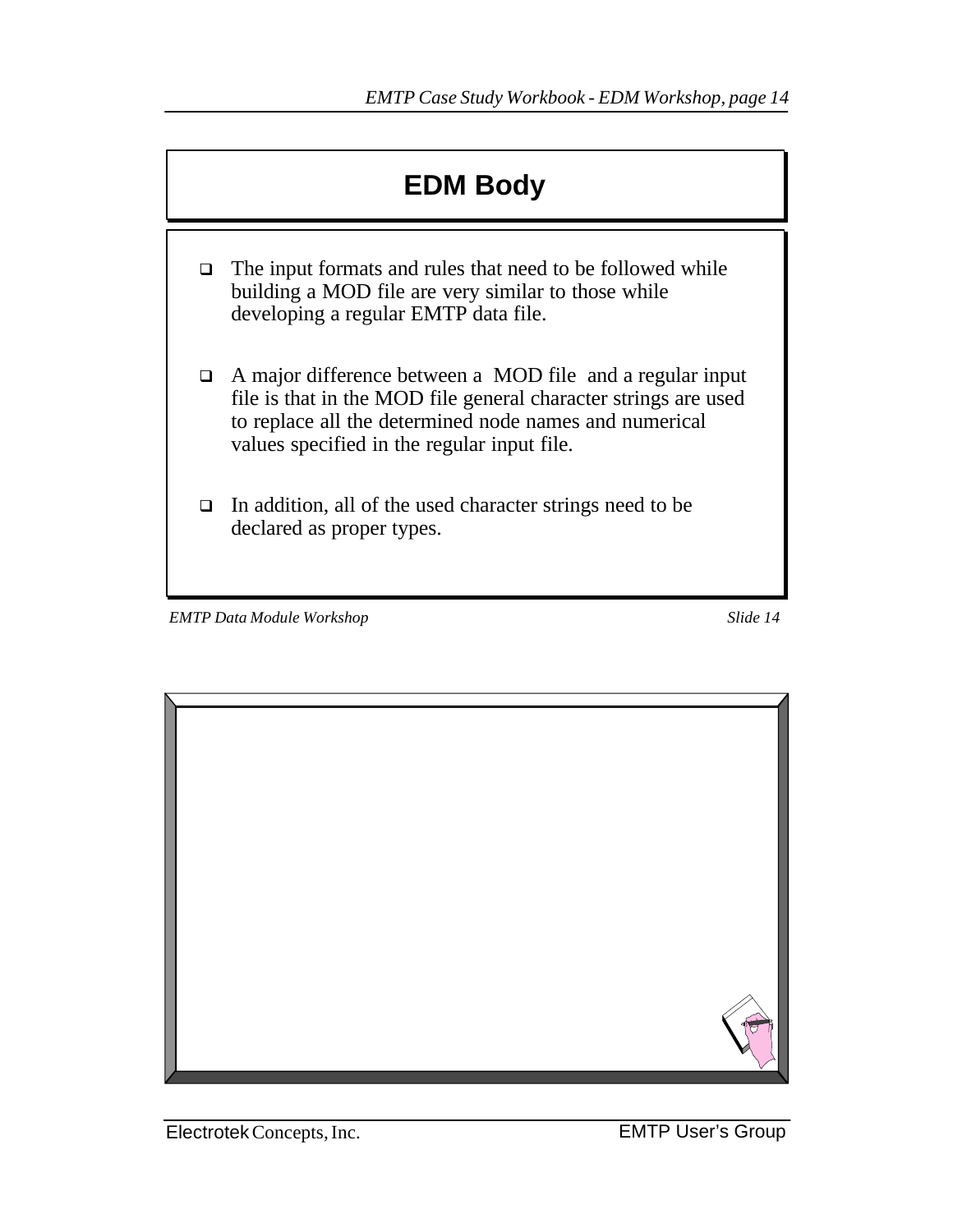# EDM Body

- The input formats and rules that need to be followed while building a MOD file are very similar to those while developing a regular EMTP data file.

- A major difference between a MOD file and a regular input file is that in the MOD file general character strings are used to replace all the determined node names and numerical values specified in the regular input file.

- In addition, all of the used character strings need to be declared as proper types.

*EMTP Data Module Workshop* *Slide 14*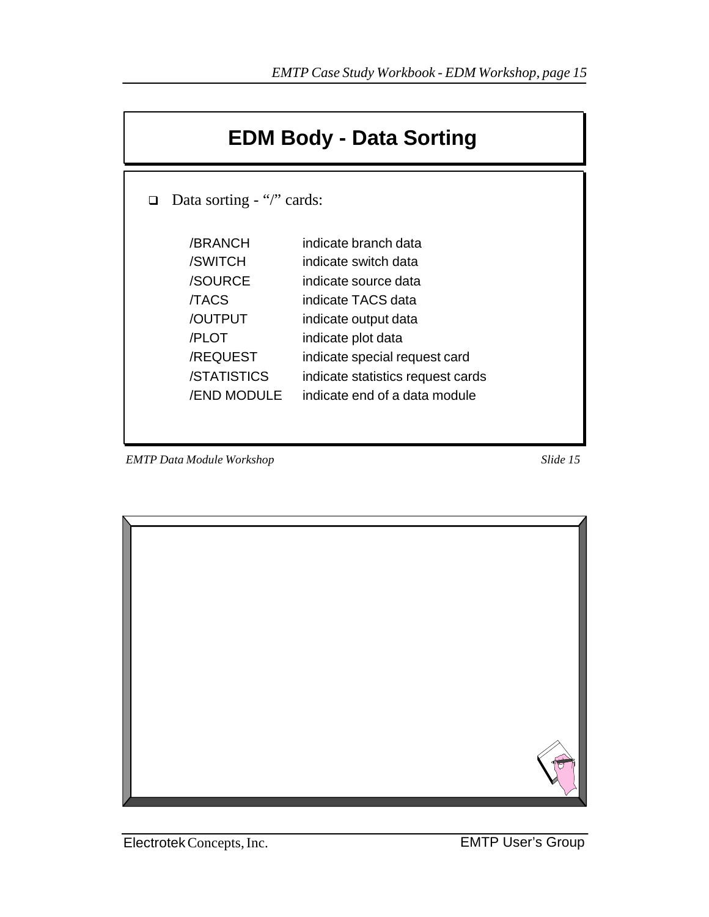# EDM Body - Data Sorting

- Data sorting - "/" cards:

| | |
|---|---|
| /BRANCH | indicate branch data |
| /SWITCH | indicate switch data |
| /SOURCE | indicate source data |
| /TACS | indicate TACS data |
| /OUTPUT | indicate output data |
| /PLOT | indicate plot data |
| /REQUEST | indicate special request card |
| /STATISTICS | indicate statistics request cards |
| /END MODULE | indicate end of a data module |

*EMTP Data Module Workshop* *Slide 15*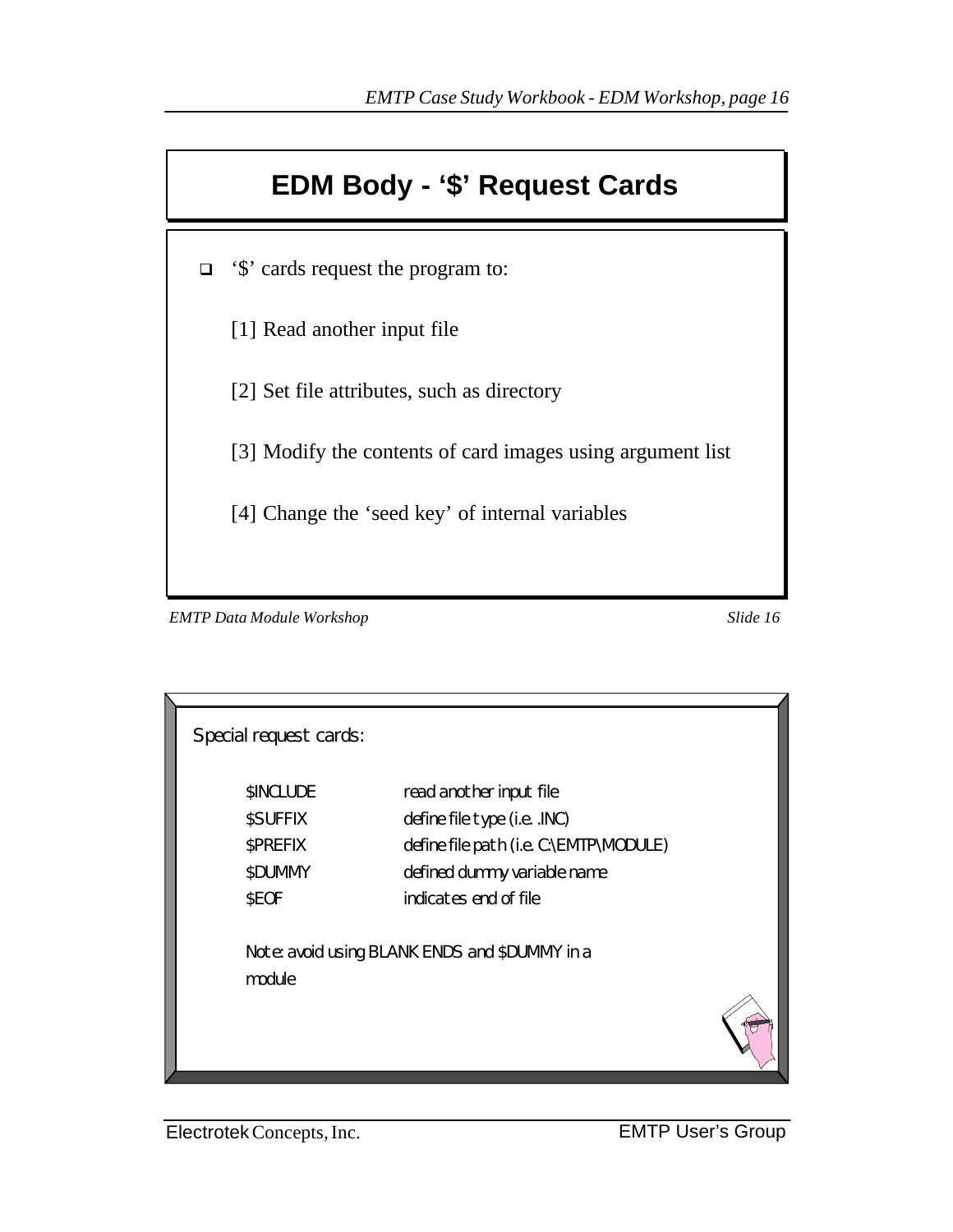# EDM Body - '$' Request Cards

- '$' cards request the program to:

  [1] Read another input file

  [2] Set file attributes, such as directory

  [3] Modify the contents of card images using argument list

  [4] Change the 'seed key' of internal variables

*EMTP Data Module Workshop* *Slide 16*

Special request cards:

| | |
|---|---|
| $INCLUDE | read another input file |
| $SUFFIX | define file type (i.e. .INC) |
| $PREFIX | define file path (i.e. C:\EMTP\MODULE) |
| $DUMMY | defined dummy variable name |
| $EOF | indicates end of file |

Note: avoid using BLANK ENDS and $DUMMY in a module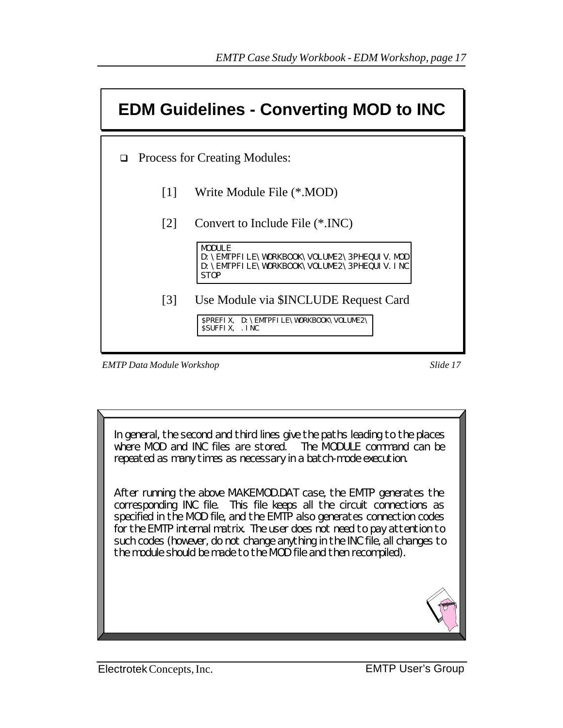# EDM Guidelines - Converting MOD to INC

- Process for Creating Modules:

  [1] Write Module File (*.MOD)

  [2] Convert to Include File (*.INC)

```
MODULE
D:\EMTPFILE\WORKBOOK\VOLUME2\3PHEQUIV.MOD
D:\EMTPFILE\WORKBOOK\VOLUME2\3PHEQUIV.INC
STOP
```

  [3] Use Module via $INCLUDE Request Card

```
$PREFIX, D:\EMTPFILE\WORKBOOK\VOLUME2\
$SUFFIX, .INC
```

*EMTP Data Module Workshop* *Slide 17*

In general, the second and third lines give the paths leading to the places where MOD and INC files are stored. The MODULE command can be repeated as many times as necessary in a batch-mode execution.

After running the above MAKEMOD.DAT case, the EMTP generates the corresponding INC file. This file keeps all the circuit connections as specified in the MOD file, and the EMTP also generates connection codes for the EMTP internal matrix. The user does not need to pay attention to such codes (however, do not change anything in the INC file, all changes to the module should be made to the MOD file and then recompiled).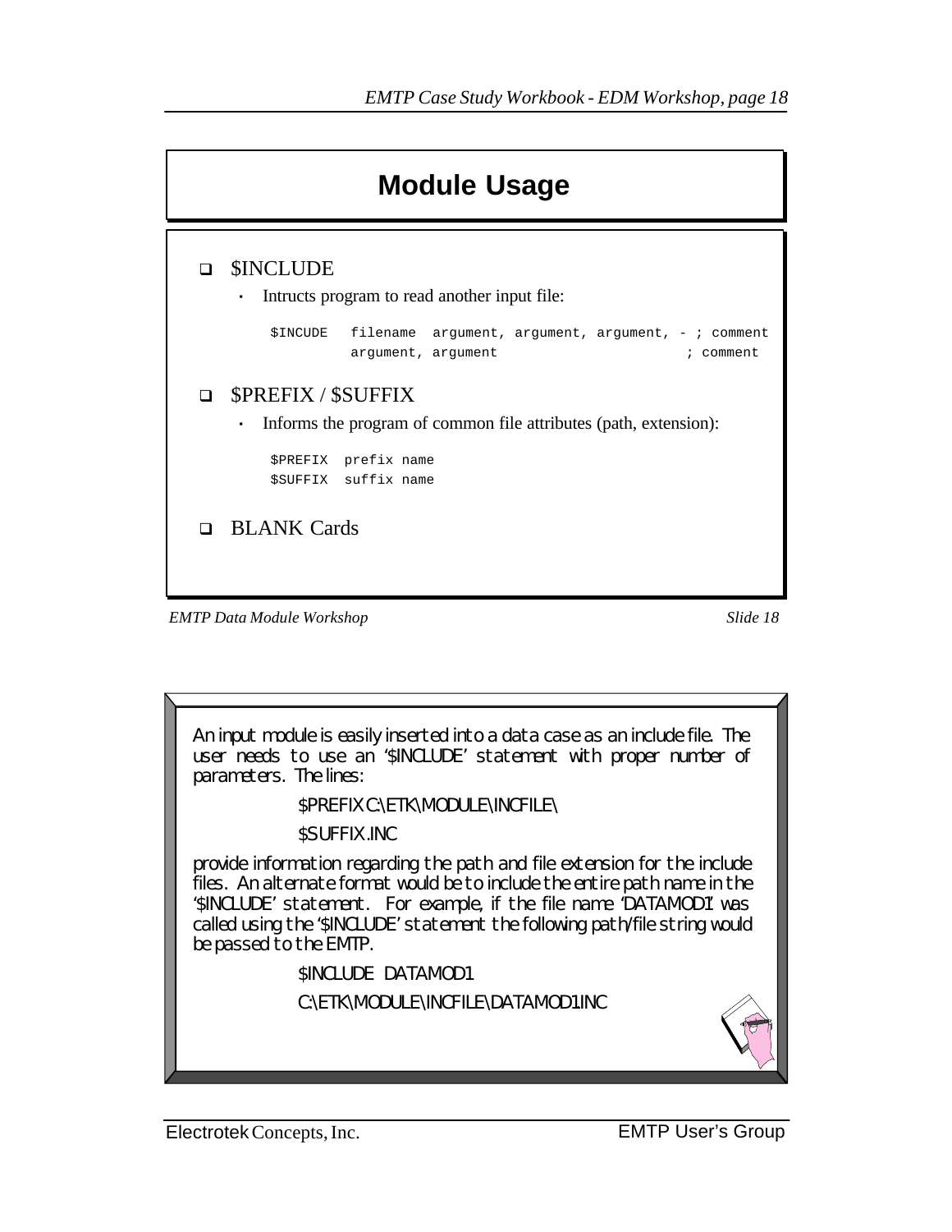# Module Usage

- $INCLUDE
  - Intructs program to read another input file:

```
$INCUDE   filename  argument, argument, argument, - ; comment
          argument, argument                      ; comment
```

- $PREFIX / $SUFFIX
  - Informs the program of common file attributes (path, extension):

```
$PREFIX  prefix name
$SUFFIX  suffix name
```

- BLANK Cards

*EMTP Data Module Workshop* *Slide 18*

An input module is easily inserted into a data case as an include file. The user needs to use an '$INCLUDE' statement with proper number of parameters. The lines:

$PREFIX C:\ETK\MODULE\INCFILE\

$SUFFIX .INC

provide information regarding the path and file extension for the include files. An alternate format would be to include the entire path name in the '$INCLUDE' statement. For example, if the file name 'DATAMOD1' was called using the '$INCLUDE' statement the following path/file string would be passed to the EMTP.

$INCLUDE DATAMOD1

C:\ETK\MODULE\INCFILE\DATAMOD1.INC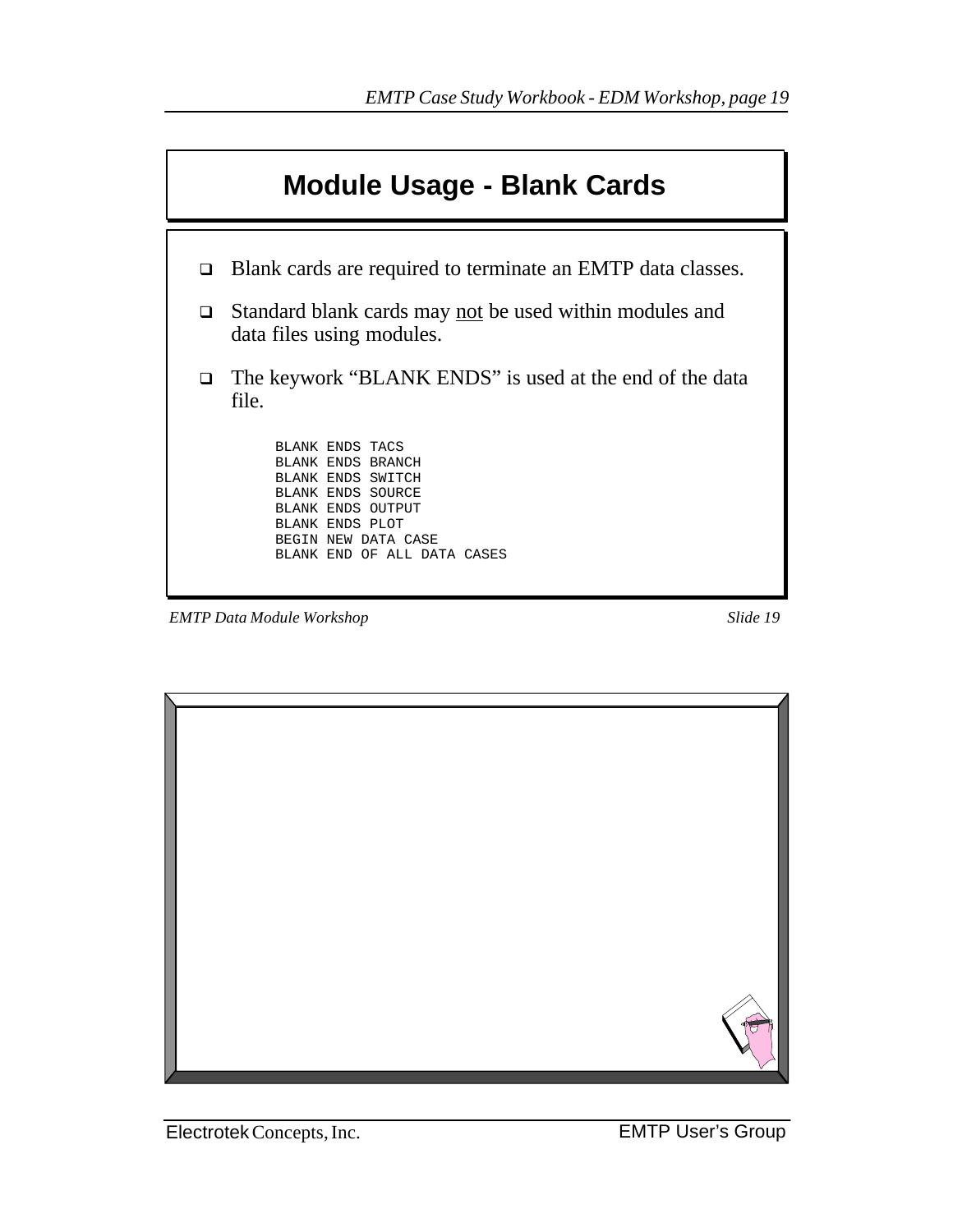# Module Usage - Blank Cards

- Blank cards are required to terminate an EMTP data classes.
- Standard blank cards may <u>not</u> be used within modules and data files using modules.
- The keywork "BLANK ENDS" is used at the end of the data file.

```
BLANK ENDS TACS
BLANK ENDS BRANCH
BLANK ENDS SWITCH
BLANK ENDS SOURCE
BLANK ENDS OUTPUT
BLANK ENDS PLOT
BEGIN NEW DATA CASE
BLANK END OF ALL DATA CASES
```

*EMTP Data Module Workshop* *Slide 19*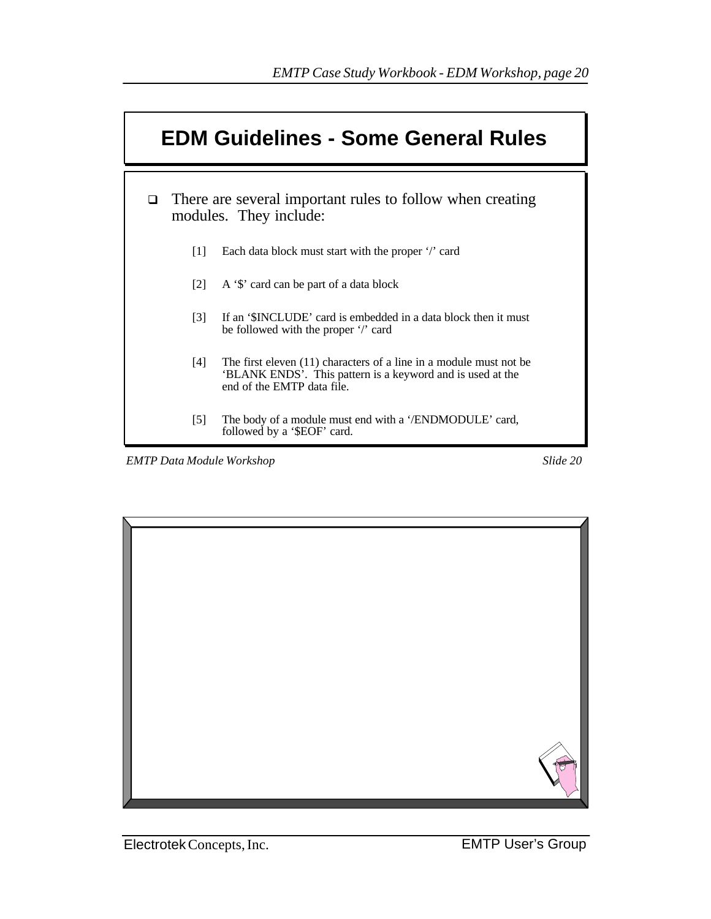# EDM Guidelines - Some General Rules

- There are several important rules to follow when creating modules. They include:

  [1] Each data block must start with the proper '/' card

  [2] A '$' card can be part of a data block

  [3] If an '$INCLUDE' card is embedded in a data block then it must be followed with the proper '/' card

  [4] The first eleven (11) characters of a line in a module must not be 'BLANK ENDS'. This pattern is a keyword and is used at the end of the EMTP data file.

  [5] The body of a module must end with a '/ENDMODULE' card, followed by a '$EOF' card.

*EMTP Data Module Workshop* *Slide 20*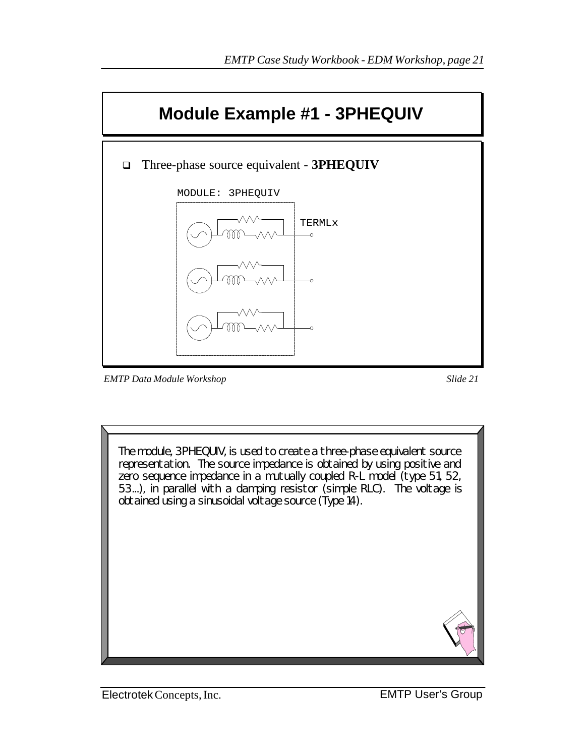# Module Example #1 - 3PHEQUIV

- Three-phase source equivalent - **3PHEQUIV**

MODULE: 3PHEQUIV

TERMLx

*EMTP Data Module Workshop* *Slide 21*

The module, 3PHEQUIV, is used to create a three-phase equivalent source representation. The source impedance is obtained by using positive and zero sequence impedance in a mutually coupled R-L model (type 51, 52, 53...), in parallel with a damping resistor (simple RLC). The voltage is obtained using a sinusoidal voltage source (Type 14).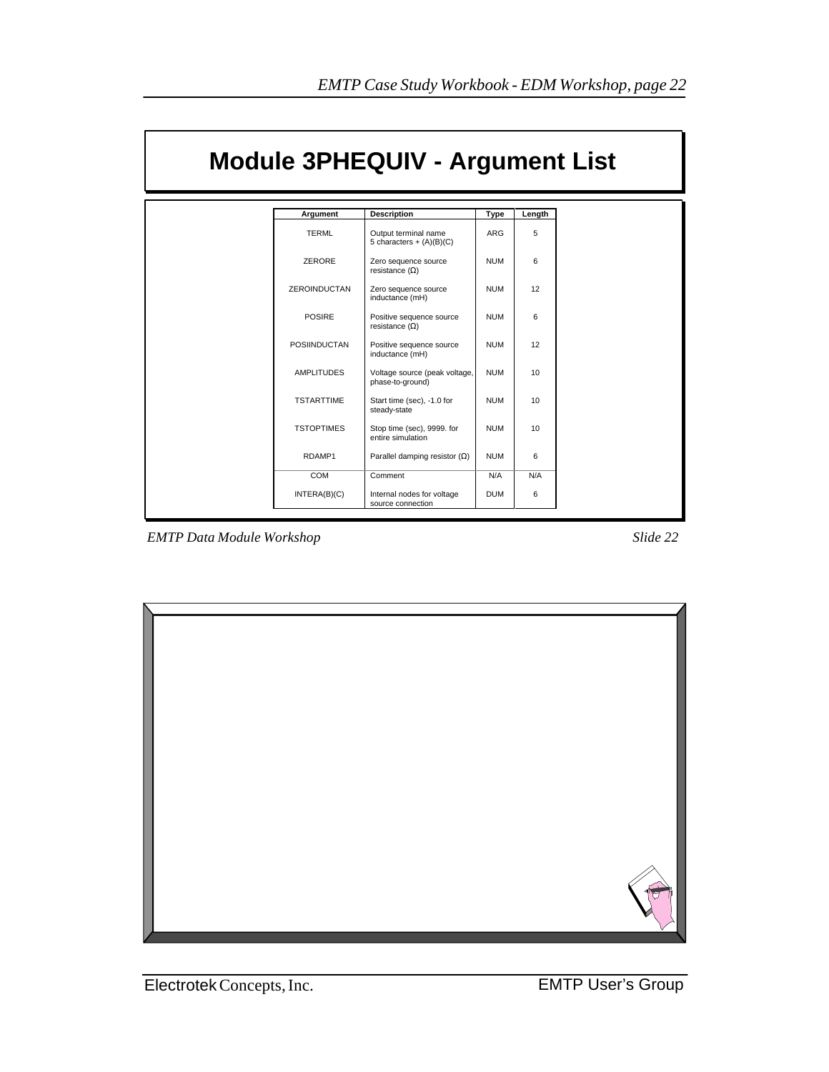# Module 3PHEQUIV - Argument List

| Argument | Description | Type | Length |
|---|---|---|---|
| TERML | Output terminal name 5 characters + (A)(B)(C) | ARG | 5 |
| ZERORE | Zero sequence source resistance (Ω) | NUM | 6 |
| ZEROINDUCTAN | Zero sequence source inductance (mH) | NUM | 12 |
| POSIRE | Positive sequence source resistance (Ω) | NUM | 6 |
| POSIINDUCTAN | Positive sequence source inductance (mH) | NUM | 12 |
| AMPLITUDES | Voltage source (peak voltage, phase-to-ground) | NUM | 10 |
| TSTARTTIME | Start time (sec), -1.0 for steady-state | NUM | 10 |
| TSTOPTIMES | Stop time (sec), 9999. for entire simulation | NUM | 10 |
| RDAMP1 | Parallel damping resistor (Ω) | NUM | 6 |
| COM | Comment | N/A | N/A |
| INTERA(B)(C) | Internal nodes for voltage source connection | DUM | 6 |

*EMTP Data Module Workshop* *Slide 22*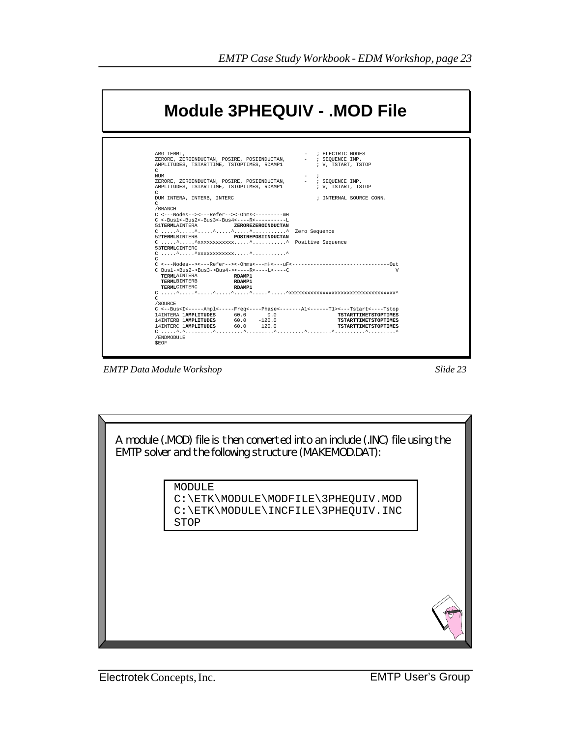# Module 3PHEQUIV - .MOD File

```
ARG TERML,                                          -   ; ELECTRIC NODES
ZERORE, ZEROINDUCTAN, POSIRE, POSIINDUCTAN,         -   ; SEQUENCE IMP.
AMPLITUDES, TSTARTTIME, TSTOPTIMES, RDAMP1              ; V, TSTART, TSTOP
C
NUM                                                 -   ;
ZERORE, ZEROINDUCTAN, POSIRE, POSIINDUCTAN,         -   ; SEQUENCE IMP.
AMPLITUDES, TSTARTTIME, TSTOPTIMES, RDAMP1              ; V, TSTART, TSTOP
C
DUM INTERA, INTERB, INTERC                              ; INTERNAL SOURCE CONN.
C
/BRANCH
C <---Nodes--><---Refer--><-Ohms<---------mH
C <-Bus1<-Bus2<-Bus3<-Bus4<----R<----------L
51TERMLAINTERA            ZEROREZEROINDUCTAN
C .....^.....^.....^.....^.....^...........^  Zero Sequence
52TERMLBINTERB            POSIREPOSIINDUCTAN
C .....^.....^xxxxxxxxxxxx.....^...........^  Positive Sequence
53TERMLCINTERC
C .....^.....^xxxxxxxxxxxx.....^...........^
C
C <---Nodes--><---Refer--><-Ohms<---mH<---uF<--------------------------------Out
C Bus1->Bus2->Bus3->Bus4-><----R<----L<----C                                  V
  TERMLAINTERA             RDAMP1
  TERMLBINTERB             RDAMP1
  TERMLCINTERC             RDAMP1
C .....^.....^.....^.....^.....^.....^.....^xxxxxxxxxxxxxxxxxxxxxxxxxxxxxxxxxxx^
C
/SOURCE
C <--Bus<I<-----Ampl<-----Freq<----Phase<-------A1<------T1><---Tstart<----Tstop
14INTERA 1AMPLITUDES      60.0       0.0                   TSTARTTIMETSTOPTIMES
14INTERB 1AMPLITUDES      60.0    -120.0                   TSTARTTIMETSTOPTIMES
14INTERC 1AMPLITUDES      60.0     120.0                   TSTARTTIMETSTOPTIMES
C .....^.^.........^.........^.........^.........^........^..........^.........^
/ENDMODULE
$EOF
```

*EMTP Data Module Workshop* — *Slide 23*

A module (.MOD) file is then converted into an include (.INC) file using the EMTP solver and the following structure (MAKEMOD.DAT):

```
MODULE
C:\ETK\MODULE\MODFILE\3PHEQUIV.MOD
C:\ETK\MODULE\INCFILE\3PHEQUIV.INC
STOP
```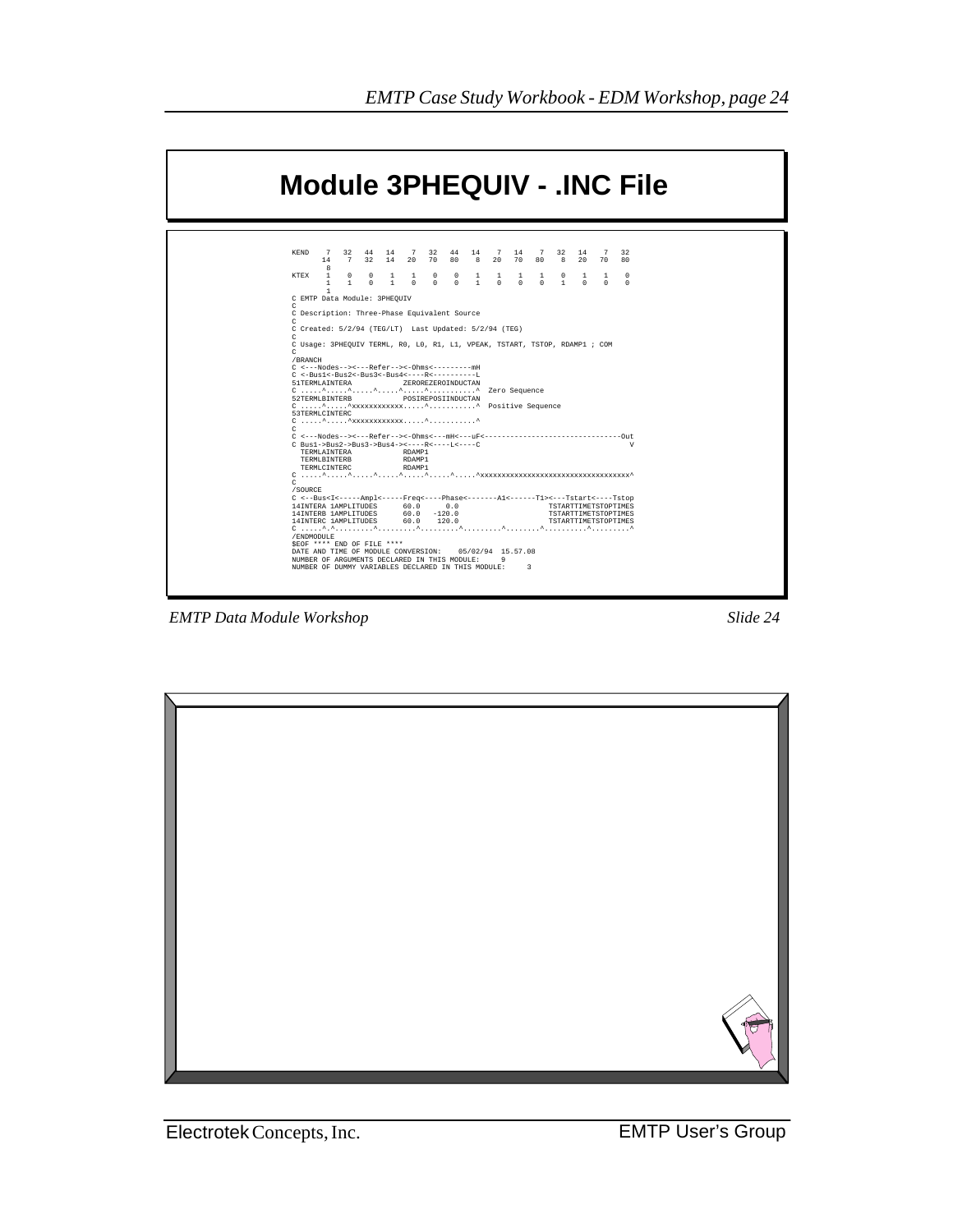# Module 3PHEQUIV - .INC File

```
KEND    7   32   44   14    7   32   44   14    7   14    7   32   14    7   32
       14    7   32   14   20   70   80    8   20   70   80    8   20   70   80
        8
KTEX    1    0    0    1    1    0    0    1    1    1    1    0    1    1    0
        1    1    0    1    0    0    0    1    0    0    0    1    0    0    0
        1
C EMTP Data Module: 3PHEQUIV
C
C Description: Three-Phase Equivalent Source
C
C Created: 5/2/94 (TEG/LT)  Last Updated: 5/2/94 (TEG)
C
C Usage: 3PHEQUIV TERML, R0, L0, R1, L1, VPEAK, TSTART, TSTOP, RDAMP1 ; COM
C
/BRANCH
C <---Nodes--><---Refer--><-Ohms<---------mH
C <-Bus1<-Bus2<-Bus3<-Bus4<-----R<----------L
51TERMLAINTERA            ZEROREZEROINDUCTAN
C .....^.....^.....^.....^.....^..........^  Zero Sequence
52TERMLBINTERB            POSIREPOSIINDUCTAN
C .....^.....^xxxxxxxxxxxx.....^..........^  Positive Sequence
53TERMLCINTERC
C .....^.....^xxxxxxxxxxxx.....^..........^
C
C <---Nodes--><---Refer--><-Ohms<---mH<---uF<--------------------------------Out
C Bus1->Bus2->Bus3->Bus4-><-----R<----L<----C                                  V
  TERMLAINTERA            RDAMP1
  TERMLBINTERB            RDAMP1
  TERMLCINTERC            RDAMP1
C .....^.....^.....^.....^.....^.....^.....^xxxxxxxxxxxxxxxxxxxxxxxxxxxxxxxxxx^
C
/SOURCE
C <--Bus<I<-----Ampl<-----Freq<----Phase<-------A1<------T1><---Tstart<----Tstop
14INTERA 1AMPLITUDES      60.0      0.0                    TSTARTTIMETSTOPTIMES
14INTERB 1AMPLITUDES      60.0   -120.0                    TSTARTTIMETSTOPTIMES
14INTERC 1AMPLITUDES      60.0    120.0                    TSTARTTIMETSTOPTIMES
C .....^.^.........^.........^.........^.........^........^..........^.........^
/ENDMODULE
$EOF **** END OF FILE ****
DATE AND TIME OF MODULE CONVERSION:    05/02/94  15.57.08
NUMBER OF ARGUMENTS DECLARED IN THIS MODULE:     9
NUMBER OF DUMMY VARIABLES DECLARED IN THIS MODULE:     3
```

*EMTP Data Module Workshop* *Slide 24*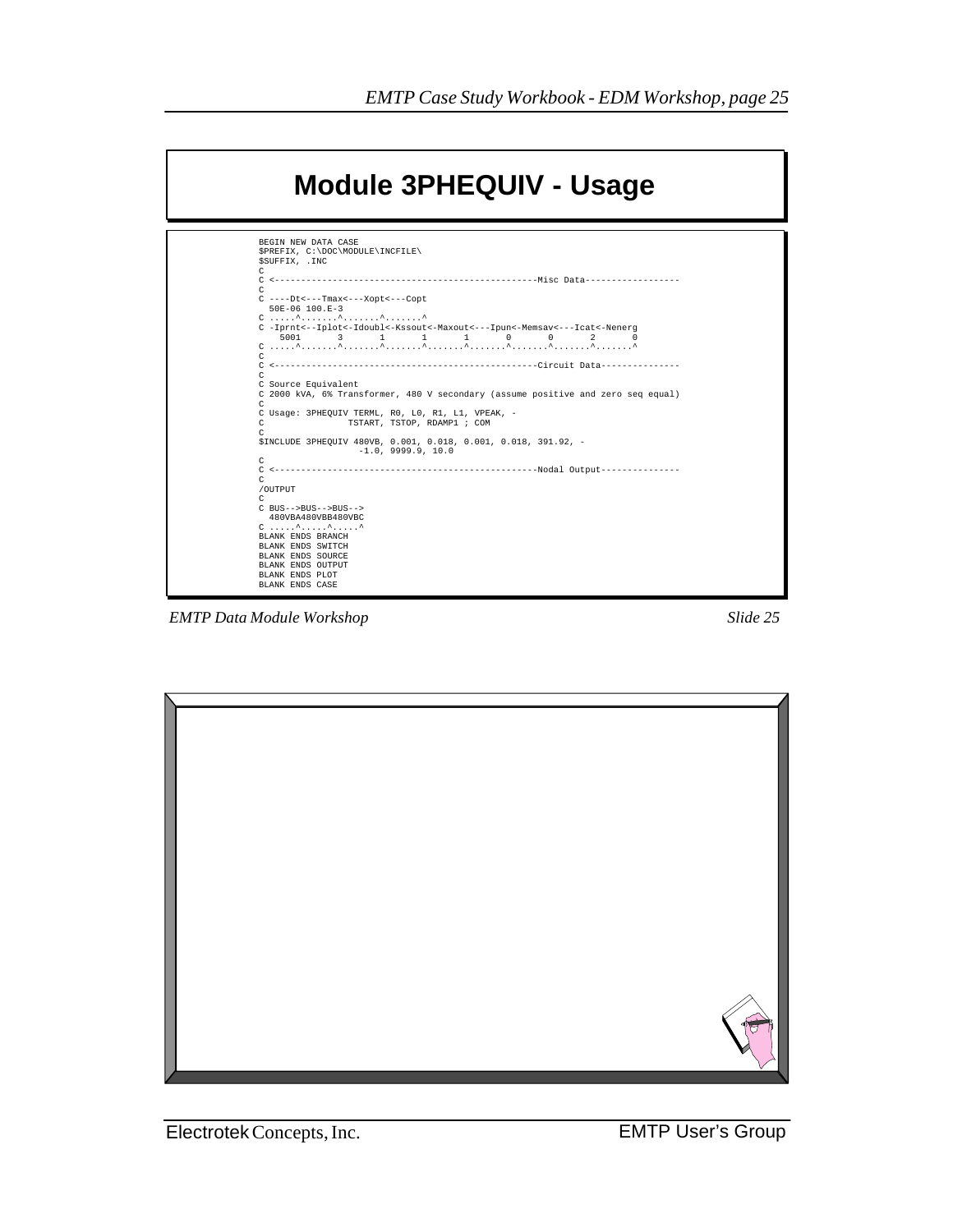# Module 3PHEQUIV - Usage

```
BEGIN NEW DATA CASE
$PREFIX, C:\DOC\MODULE\INCFILE\
$SUFFIX, .INC
C
C <-------------------------------------------------Misc Data------------------
C
C ----Dt<---Tmax<---Xopt<---Copt
  50E-06 100.E-3
C .....^.......^.......^.......^
C -Iprnt<--Iplot<-Idoubl<-Kssout<-Maxout<---Ipun<-Memsav<---Icat<-Nenerg
    5001       3       1       1       1       0       0       2       0
C .....^.......^.......^.......^.......^.......^.......^.......^.......^
C
C <-------------------------------------------------Circuit Data---------------
C
C Source Equivalent
C 2000 kVA, 6% Transformer, 480 V secondary (assume positive and zero seq equal)
C
C Usage: 3PHEQUIV TERML, R0, L0, R1, L1, VPEAK, -
C                TSTART, TSTOP, RDAMP1 ; COM
C
$INCLUDE 3PHEQUIV 480VB, 0.001, 0.018, 0.001, 0.018, 391.92, -
                  -1.0, 9999.9, 10.0
C
C <-------------------------------------------------Nodal Output---------------
C
/OUTPUT
C
C BUS-->BUS-->BUS-->
  480VBA480VBB480VBC
C .....^.....^.....^
BLANK ENDS BRANCH
BLANK ENDS SWITCH
BLANK ENDS SOURCE
BLANK ENDS OUTPUT
BLANK ENDS PLOT
BLANK ENDS CASE
```

*EMTP Data Module Workshop* *Slide 25*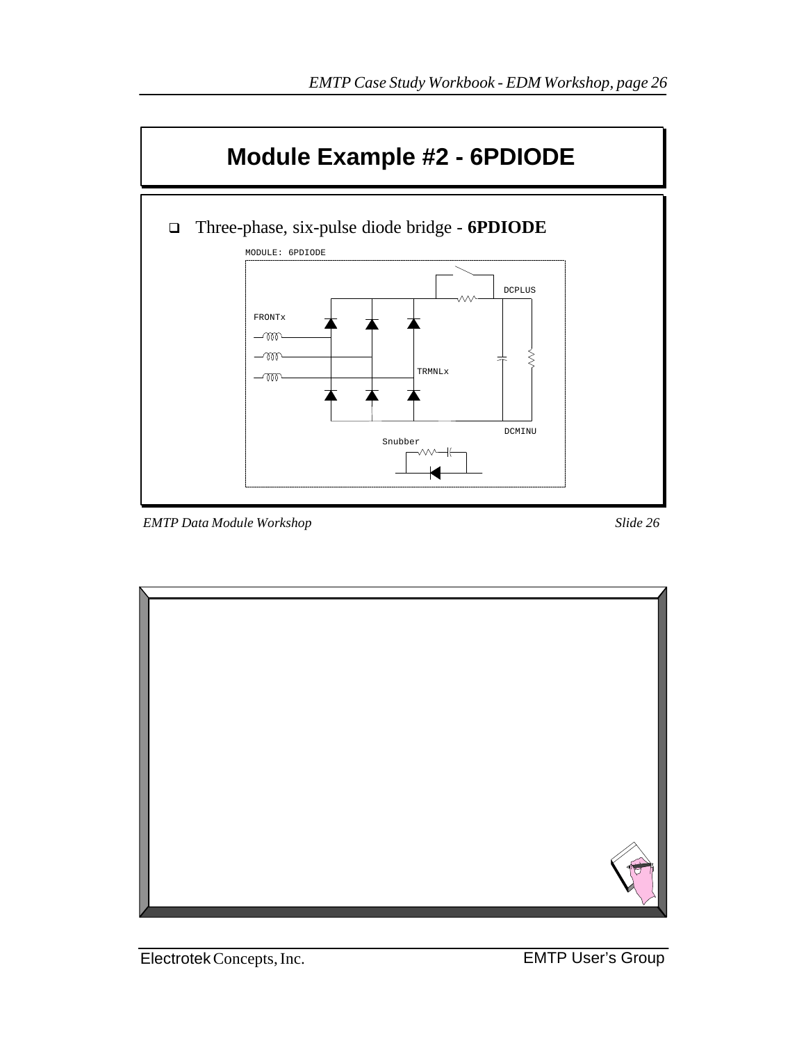# Module Example #2 - 6PDIODE

- Three-phase, six-pulse diode bridge - **6PDIODE**

MODULE: 6PDIODE

DCPLUS

FRONTx

TRMNLx

DCMINU

Snubber

*EMTP Data Module Workshop* *Slide 26*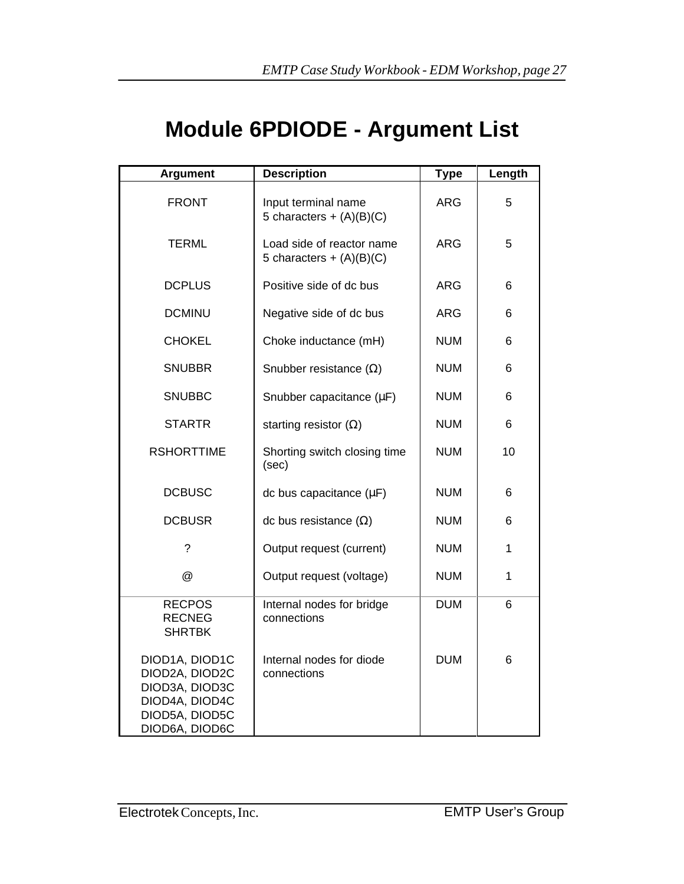# Module 6PDIODE - Argument List

| Argument | Description | Type | Length |
|---|---|---|---|
| FRONT | Input terminal name<br>5 characters + (A)(B)(C) | ARG | 5 |
| TERML | Load side of reactor name<br>5 characters + (A)(B)(C) | ARG | 5 |
| DCPLUS | Positive side of dc bus | ARG | 6 |
| DCMINU | Negative side of dc bus | ARG | 6 |
| CHOKEL | Choke inductance (mH) | NUM | 6 |
| SNUBBR | Snubber resistance (Ω) | NUM | 6 |
| SNUBBC | Snubber capacitance (μF) | NUM | 6 |
| STARTR | starting resistor (Ω) | NUM | 6 |
| RSHORTTIME | Shorting switch closing time (sec) | NUM | 10 |
| DCBUSC | dc bus capacitance (μF) | NUM | 6 |
| DCBUSR | dc bus resistance (Ω) | NUM | 6 |
| ? | Output request (current) | NUM | 1 |
| @ | Output request (voltage) | NUM | 1 |
| RECPOS<br>RECNEG<br>SHRTBK | Internal nodes for bridge connections | DUM | 6 |
| DIOD1A, DIOD1C<br>DIOD2A, DIOD2C<br>DIOD3A, DIOD3C<br>DIOD4A, DIOD4C<br>DIOD5A, DIOD5C<br>DIOD6A, DIOD6C | Internal nodes for diode connections | DUM | 6 |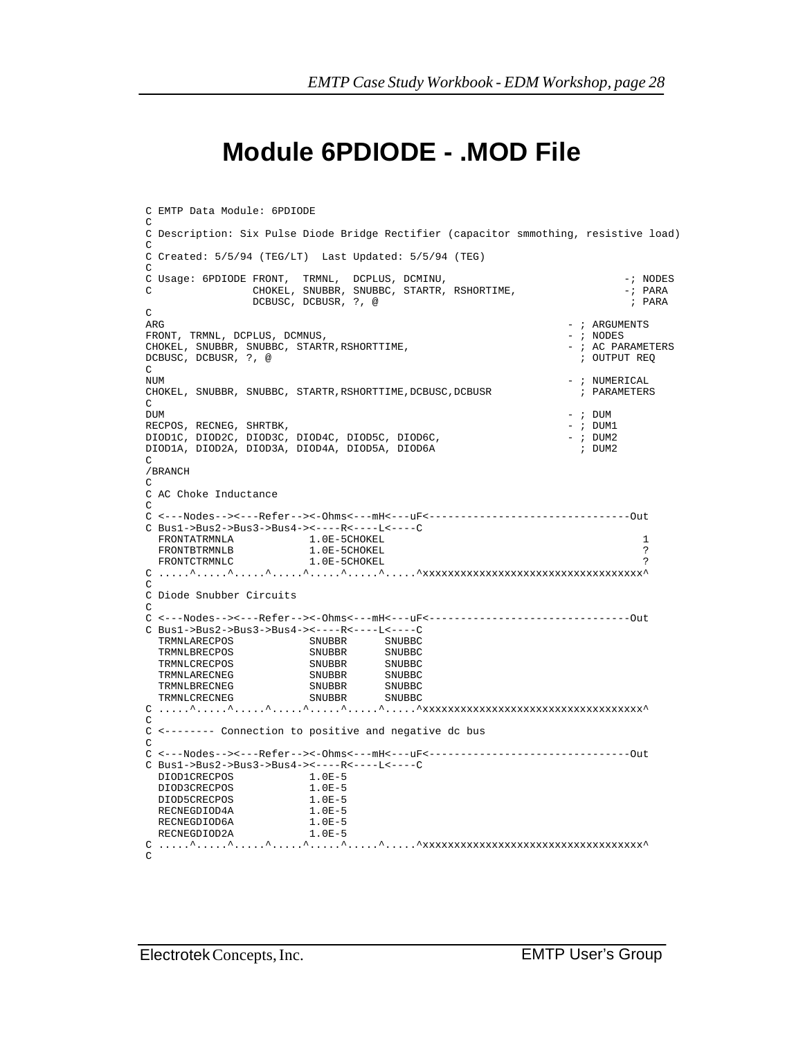# Module 6PDIODE - .MOD File

```
C EMTP Data Module: 6PDIODE
C
C Description: Six Pulse Diode Bridge Rectifier (capacitor smmothing, resistive load)
C
C Created: 5/5/94 (TEG/LT)  Last Updated: 5/5/94 (TEG)
C
C Usage: 6PDIODE FRONT,  TRMNL,  DCPLUS, DCMINU,                              -; NODES
C                CHOKEL, SNUBBR, SNUBBC, STARTR, RSHORTIME,                  -; PARA
                 DCBUSC, DCBUSR, ?, @                                         ; PARA
C
ARG                                                                       - ; ARGUMENTS
FRONT, TRMNL, DCPLUS, DCMNUS,                                             - ; NODES
CHOKEL, SNUBBR, SNUBBC, STARTR,RSHORTTIME,                                - ; AC PARAMETERS
DCBUSC, DCBUSR, ?, @                                                        ; OUTPUT REQ
C
NUM                                                                       - ; NUMERICAL
CHOKEL, SNUBBR, SNUBBC, STARTR,RSHORTTIME,DCBUSC,DCBUSR                     ; PARAMETERS
C
DUM                                                                       - ; DUM
RECPOS, RECNEG, SHRTBK,                                                   - ; DUM1
DIOD1C, DIOD2C, DIOD3C, DIOD4C, DIOD5C, DIOD6C,                           - ; DUM2
DIOD1A, DIOD2A, DIOD3A, DIOD4A, DIOD5A, DIOD6A                              ; DUM2
C
/BRANCH
C
C AC Choke Inductance
C
C <---Nodes--><---Refer--><-Ohms<---mH<---uF<--------------------------------Out
C Bus1->Bus2->Bus3->Bus4-><----R<----L<----C
  FRONTATRMNLA            1.0E-5CHOKEL                                         1
  FRONTBTRMNLB            1.0E-5CHOKEL                                         ?
  FRONTCTRMNLC            1.0E-5CHOKEL                                         ?
C .....^.....^.....^.....^.....^.....^.....^xxxxxxxxxxxxxxxxxxxxxxxxxxxxxxxxxxx^
C
C Diode Snubber Circuits
C
C <---Nodes--><---Refer--><-Ohms<---mH<---uF<--------------------------------Out
C Bus1->Bus2->Bus3->Bus4-><----R<----L<----C
  TRMNLARECPOS            SNUBBR      SNUBBC
  TRMNLBRECPOS            SNUBBR      SNUBBC
  TRMNLCRECPOS            SNUBBR      SNUBBC
  TRMNLARECNEG            SNUBBR      SNUBBC
  TRMNLBRECNEG            SNUBBR      SNUBBC
  TRMNLCRECNEG            SNUBBR      SNUBBC
C .....^.....^.....^.....^.....^.....^.....^xxxxxxxxxxxxxxxxxxxxxxxxxxxxxxxxxxx^
C
C <-------- Connection to positive and negative dc bus
C
C <---Nodes--><---Refer--><-Ohms<---mH<---uF<--------------------------------Out
C Bus1->Bus2->Bus3->Bus4-><----R<----L<----C
  DIOD1CRECPOS            1.0E-5
  DIOD3CRECPOS            1.0E-5
  DIOD5CRECPOS            1.0E-5
  RECNEGDIOD4A            1.0E-5
  RECNEGDIOD6A            1.0E-5
  RECNEGDIOD2A            1.0E-5
C .....^.....^.....^.....^.....^.....^.....^xxxxxxxxxxxxxxxxxxxxxxxxxxxxxxxxxxx^
C
```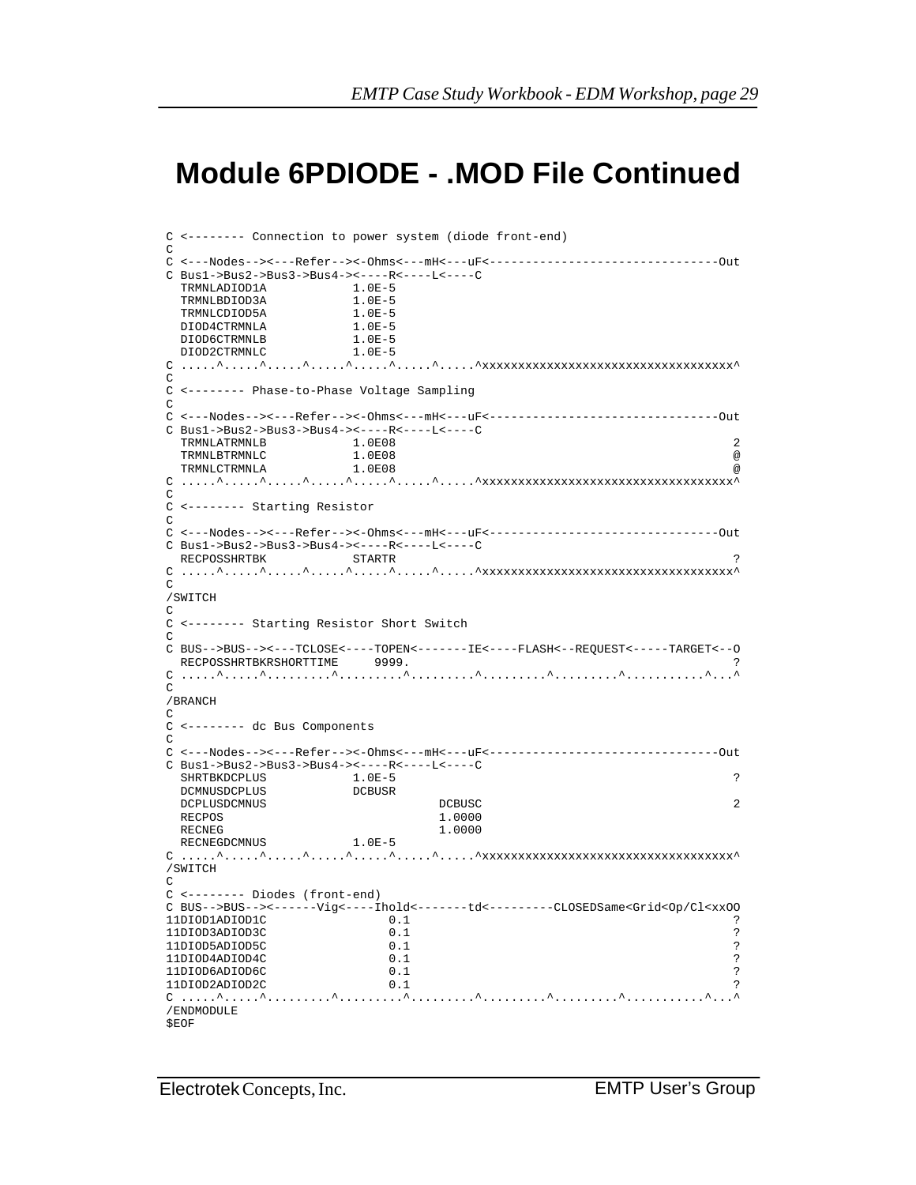# Module 6PDIODE - .MOD File Continued

```
C <-------- Connection to power system (diode front-end)
C
C <---Nodes--><---Refer--><-Ohms<---mH<---uF<--------------------------------Out
C Bus1->Bus2->Bus3->Bus4-><----R<----L<----C
  TRMNLADIOD1A           1.0E-5
  TRMNLBDIOD3A           1.0E-5
  TRMNLCDIOD5A           1.0E-5
  DIOD4CTRMNLA           1.0E-5
  DIOD6CTRMNLB           1.0E-5
  DIOD2CTRMNLC           1.0E-5
C .....^.....^.....^.....^.....^.....^.....^xxxxxxxxxxxxxxxxxxxxxxxxxxxxxxxxxxx^
C
C <-------- Phase-to-Phase Voltage Sampling
C
C <---Nodes--><---Refer--><-Ohms<---mH<---uF<--------------------------------Out
C Bus1->Bus2->Bus3->Bus4-><----R<----L<----C
  TRMNLATRMNLB           1.0E08                                              2
  TRMNLBTRMNLC           1.0E08                                              @
  TRMNLCTRMNLA           1.0E08                                              @
C .....^.....^.....^.....^.....^.....^.....^xxxxxxxxxxxxxxxxxxxxxxxxxxxxxxxxxxx^
C
C <-------- Starting Resistor
C
C <---Nodes--><---Refer--><-Ohms<---mH<---uF<--------------------------------Out
C Bus1->Bus2->Bus3->Bus4-><----R<----L<----C
  RECPOSSHRTBK           STARTR                                              ?
C .....^.....^.....^.....^.....^.....^.....^xxxxxxxxxxxxxxxxxxxxxxxxxxxxxxxxxxx^
C
/SWITCH
C
C <-------- Starting Resistor Short Switch
C
C BUS-->BUS--><---TCLOSE<----TOPEN<-------IE<----FLASH<--REQUEST<-----TARGET<--O
  RECPOSSHRTBKRSHORTTIME     9999.                                               ?
C .....^.....^.........^.........^.........^.........^.........^...........^...^
C
/BRANCH
C
C <-------- dc Bus Components
C
C <---Nodes--><---Refer--><-Ohms<---mH<---uF<--------------------------------Out
C Bus1->Bus2->Bus3->Bus4-><----R<----L<----C
  SHRTBKDCPLUS           1.0E-5                                              ?
  DCMNUSDCPLUS           DCBUSR
  DCPLUSDCMNUS                       DCBUSC                                  2
  RECPOS                             1.0000
  RECNEG                             1.0000
  RECNEGDCMNUS           1.0E-5
C .....^.....^.....^.....^.....^.....^.....^xxxxxxxxxxxxxxxxxxxxxxxxxxxxxxxxxxx^
/SWITCH
C
C <-------- Diodes (front-end)
C BUS-->BUS--><------Vig<----Ihold<-------td<---------CLOSEDSame<Grid<Op/Cl<xxOO
11DIOD1ADIOD1C                0.1                                                ?
11DIOD3ADIOD3C                0.1                                                ?
11DIOD5ADIOD5C                0.1                                                ?
11DIOD4ADIOD4C                0.1                                                ?
11DIOD6ADIOD6C                0.1                                                ?
11DIOD2ADIOD2C                0.1                                                ?
C .....^.....^.........^.........^.........^.........^.........^...........^...^
/ENDMODULE
$EOF
```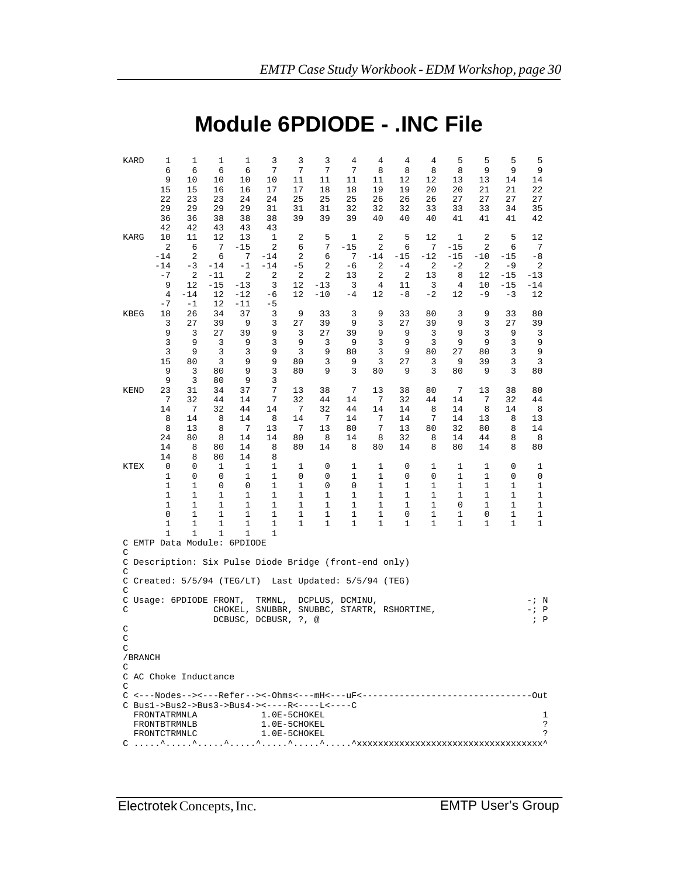# Module 6PDIODE - .INC File

```
KARD    1    1    1    1    3    3    3    4    4    4    4    5    5    5    5
        6    6    6    6    7    7    7    7    8    8    8    8    9    9    9
        9   10   10   10   10   11   11   11   11   12   12   13   13   14   14
       15   15   16   16   17   17   18   18   19   19   20   20   21   21   22
       22   23   23   24   24   25   25   25   26   26   26   27   27   27   27
       29   29   29   29   31   31   31   32   32   32   33   33   33   34   35
       36   36   38   38   38   39   39   39   40   40   40   41   41   41   42
       42   42   43   43   43
KARG   10   11   12   13    1    2    5    1    2    5   12    1    2    5   12
        2    6    7  -15    2    6    7  -15    2    6    7  -15    2    6    7
      -14    2    6    7  -14    2    6    7  -14  -15  -12  -15  -10  -15   -8
      -14   -3  -14   -1  -14   -5    2   -6    2   -4    2   -2    2   -9    2
       -7    2  -11    2    2    2    2   13    2    2   13    8   12  -15  -13
        9   12  -15  -13    3   12  -13    3    4   11    3    4   10  -15  -14
        4  -14   12  -12   -6   12  -10   -4   12   -8   -2   12   -9   -3   12
       -7   -1   12  -11   -5
KBEG   18   26   34   37    3    9   33    3    9   33   80    3    9   33   80
        3   27   39    9    3   27   39    9    3   27   39    9    3   27   39
        9    3   27   39    9    3   27   39    9    9    3    9    3    9    3
        3    9    3    9    3    9    3    9    3    9    3    9    9    3    9
        3    9    3    3    9    3    9   80    3    9   80   27   80    3    9
       15   80    3    9    9   80    3    9    3   27    3    9   39    3    3
        9    3   80    9    3   80    9    3   80    9    3   80    9    3   80
        9    3   80    9    3
KEND   23   31   34   37    7   13   38    7   13   38   80    7   13   38   80
        7   32   44   14    7   32   44   14    7   32   44   14    7   32   44
       14    7   32   44   14    7   32   44   14   14    8   14    8   14    8
        8   14    8   14    8   14    7   14    7   14    7   14   13    8   13
        8   13    8    7   13    7   13   80    7   13   80   32   80    8   14
       24   80    8   14   14   80    8   14    8   32    8   14   44    8    8
       14    8   80   14    8   80   14    8   80   14    8   80   14    8   80
       14    8   80   14    8
KTEX    0    0    1    1    1    1    0    1    1    0    1    1    1    0    1
        1    0    0    1    1    0    0    1    1    0    0    1    1    0    0
        1    1    0    0    1    1    0    0    1    1    1    1    1    1    1
        1    1    1    1    1    1    1    1    1    1    1    1    1    1    1
        1    1    1    1    1    1    1    1    1    1    1    0    1    1    1
        0    1    1    1    1    1    1    1    1    0    1    1    0    1    1
        1    1    1    1    1    1    1    1    1    1    1    1    1    1    1
        1    1    1    1    1
C EMTP Data Module: 6PDIODE
C
C Description: Six Pulse Diode Bridge (front-end only)
C
C Created: 5/5/94 (TEG/LT)  Last Updated: 5/5/94 (TEG)
C
C Usage: 6PDIODE FRONT,  TRMNL,  DCPLUS, DCMINU,                              -; N
C                CHOKEL, SNUBBR, SNUBBC, STARTR, RSHORTIME,                   -; P
                 DCBUSC, DCBUSR, ?, @                                          ; P
C
C
C
/BRANCH
C
C AC Choke Inductance
C
C <---Nodes--><---Refer--><-Ohms<---mH<---uF<--------------------------------Out
C Bus1->Bus2->Bus3->Bus4-><----R<----L<----C
  FRONTATRMNLA            1.0E-5CHOKEL                                         1
  FRONTBTRMNLB            1.0E-5CHOKEL                                         ?
  FRONTCTRMNLC            1.0E-5CHOKEL                                         ?
C .....^.....^.....^.....^.....^.....^.....^xxxxxxxxxxxxxxxxxxxxxxxxxxxxxxxxxx^
```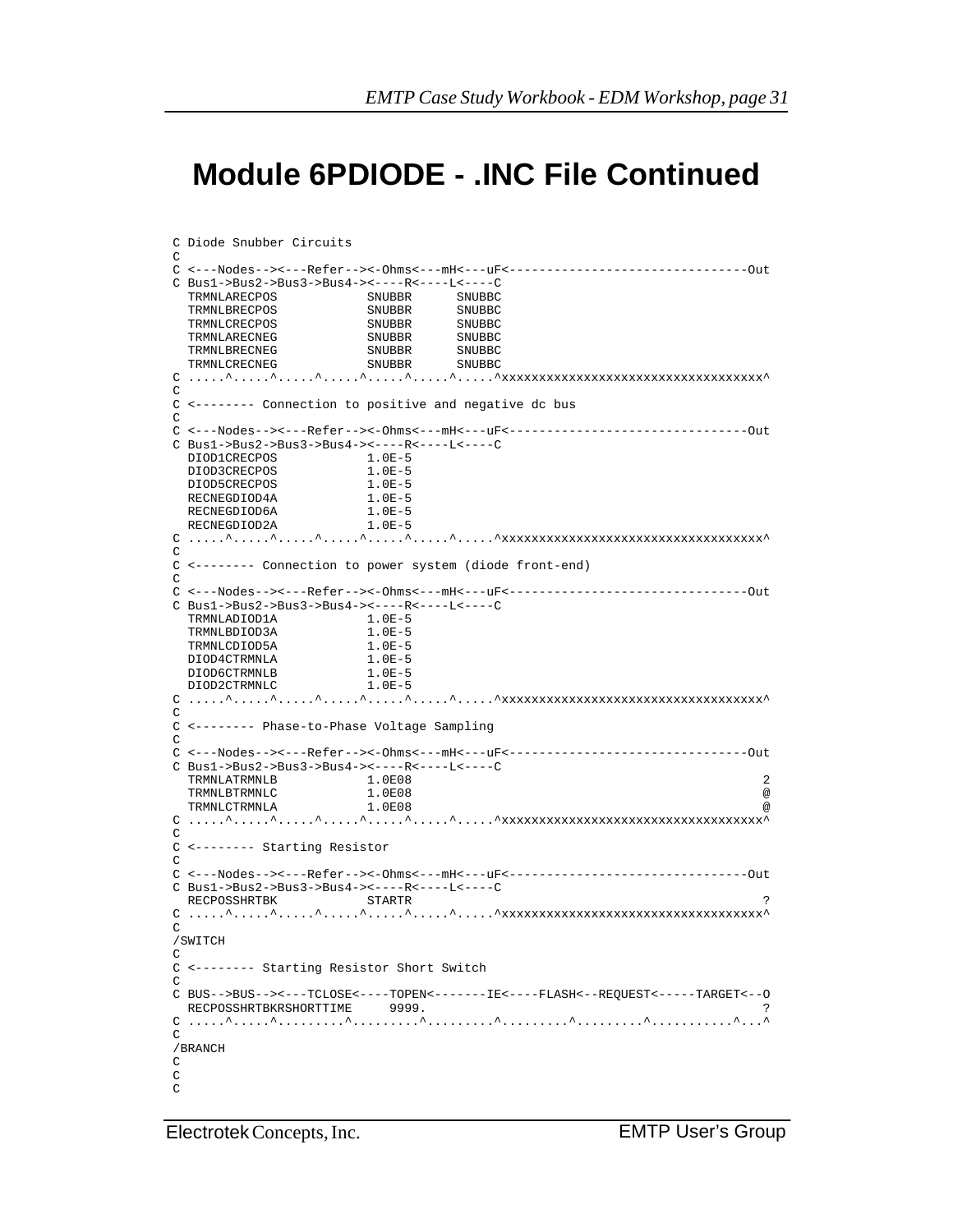# Module 6PDIODE - .INC File Continued

```
C Diode Snubber Circuits
C
C <---Nodes--><---Refer--><-Ohms<---mH<---uF<-------------------------------Out
C Bus1->Bus2->Bus3->Bus4-><----R<----L<----C
  TRMNLARECPOS            SNUBBR      SNUBBC
  TRMNLBRECPOS            SNUBBR      SNUBBC
  TRMNLCRECPOS            SNUBBR      SNUBBC
  TRMNLARECNEG            SNUBBR      SNUBBC
  TRMNLBRECNEG            SNUBBR      SNUBBC
  TRMNLCRECNEG            SNUBBR      SNUBBC
C .....^.....^.....^.....^.....^.....^.....^xxxxxxxxxxxxxxxxxxxxxxxxxxxxxxxxxxx^
C
C <-------- Connection to positive and negative dc bus
C
C <---Nodes--><---Refer--><-Ohms<---mH<---uF<-------------------------------Out
C Bus1->Bus2->Bus3->Bus4-><----R<----L<----C
  DIOD1CRECPOS            1.0E-5
  DIOD3CRECPOS            1.0E-5
  DIOD5CRECPOS            1.0E-5
  RECNEGDIOD4A            1.0E-5
  RECNEGDIOD6A            1.0E-5
  RECNEGDIOD2A            1.0E-5
C .....^.....^.....^.....^.....^.....^.....^xxxxxxxxxxxxxxxxxxxxxxxxxxxxxxxxxxx^
C
C <-------- Connection to power system (diode front-end)
C
C <---Nodes--><---Refer--><-Ohms<---mH<---uF<-------------------------------Out
C Bus1->Bus2->Bus3->Bus4-><----R<----L<----C
  TRMNLADIOD1A            1.0E-5
  TRMNLBDIOD3A            1.0E-5
  TRMNLCDIOD5A            1.0E-5
  DIOD4CTRMNLA            1.0E-5
  DIOD6CTRMNLB            1.0E-5
  DIOD2CTRMNLC            1.0E-5
C .....^.....^.....^.....^.....^.....^.....^xxxxxxxxxxxxxxxxxxxxxxxxxxxxxxxxxxx^
C
C <-------- Phase-to-Phase Voltage Sampling
C
C <---Nodes--><---Refer--><-Ohms<---mH<---uF<-------------------------------Out
C Bus1->Bus2->Bus3->Bus4-><----R<----L<----C
  TRMNLATRMNLB            1.0E08                                             2
  TRMNLBTRMNLC            1.0E08                                             @
  TRMNLCTRMNLA            1.0E08                                             @
C .....^.....^.....^.....^.....^.....^.....^xxxxxxxxxxxxxxxxxxxxxxxxxxxxxxxxxxx^
C
C <-------- Starting Resistor
C
C <---Nodes--><---Refer--><-Ohms<---mH<---uF<-------------------------------Out
C Bus1->Bus2->Bus3->Bus4-><----R<----L<----C
  RECPOSSHRTBK            STARTR                                             ?
C .....^.....^.....^.....^.....^.....^.....^xxxxxxxxxxxxxxxxxxxxxxxxxxxxxxxxxxx^
C
/SWITCH
C
C <-------- Starting Resistor Short Switch
C
C BUS-->BUS--><---TCLOSE<----TOPEN<-------IE<----FLASH<--REQUEST<-----TARGET<--O
  RECPOSSHRTBKRSHORTTIME     9999.                                           ?
C .....^.....^.........^.........^.........^.........^.........^...........^...^
C
/BRANCH
C
C
C
```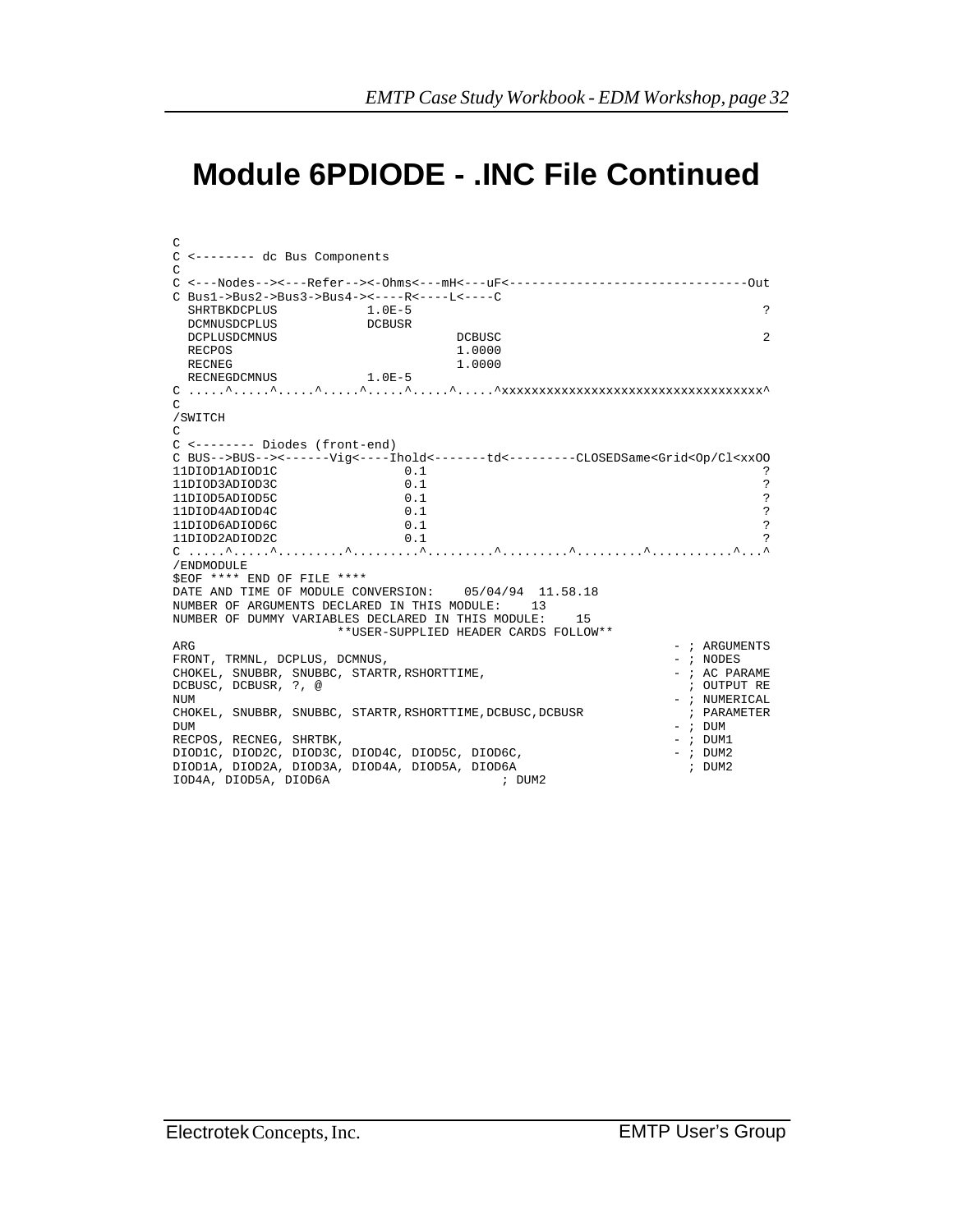# Module 6PDIODE - .INC File Continued

```
C
C <-------- dc Bus Components
C
C <---Nodes--><---Refer--><-Ohms<---mH<---uF<--------------------------------Out
C Bus1->Bus2->Bus3->Bus4-><----R<----L<----C
  SHRTBKDCPLUS           1.0E-5                                               ?
  DCMNUSDCPLUS           DCBUSR
  DCPLUSDCMNUS                       DCBUSC                                   2
  RECPOS                             1.0000
  RECNEG                             1.0000
  RECNEGDCMNUS           1.0E-5
C .....^.....^.....^.....^.....^.....^.....^xxxxxxxxxxxxxxxxxxxxxxxxxxxxxxxxxxx^
C
/SWITCH
C
C <-------- Diodes (front-end)
C BUS-->BUS--><------Vig<----Ihold<-------td<---------CLOSEDSame<Grid<Op/Cl<xxOO
11DIOD1ADIOD1C                0.1                                             ?
11DIOD3ADIOD3C                0.1                                             ?
11DIOD5ADIOD5C                0.1                                             ?
11DIOD4ADIOD4C                0.1                                             ?
11DIOD6ADIOD6C                0.1                                             ?
11DIOD2ADIOD2C                0.1                                             ?
C .....^.....^.........^.........^.........^.........^.........^...........^...^
/ENDMODULE
$EOF **** END OF FILE ****
DATE AND TIME OF MODULE CONVERSION:    05/04/94  11.58.18
NUMBER OF ARGUMENTS DECLARED IN THIS MODULE:    13
NUMBER OF DUMMY VARIABLES DECLARED IN THIS MODULE:    15
                      **USER-SUPPLIED HEADER CARDS FOLLOW**
ARG                                                                - ; ARGUMENTS
FRONT, TRMNL, DCPLUS, DCMNUS,                                      - ; NODES
CHOKEL, SNUBBR, SNUBBC, STARTR,RSHORTTIME,                         - ; AC PARAME
DCBUSC, DCBUSR, ?, @                                                 ; OUTPUT RE
NUM                                                                - ; NUMERICAL
CHOKEL, SNUBBR, SNUBBC, STARTR,RSHORTTIME,DCBUSC,DCBUSR              ; PARAMETER
DUM                                                                - ; DUM
RECPOS, RECNEG, SHRTBK,                                            - ; DUM1
DIOD1C, DIOD2C, DIOD3C, DIOD4C, DIOD5C, DIOD6C,                    - ; DUM2
DIOD1A, DIOD2A, DIOD3A, DIOD4A, DIOD5A, DIOD6A                       ; DUM2
IOD4A, DIOD5A, DIOD6A                       ; DUM2
```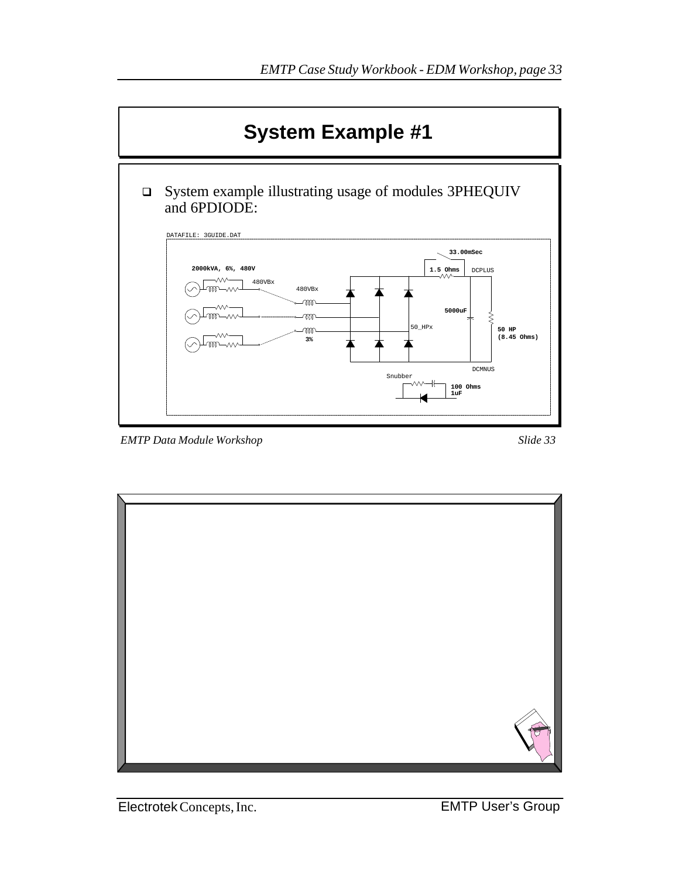# System Example #1

- System example illustrating usage of modules 3PHEQUIV and 6PDIODE:

DATAFILE: 3GUIDE.DAT

2000kVA, 6%, 480V

480VBx

480VBx

3%

33.00mSec

1.5 Ohms

DCPLUS

5000uF

50_HPx

50 HP
(8.45 Ohms)

DCMNUS

Snubber

100 Ohms
1uF

*EMTP Data Module Workshop* *Slide 33*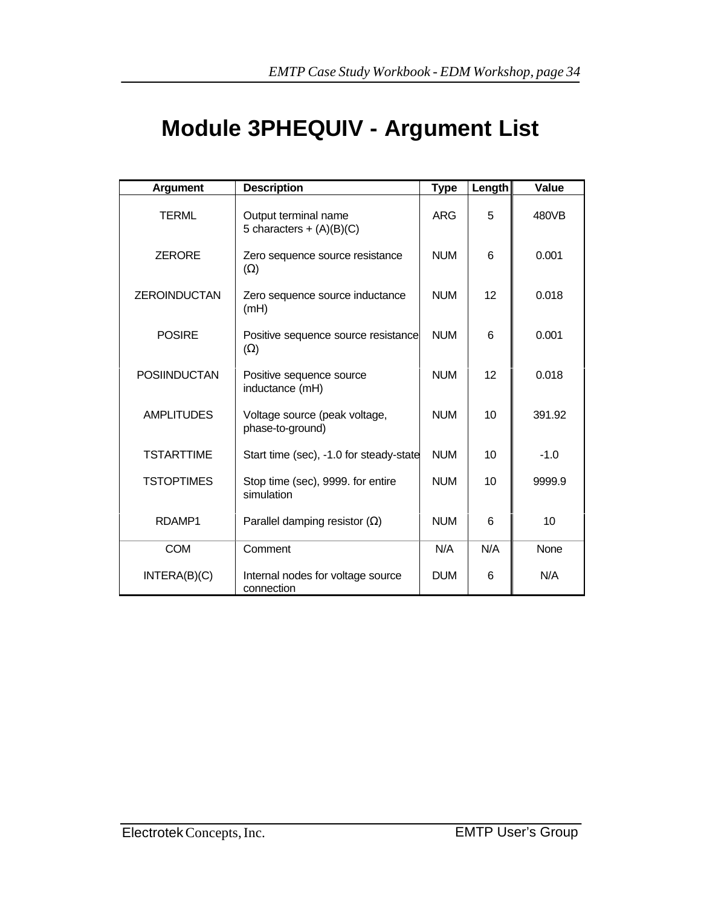# Module 3PHEQUIV - Argument List

| Argument | Description | Type | Length | Value |
|---|---|---|---|---|
| TERML | Output terminal name 5 characters + (A)(B)(C) | ARG | 5 | 480VB |
| ZERORE | Zero sequence source resistance (Ω) | NUM | 6 | 0.001 |
| ZEROINDUCTAN | Zero sequence source inductance (mH) | NUM | 12 | 0.018 |
| POSIRE | Positive sequence source resistance (Ω) | NUM | 6 | 0.001 |
| POSIINDUCTAN | Positive sequence source inductance (mH) | NUM | 12 | 0.018 |
| AMPLITUDES | Voltage source (peak voltage, phase-to-ground) | NUM | 10 | 391.92 |
| TSTARTTIME | Start time (sec), -1.0 for steady-state | NUM | 10 | -1.0 |
| TSTOPTIMES | Stop time (sec), 9999. for entire simulation | NUM | 10 | 9999.9 |
| RDAMP1 | Parallel damping resistor (Ω) | NUM | 6 | 10 |
| COM | Comment | N/A | N/A | None |
| INTERA(B)(C) | Internal nodes for voltage source connection | DUM | 6 | N/A |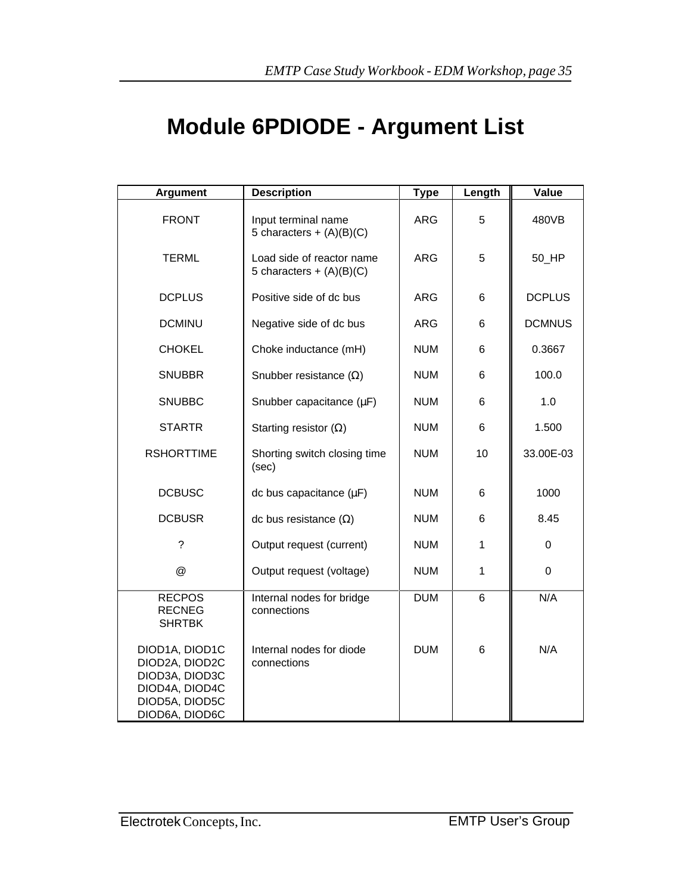# Module 6PDIODE - Argument List

| Argument | Description | Type | Length | Value |
|---|---|---|---|---|
| FRONT | Input terminal name<br>5 characters + (A)(B)(C) | ARG | 5 | 480VB |
| TERML | Load side of reactor name<br>5 characters + (A)(B)(C) | ARG | 5 | 50_HP |
| DCPLUS | Positive side of dc bus | ARG | 6 | DCPLUS |
| DCMINU | Negative side of dc bus | ARG | 6 | DCMNUS |
| CHOKEL | Choke inductance (mH) | NUM | 6 | 0.3667 |
| SNUBBR | Snubber resistance (Ω) | NUM | 6 | 100.0 |
| SNUBBC | Snubber capacitance (µF) | NUM | 6 | 1.0 |
| STARTR | Starting resistor (Ω) | NUM | 6 | 1.500 |
| RSHORTTIME | Shorting switch closing time (sec) | NUM | 10 | 33.00E-03 |
| DCBUSC | dc bus capacitance (µF) | NUM | 6 | 1000 |
| DCBUSR | dc bus resistance (Ω) | NUM | 6 | 8.45 |
| ? | Output request (current) | NUM | 1 | 0 |
| @ | Output request (voltage) | NUM | 1 | 0 |
| RECPOS<br>RECNEG<br>SHRTBK | Internal nodes for bridge connections | DUM | 6 | N/A |
| DIOD1A, DIOD1C<br>DIOD2A, DIOD2C<br>DIOD3A, DIOD3C<br>DIOD4A, DIOD4C<br>DIOD5A, DIOD5C<br>DIOD6A, DIOD6C | Internal nodes for diode connections | DUM | 6 | N/A |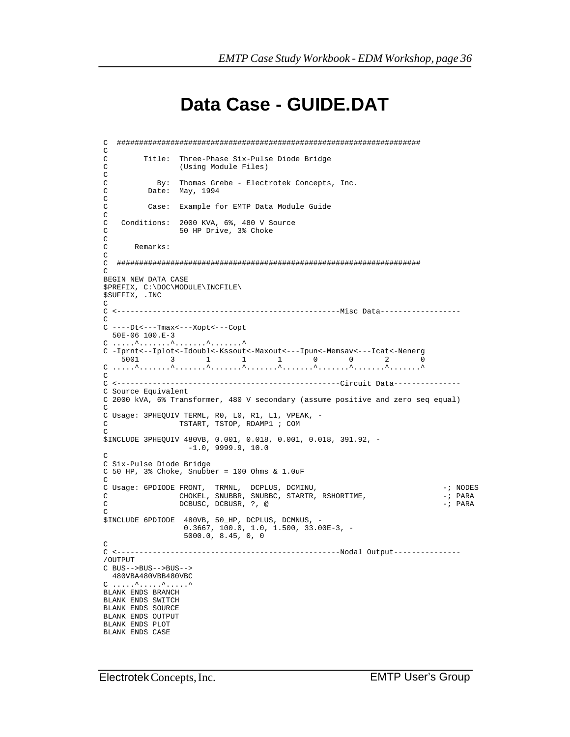# Data Case - GUIDE.DAT

```
C  ####################################################################
C
C        Title:  Three-Phase Six-Pulse Diode Bridge
C                (Using Module Files)
C
C           By:  Thomas Grebe - Electrotek Concepts, Inc.
C         Date:  May, 1994
C
C         Case:  Example for EMTP Data Module Guide
C
C   Conditions:  2000 KVA, 6%, 480 V Source
C                50 HP Drive, 3% Choke
C
C      Remarks:
C
C  ####################################################################
C
BEGIN NEW DATA CASE
$PREFIX, C:\DOC\MODULE\INCFILE\
$SUFFIX, .INC
C
C <-------------------------------------------------Misc Data------------------
C
C ----Dt<---Tmax<---Xopt<---Copt
  50E-06 100.E-3
C .....^.......^.......^.......^
C -Iprnt<--Iplot<-Idoubl<-Kssout<-Maxout<---Ipun<-Memsav<---Icat<-Nenerg
    5001       3       1       1       1       0       0       2       0
C .....^.......^.......^.......^.......^.......^.......^.......^.......^
C
C <-------------------------------------------------Circuit Data---------------
C Source Equivalent
C 2000 kVA, 6% Transformer, 480 V secondary (assume positive and zero seq equal)
C
C Usage: 3PHEQUIV TERML, R0, L0, R1, L1, VPEAK, -
C                 TSTART, TSTOP, RDAMP1 ; COM
C
$INCLUDE 3PHEQUIV 480VB, 0.001, 0.018, 0.001, 0.018, 391.92, -
                   -1.0, 9999.9, 10.0
C
C Six-Pulse Diode Bridge
C 50 HP, 3% Choke, Snubber = 100 Ohms & 1.0uF
C
C Usage: 6PDIODE FRONT,  TRMNL,  DCPLUS, DCMINU,                          -; NODES
C                CHOKEL, SNUBBR, SNUBBC, STARTR, RSHORTIME,               -; PARA
C                DCBUSC, DCBUSR, ?, @                                     -; PARA
C
$INCLUDE 6PDIODE  480VB, 50_HP, DCPLUS, DCMNUS, -
                  0.3667, 100.0, 1.0, 1.500, 33.00E-3, -
                  5000.0, 8.45, 0, 0
C
C <-------------------------------------------------Nodal Output---------------
/OUTPUT
C BUS-->BUS-->BUS-->
  480VBA480VBB480VBC
C .....^.....^.....^
BLANK ENDS BRANCH
BLANK ENDS SWITCH
BLANK ENDS SOURCE
BLANK ENDS OUTPUT
BLANK ENDS PLOT
BLANK ENDS CASE
```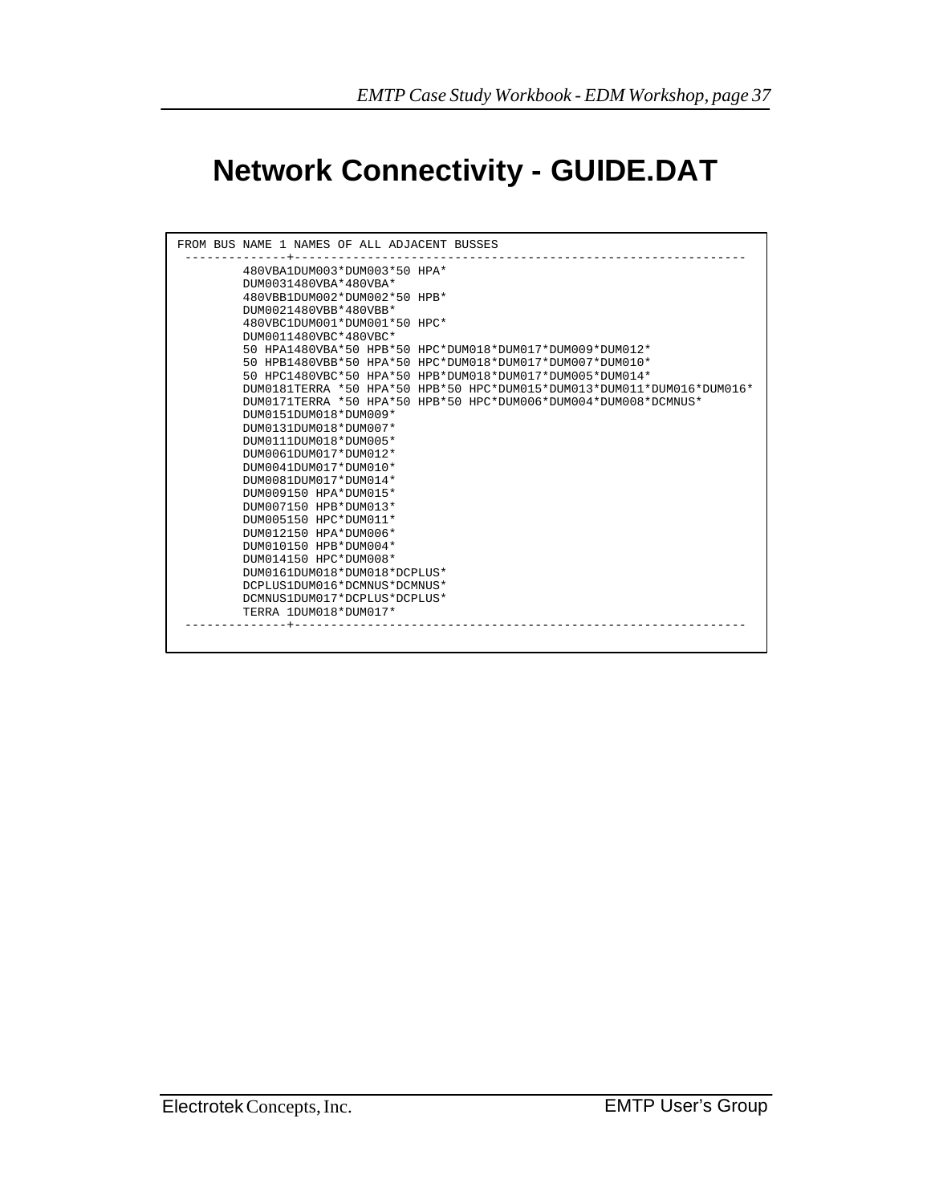# Network Connectivity - GUIDE.DAT

```
FROM BUS NAME 1 NAMES OF ALL ADJACENT BUSSES
 --------------+---------------------------------------------------------------
         480VBA1DUM003*DUM003*50 HPA*
         DUM0031480VBA*480VBA*
         480VBB1DUM002*DUM002*50 HPB*
         DUM0021480VBB*480VBB*
         480VBC1DUM001*DUM001*50 HPC*
         DUM0011480VBC*480VBC*
         50 HPA1480VBA*50 HPB*50 HPC*DUM018*DUM017*DUM009*DUM012*
         50 HPB1480VBB*50 HPA*50 HPC*DUM018*DUM017*DUM007*DUM010*
         50 HPC1480VBC*50 HPA*50 HPB*DUM018*DUM017*DUM005*DUM014*
         DUM0181TERRA *50 HPA*50 HPB*50 HPC*DUM015*DUM013*DUM011*DUM016*DUM016*
         DUM0171TERRA *50 HPA*50 HPB*50 HPC*DUM006*DUM004*DUM008*DCMNUS*
         DUM0151DUM018*DUM009*
         DUM0131DUM018*DUM007*
         DUM0111DUM018*DUM005*
         DUM0061DUM017*DUM012*
         DUM0041DUM017*DUM010*
         DUM0081DUM017*DUM014*
         DUM009150 HPA*DUM015*
         DUM007150 HPB*DUM013*
         DUM005150 HPC*DUM011*
         DUM012150 HPA*DUM006*
         DUM010150 HPB*DUM004*
         DUM014150 HPC*DUM008*
         DUM0161DUM018*DUM018*DCPLUS*
         DCPLUS1DUM016*DCMNUS*DCMNUS*
         DCMNUS1DUM017*DCPLUS*DCPLUS*
         TERRA 1DUM018*DUM017*
 --------------+---------------------------------------------------------------
```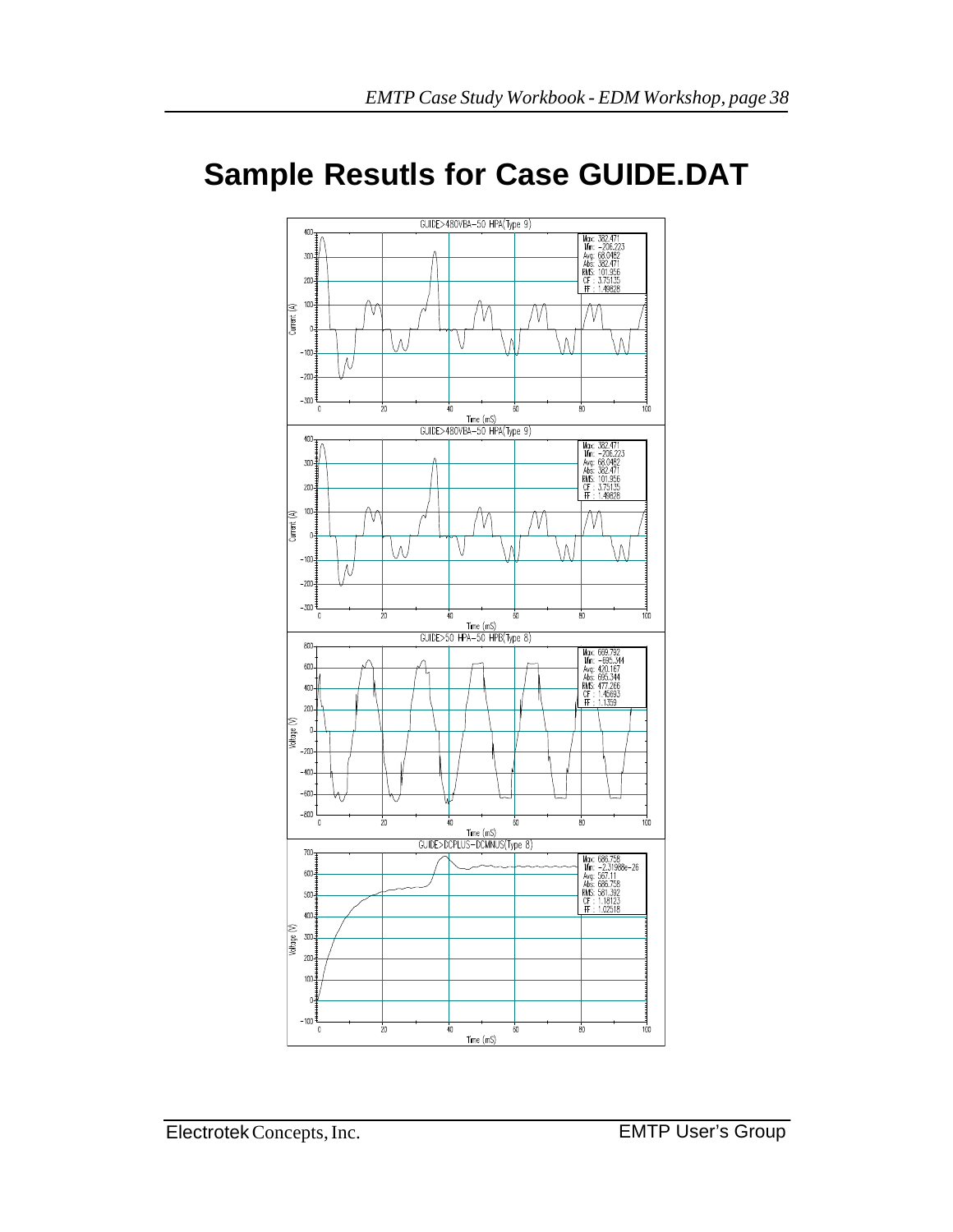# Sample Resutls for Case GUIDE.DAT

GUIDE>480VBA–50 HPA(Type 9)

Max: 382.471
Min: –206.223
Avg: 68.0482
Abs: 382.471
RMS: 101.956
CF : 3.75135
FF : 1.49828

GUIDE>480VBA–50 HPA(Type 9)

Max: 382.471
Min: –206.223
Avg: 68.0482
Abs: 382.471
RMS: 101.956
CF : 3.75135
FF : 1.49828

GUIDE>50 HPA–50 HPB(Type 8)

Max: 669.792
Min: –695.344
Avg: 420.167
Abs: 695.344
RMS: 477.266
CF : 1.45693
FF : 1.1359

GUIDE>DCPLUS–DCMNUS(Type 8)

Max: 686.758
Min: –2.31988e–26
Avg: 567.11
Abs: 686.758
RMS: 581.392
CF : 1.18123
FF : 1.02518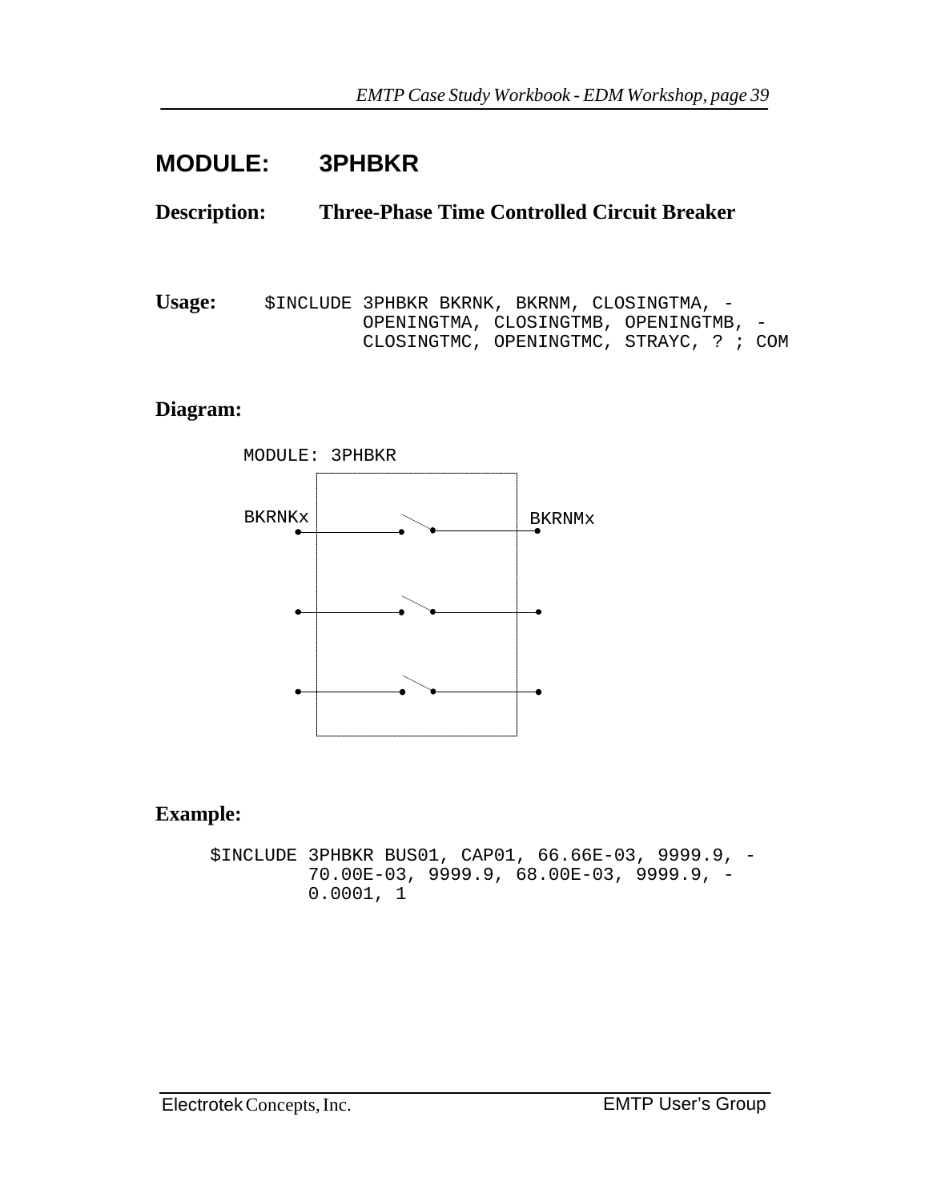# MODULE: 3PHBKR

**Description:** **Three-Phase Time Controlled Circuit Breaker**

**Usage:**

```
$INCLUDE 3PHBKR BKRNK, BKRNM, CLOSINGTMA, -
         OPENINGTMA, CLOSINGTMB, OPENINGTMB, -
         CLOSINGTMC, OPENINGTMC, STRAYC, ? ; COM
```

**Diagram:**

```
MODULE: 3PHBKR

BKRNKx                    BKRNMx
```

**Example:**

```
$INCLUDE 3PHBKR BUS01, CAP01, 66.66E-03, 9999.9, -
         70.00E-03, 9999.9, 68.00E-03, 9999.9, -
         0.0001, 1
```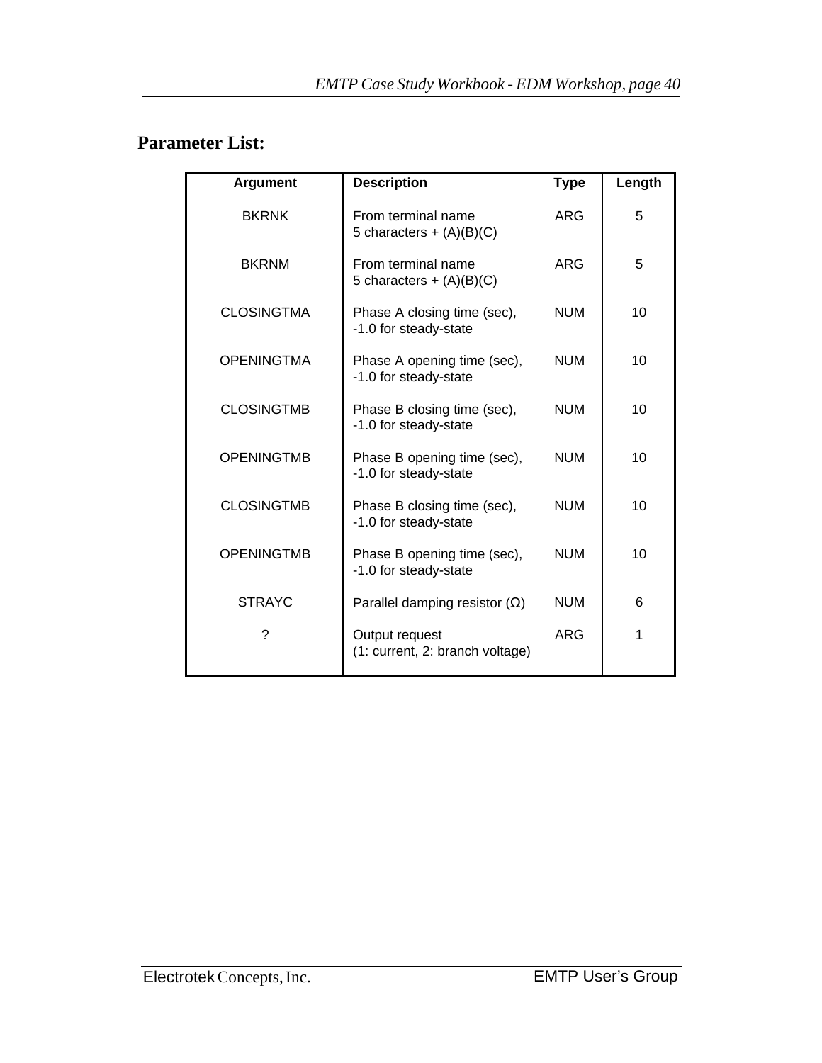## Parameter List:

| Argument | Description | Type | Length |
|---|---|---|---|
| BKRNK | From terminal name 5 characters + (A)(B)(C) | ARG | 5 |
| BKRNM | From terminal name 5 characters + (A)(B)(C) | ARG | 5 |
| CLOSINGTMA | Phase A closing time (sec), -1.0 for steady-state | NUM | 10 |
| OPENINGTMA | Phase A opening time (sec), -1.0 for steady-state | NUM | 10 |
| CLOSINGTMB | Phase B closing time (sec), -1.0 for steady-state | NUM | 10 |
| OPENINGTMB | Phase B opening time (sec), -1.0 for steady-state | NUM | 10 |
| CLOSINGTMB | Phase B closing time (sec), -1.0 for steady-state | NUM | 10 |
| OPENINGTMB | Phase B opening time (sec), -1.0 for steady-state | NUM | 10 |
| STRAYC | Parallel damping resistor (Ω) | NUM | 6 |
| ? | Output request (1: current, 2: branch voltage) | ARG | 1 |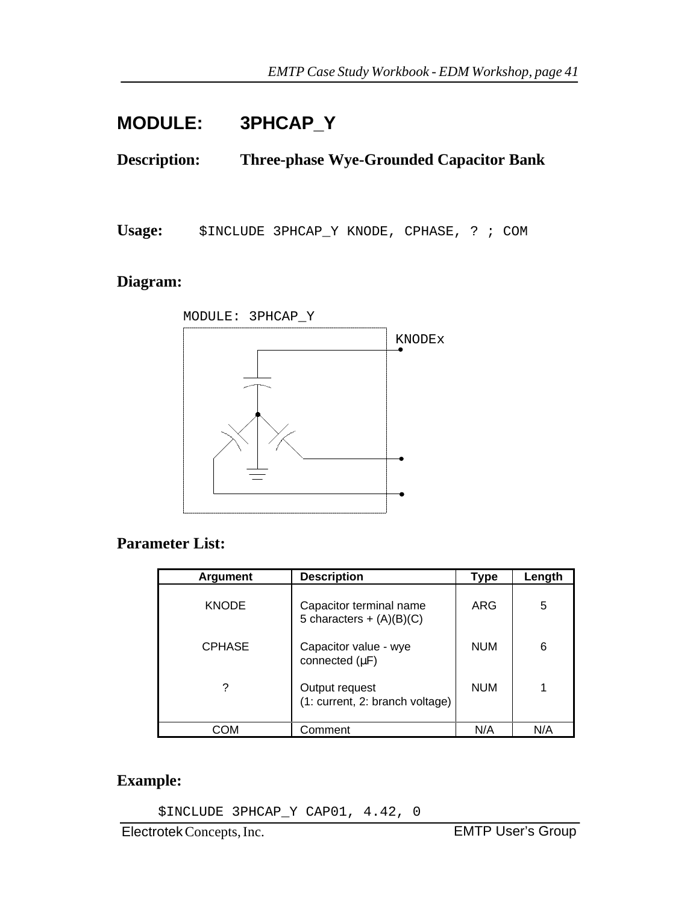# MODULE: 3PHCAP_Y

**Description:** **Three-phase Wye-Grounded Capacitor Bank**

**Usage:** `$INCLUDE 3PHCAP_Y KNODE, CPHASE, ? ; COM`

## Diagram:

MODULE: 3PHCAP_Y

KNODEx

## Parameter List:

| Argument | Description | Type | Length |
|---|---|---|---|
| KNODE | Capacitor terminal name 5 characters + (A)(B)(C) | ARG | 5 |
| CPHASE | Capacitor value - wye connected (µF) | NUM | 6 |
| ? | Output request (1: current, 2: branch voltage) | NUM | 1 |
| COM | Comment | N/A | N/A |

## Example:

```
$INCLUDE 3PHCAP_Y CAP01, 4.42, 0
```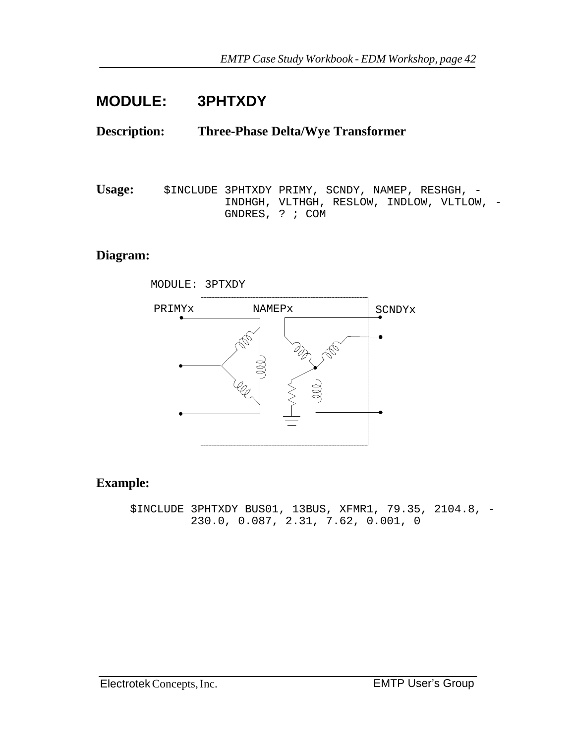# MODULE: 3PHTXDY

**Description:** **Three-Phase Delta/Wye Transformer**

**Usage:**

```
$INCLUDE 3PHTXDY PRIMY, SCNDY, NAMEP, RESHGH, -
         INDHGH, VLTHGH, RESLOW, INDLOW, VLTLOW, -
         GNDRES, ? ; COM
```

**Diagram:**

MODULE: 3PTXDY

PRIMYx NAMEPx SCNDYx

**Example:**

```
$INCLUDE 3PHTXDY BUS01, 13BUS, XFMR1, 79.35, 2104.8, -
         230.0, 0.087, 2.31, 7.62, 0.001, 0
```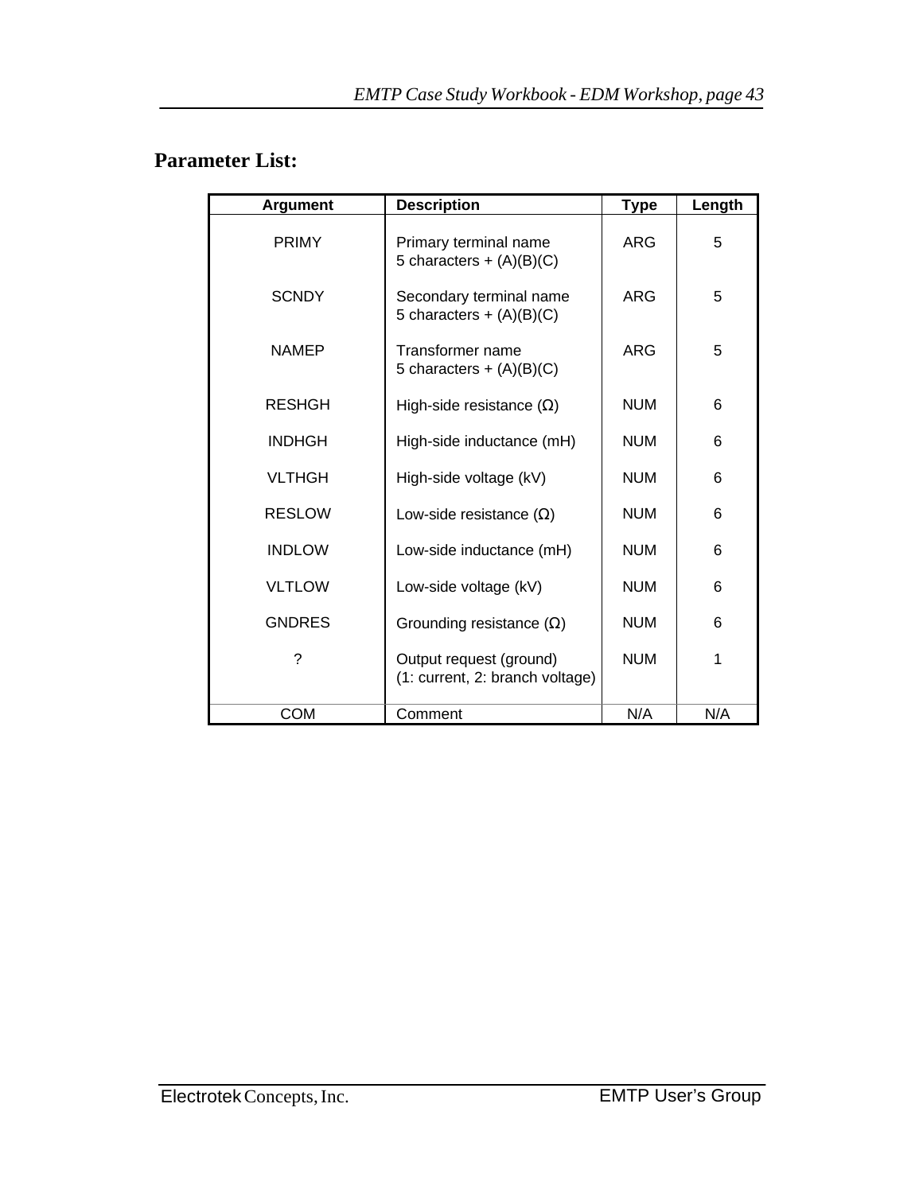## Parameter List:

| Argument | Description | Type | Length |
|---|---|---|---|
| PRIMY | Primary terminal name<br>5 characters + (A)(B)(C) | ARG | 5 |
| SCNDY | Secondary terminal name<br>5 characters + (A)(B)(C) | ARG | 5 |
| NAMEP | Transformer name<br>5 characters + (A)(B)(C) | ARG | 5 |
| RESHGH | High-side resistance (Ω) | NUM | 6 |
| INDHGH | High-side inductance (mH) | NUM | 6 |
| VLTHGH | High-side voltage (kV) | NUM | 6 |
| RESLOW | Low-side resistance (Ω) | NUM | 6 |
| INDLOW | Low-side inductance (mH) | NUM | 6 |
| VLTLOW | Low-side voltage (kV) | NUM | 6 |
| GNDRES | Grounding resistance (Ω) | NUM | 6 |
| ? | Output request (ground)<br>(1: current, 2: branch voltage) | NUM | 1 |
| COM | Comment | N/A | N/A |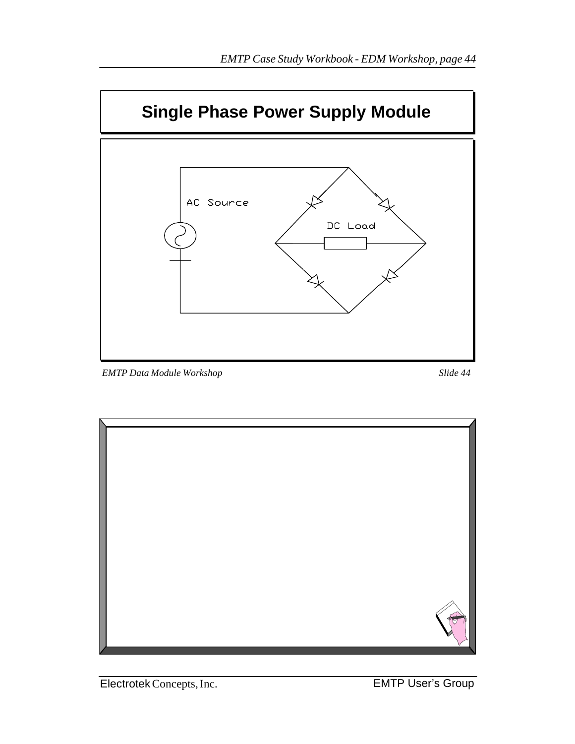# Single Phase Power Supply Module

AC Source

DC Load

*EMTP Data Module Workshop* *Slide 44*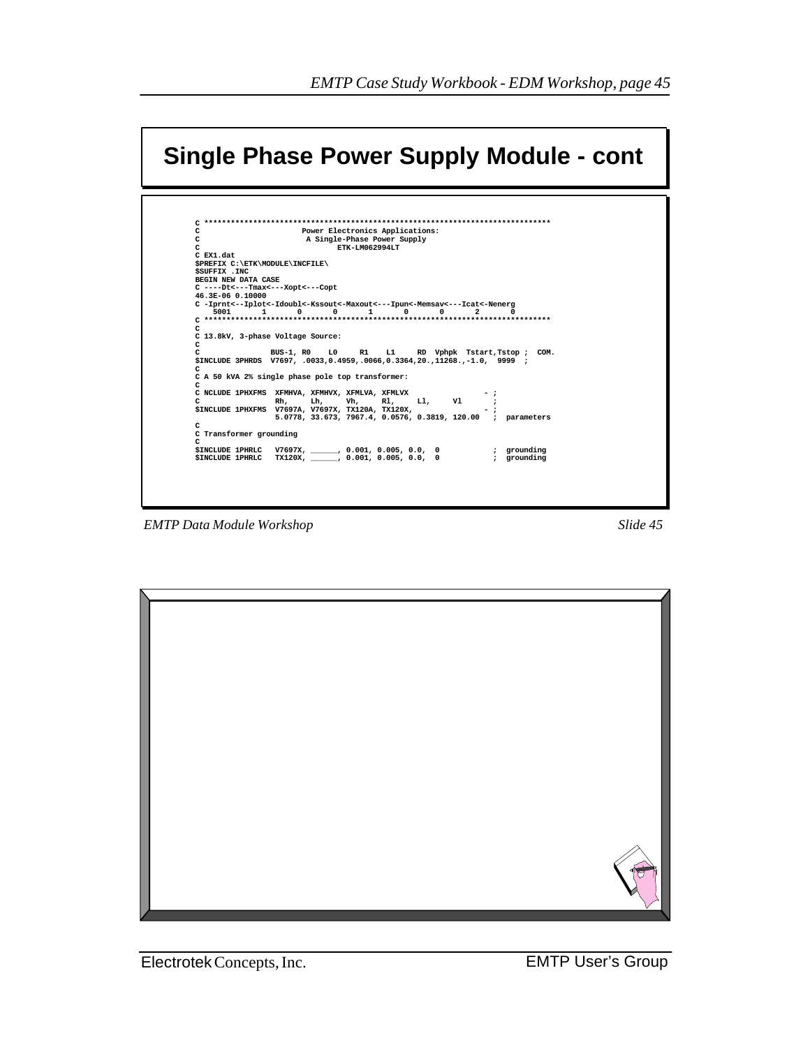# Single Phase Power Supply Module - cont

```
C ****************************************************************************
C                       Power Electronics Applications:
C                        A Single-Phase Power Supply
C                               ETK-LM062994LT
C
C EX1.dat
$PREFIX C:\ETK\MODULE\INCFILE\
$SUFFIX .INC
BEGIN NEW DATA CASE
C ----Dt<---Tmax<---Xopt<---Copt
46.3E-06 0.10000
C -Iprnt<--Iplot<-Idoubl<-Kssout<-Maxout<---Ipun<-Memsav<---Icat<-Nenerg
   5001       1       0       0       1       0       0       2       0
C ****************************************************************************
C
C 13.8kV, 3-phase Voltage Source:
C
C                BUS-1, R0    L0     R1    L1     RD  Vphpk  Tstart,Tstop ;  COM.
$INCLUDE 3PHRDS  V7697, .0033,0.4959,.0066,0.3364,20.,11268.,-1.0,  9999  ;
C
C A 50 kVA 2% single phase pole top transformer:
C
C NCLUDE 1PHXFMS  XFMHVA, XFMHVX, XFMLVA, XFMLVX                 - ;
C                 Rh,     Lh,     Vh,     Rl,     Ll,     Vl      ;
$INCLUDE 1PHXFMS  V7697A, V7697X, TX120A, TX120X,               - ;
                  5.0778, 33.673, 7967.4, 0.0576, 0.3819, 120.00   ;  parameters
C
C Transformer grounding
C
$INCLUDE 1PHRLC   V7697X, ______, 0.001, 0.005, 0.0,  0            ;  grounding
$INCLUDE 1PHRLC   TX120X, ______, 0.001, 0.005, 0.0,  0            ;  grounding
```

*EMTP Data Module Workshop* *Slide 45*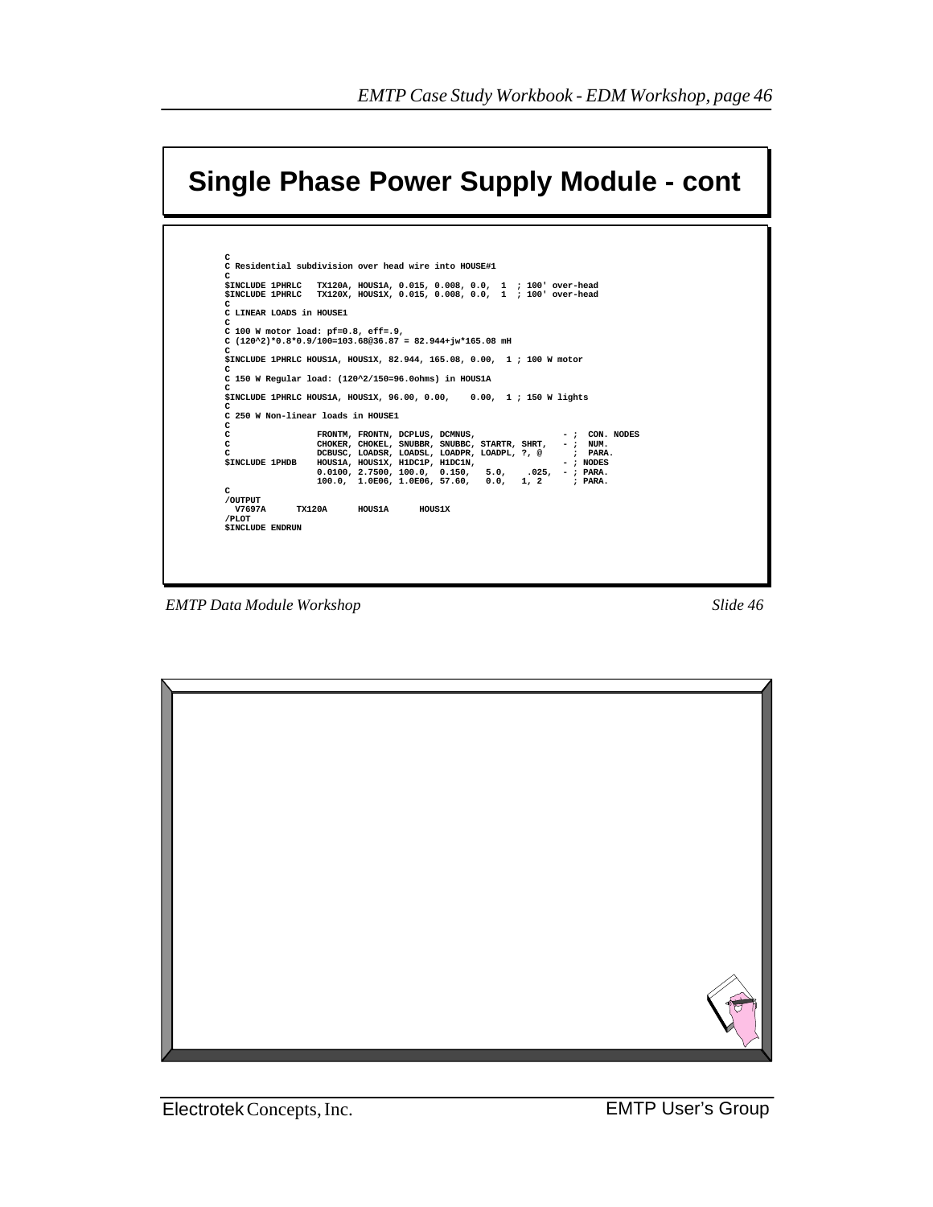# Single Phase Power Supply Module - cont

```
C
C Residential subdivision over head wire into HOUSE#1
C
$INCLUDE 1PHRLC   TX120A, HOUS1A, 0.015, 0.008, 0.0,  1  ; 100' over-head
$INCLUDE 1PHRLC   TX120X, HOUS1X, 0.015, 0.008, 0.0,  1  ; 100' over-head
C
C LINEAR LOADS in HOUSE1
C
C 100 W motor load: pf=0.8, eff=.9,
C (120^2)*0.8*0.9/100=103.68@36.87 = 82.944+jw*165.08 mH
C
$INCLUDE 1PHRLC HOUS1A, HOUS1X, 82.944, 165.08, 0.00,  1 ; 100 W motor
C
C 150 W Regular load: (120^2/150=96.0ohms) in HOUS1A
C
$INCLUDE 1PHRLC HOUS1A, HOUS1X, 96.00, 0.00,    0.00,  1 ; 150 W lights
C
C 250 W Non-linear loads in HOUSE1
C
C                FRONTM, FRONTN, DCPLUS, DCMNUS,                  - ;  CON. NODES
C                CHOKER, CHOKEL, SNUBBR, SNUBBC, STARTR, SHRT,    - ;  NUM.
C                DCBUSC, LOADSR, LOADSL, LOADPR, LOADPL, ?, @      ;  PARA.
$INCLUDE 1PHDB   HOUS1A, HOUS1X, H1DC1P, H1DC1N,                  - ; NODES
                 0.0100, 2.7500, 100.0,  0.150,   5.0,    .025,  - ; PARA.
                 100.0,  1.0E06, 1.0E06, 57.60,   0.0,   1, 2      ; PARA.
C
/OUTPUT
  V7697A      TX120A      HOUS1A      HOUS1X
/PLOT
$INCLUDE ENDRUN
```

*EMTP Data Module Workshop* *Slide 46*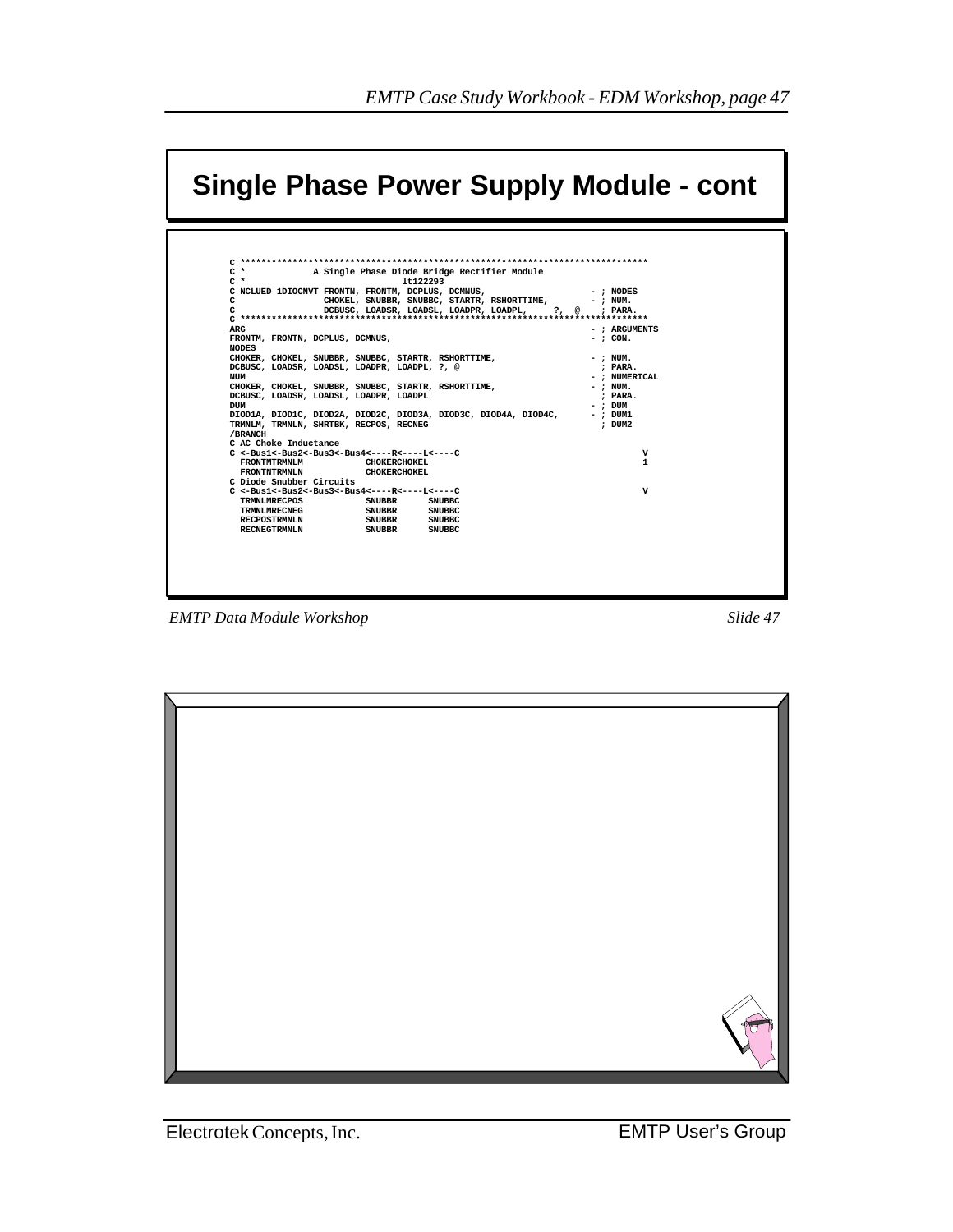# Single Phase Power Supply Module - cont

```
C ****************************************************************************
C *            A Single Phase Diode Bridge Rectifier Module
C *                              lt122293
C NCLUED 1DIOCNVT FRONTN, FRONTM, DCPLUS, DCMNUS,                    - ; NODES
C                 CHOKEL, SNUBBR, SNUBBC, STARTR, RSHORTTIME,        - ; NUM.
C                 DCBUSC, LOADSR, LOADSL, LOADPR, LOADPL,     ?,  @    ; PARA.
C ****************************************************************************
ARG                                                                   - ; ARGUMENTS
FRONTM, FRONTN, DCPLUS, DCMNUS,                                       - ; CON.
NODES
CHOKER, CHOKEL, SNUBBR, SNUBBC, STARTR, RSHORTTIME,                   - ; NUM.
DCBUSC, LOADSR, LOADSL, LOADPR, LOADPL, ?, @                            ; PARA.
NUM                                                                   - ; NUMERICAL
CHOKER, CHOKEL, SNUBBR, SNUBBC, STARTR, RSHORTTIME,                   - ; NUM.
DCBUSC, LOADSR, LOADSL, LOADPR, LOADPL                                  ; PARA.
DUM                                                                   - ; DUM
DIOD1A, DIOD1C, DIOD2A, DIOD2C, DIOD3A, DIOD3C, DIOD4A, DIOD4C,       - ; DUM1
TRMNLM, TRMNLN, SHRTBK, RECPOS, RECNEG                                  ; DUM2
/BRANCH
C AC Choke Inductance
C <-Bus1<-Bus2<-Bus3<-Bus4<----R<----L<----C                                    V
  FRONTMTRMNLM            CHOKERCHOKEL                                          1
  FRONTNTRMNLN            CHOKERCHOKEL
C Diode Snubber Circuits
C <-Bus1<-Bus2<-Bus3<-Bus4<----R<----L<----C                                    V
  TRMNLMRECPOS            SNUBBR      SNUBBC
  TRMNLMRECNEG            SNUBBR      SNUBBC
  RECPOSTRMNLN            SNUBBR      SNUBBC
  RECNEGTRMNLN            SNUBBR      SNUBBC
```

*EMTP Data Module Workshop* *Slide 47*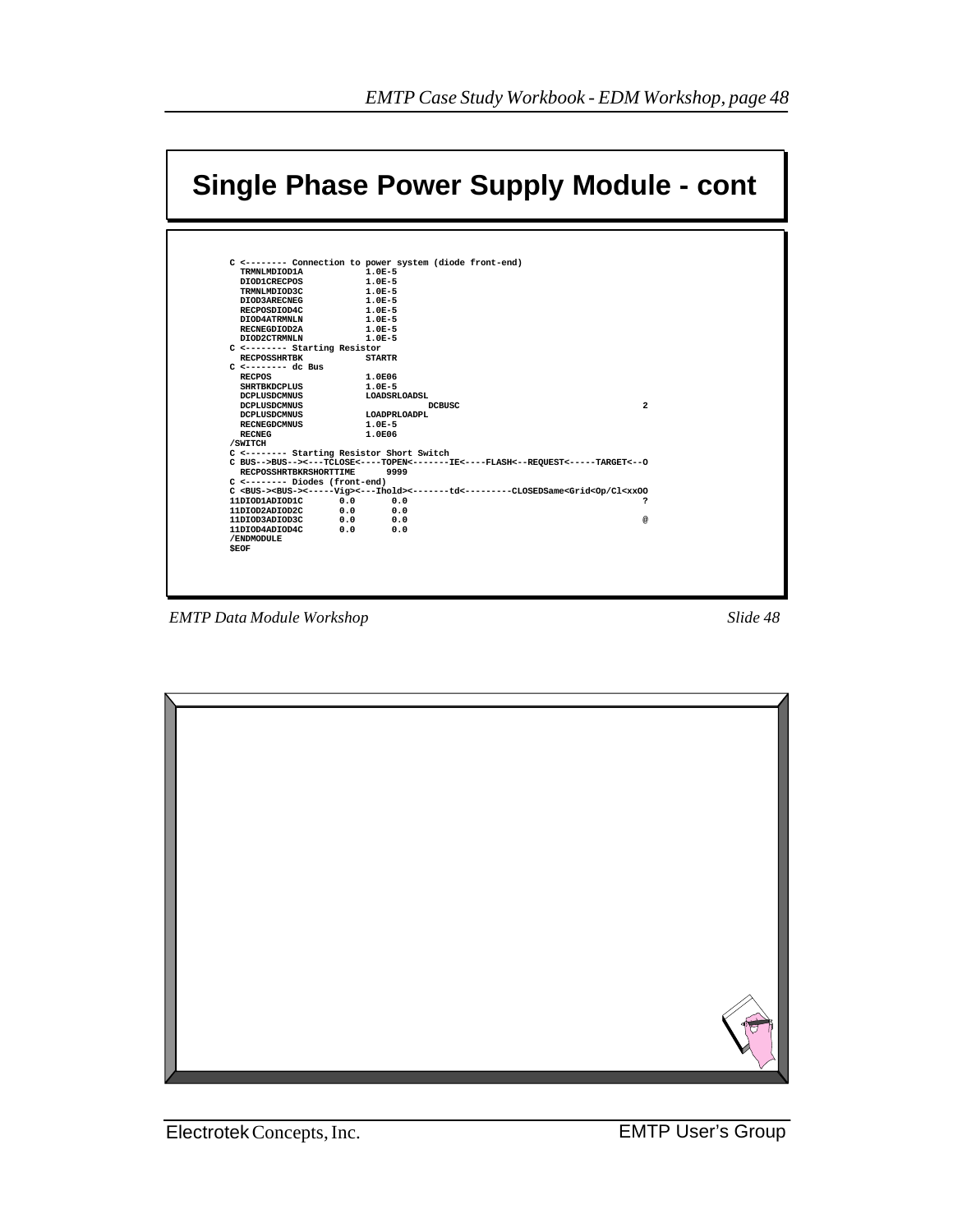# Single Phase Power Supply Module - cont

```
C <-------- Connection to power system (diode front-end)
  TRMNLMDIOD1A           1.0E-5
  DIOD1CRECPOS           1.0E-5
  TRMNLMDIOD3C           1.0E-5
  DIOD3ARECNEG           1.0E-5
  RECPOSDIOD4C           1.0E-5
  DIOD4ATRMNLN           1.0E-5
  RECNEGDIOD2A           1.0E-5
  DIOD2CTRMNLN           1.0E-5
C <-------- Starting Resistor
  RECPOSSHRTBK           STARTR
C <-------- dc Bus
  RECPOS                 1.0E06
  SHRTBKDCPLUS           1.0E-5
  DCPLUSDCMNUS           LOADSRLOADSL
  DCPLUSDCMNUS                      DCBUSC                                 2
  DCPLUSDCMNUS           LOADPRLOADPL
  RECNEGDCMNUS           1.0E-5
  RECNEG                 1.0E06
/SWITCH
C <-------- Starting Resistor Short Switch
C BUS-->BUS--><---TCLOSE<----TOPEN<-------IE<----FLASH<--REQUEST<-----TARGET<--O
  RECPOSSHRTBKRSHORTTIME      9999
C <-------- Diodes (front-end)
C <BUS-><BUS-><-----Vig><---Ihold><-------td<---------CLOSEDSame<Grid<Op/Cl<xxOO
11DIOD1ADIOD1C       0.0       0.0                                         ?
11DIOD2ADIOD2C       0.0       0.0
11DIOD3ADIOD3C       0.0       0.0                                         @
11DIOD4ADIOD4C       0.0       0.0
/ENDMODULE
$EOF
```

*EMTP Data Module Workshop* *Slide 48*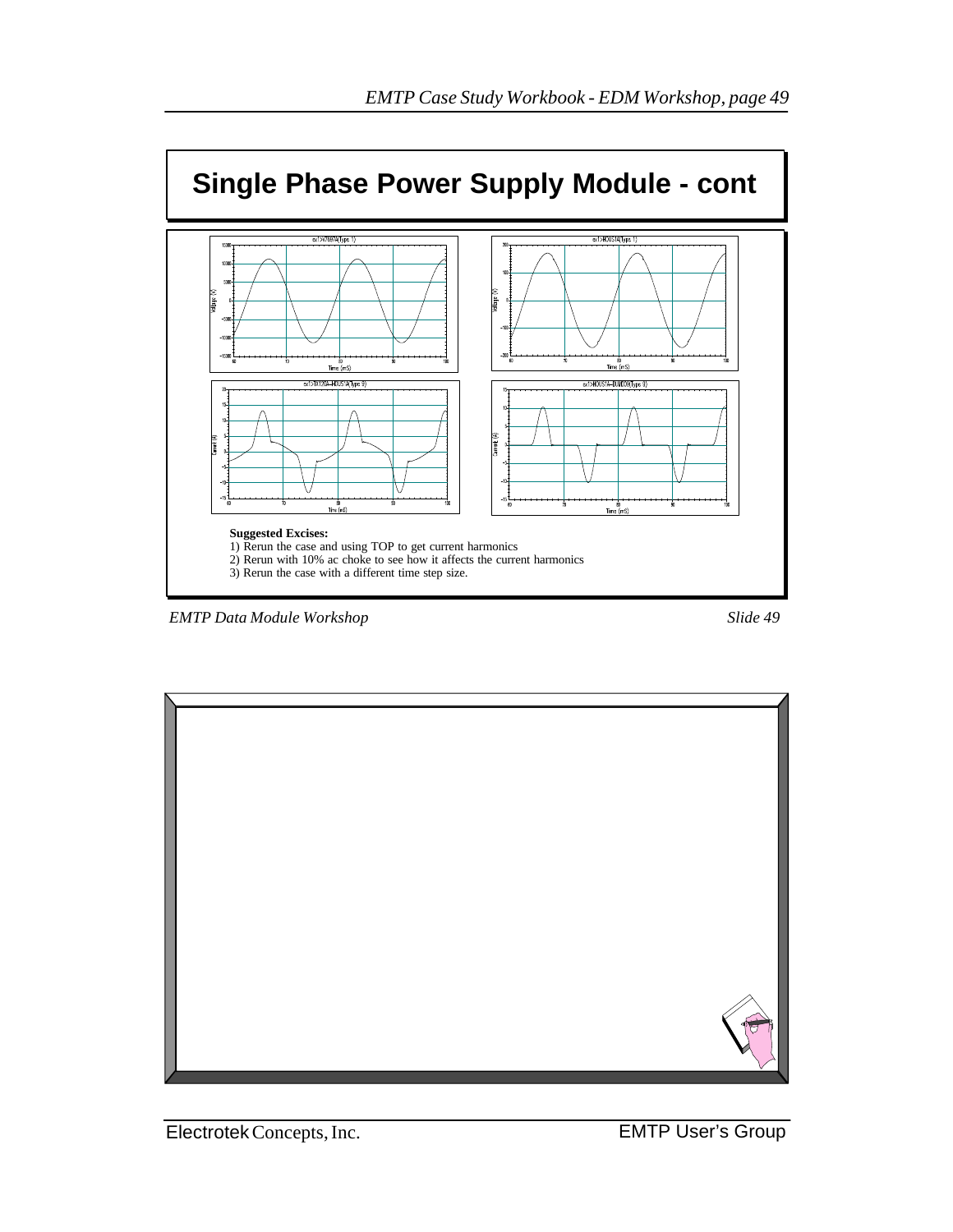# Single Phase Power Supply Module - cont

**Suggested Excises:**

1) Rerun the case and using TOP to get current harmonics
2) Rerun with 10% ac choke to see how it affects the current harmonics
3) Rerun the case with a different time step size.

*EMTP Data Module Workshop* *Slide 49*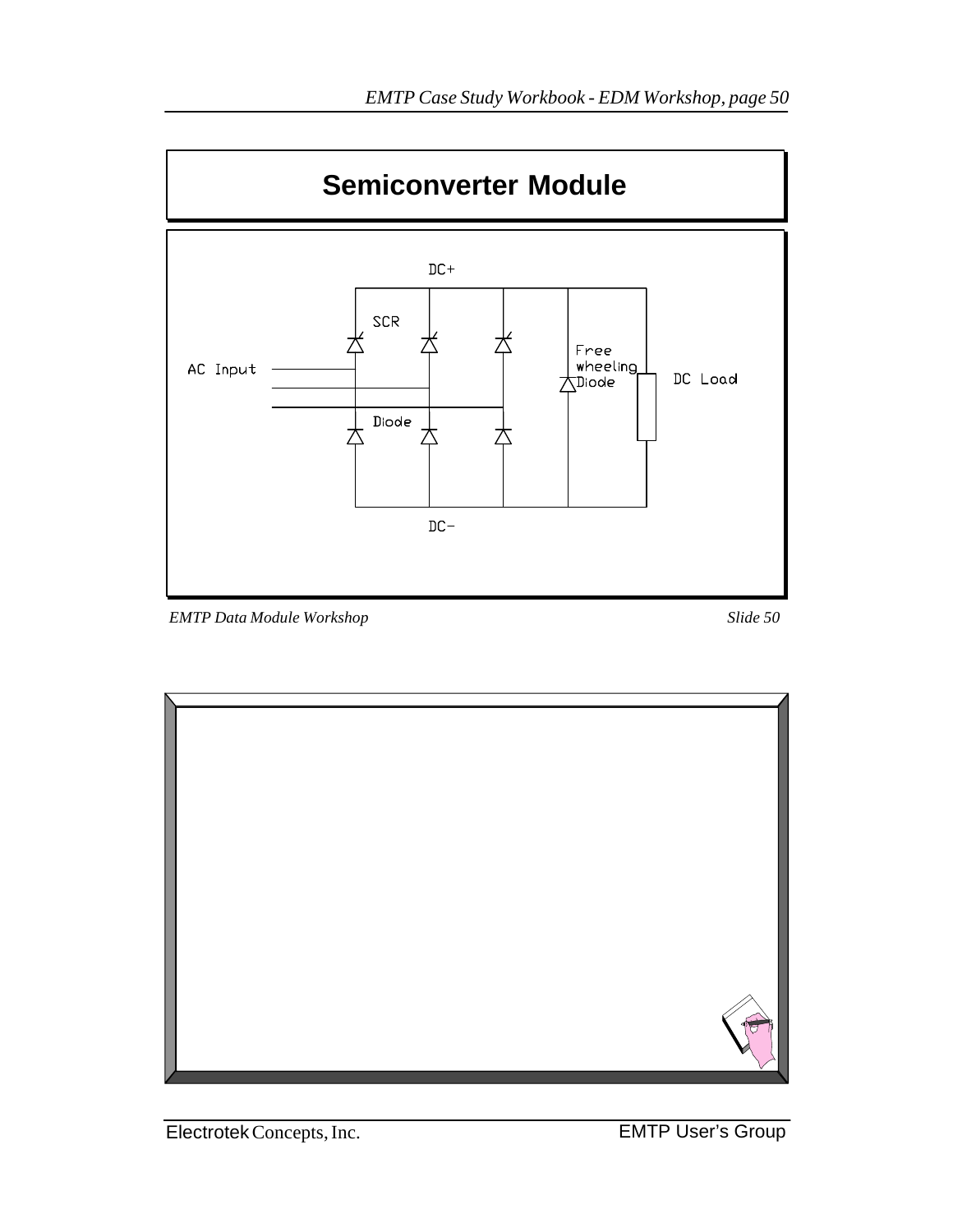# Semiconverter Module

DC+

SCR

AC Input

Free wheeling Diode

DC Load

Diode

DC-

*EMTP Data Module Workshop* *Slide 50*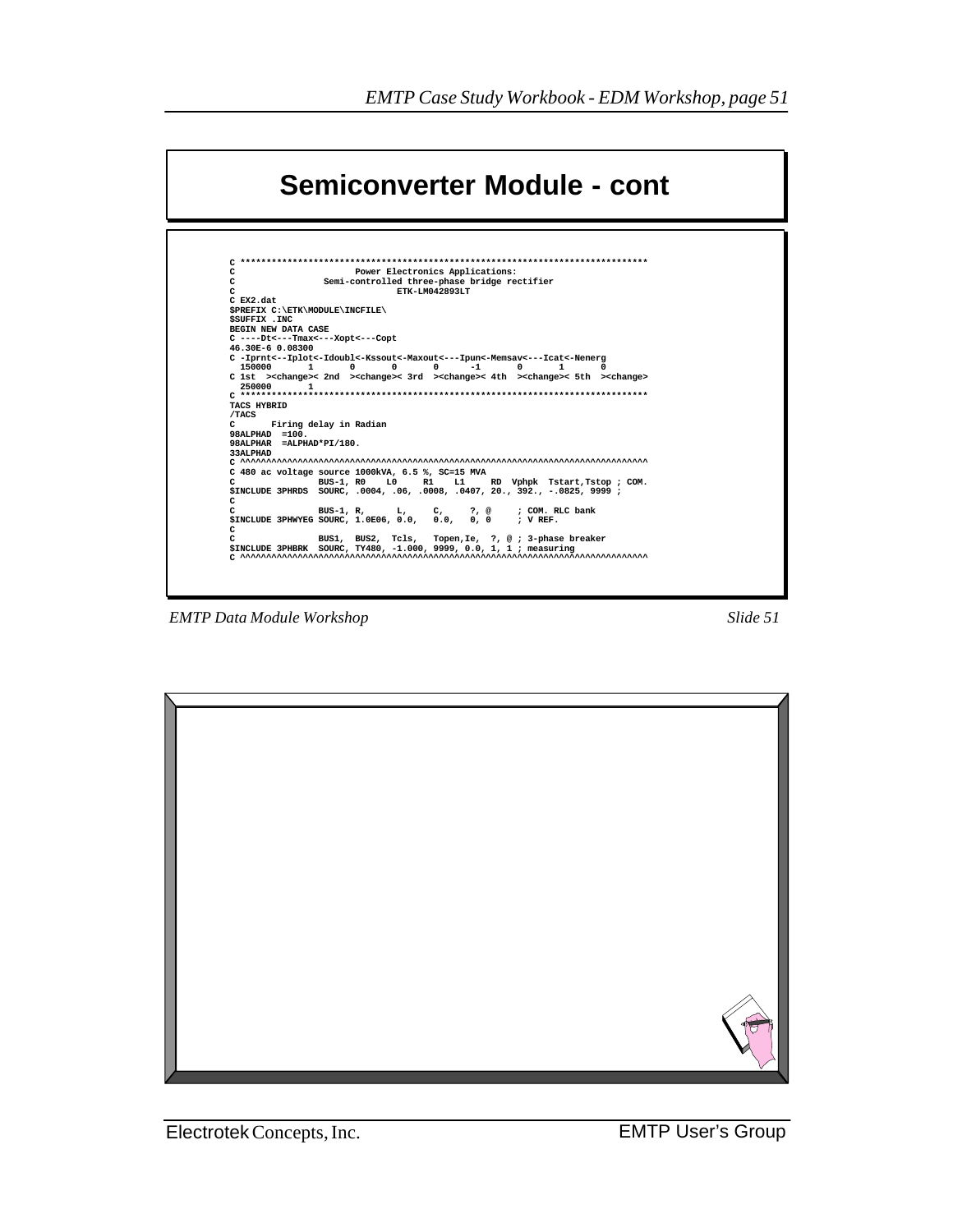# Semiconverter Module - cont

```
C ****************************************************************************
C                        Power Electronics Applications:
C                 Semi-controlled three-phase bridge rectifier
C                                ETK-LM042893LT
C
C EX2.dat
$PREFIX C:\ETK\MODULE\INCFILE\
$SUFFIX .INC
BEGIN NEW DATA CASE
C ----Dt<---Tmax<---Xopt<---Copt
46.30E-6 0.08300
C -Iprnt<--Iplot<-Idoubl<-Kssout<-Maxout<---Ipun<-Memsav<---Icat<-Nenerg
  150000      1       0       0       0      -1       0       1       0
C 1st  ><change>< 2nd  ><change>< 3rd  ><change>< 4th  ><change>< 5th  ><change>
  250000      1
C ****************************************************************************
TACS HYBRID
/TACS
C       Firing delay in Radian
98ALPHAD  =100.
98ALPHAR  =ALPHAD*PI/180.
33ALPHAD
C ^^^^^^^^^^^^^^^^^^^^^^^^^^^^^^^^^^^^^^^^^^^^^^^^^^^^^^^^^^^^^^^^^^^^^^^^^^^^^^
C 480 ac voltage source 1000kVA, 6.5 %, SC=15 MVA
C                BUS-1, R0    L0     R1    L1     RD  Vphpk  Tstart,Tstop ; COM.
$INCLUDE 3PHRDS  SOURC, .0004, .06, .0008, .0407, 20., 392., -.0825, 9999 ;
C
C                BUS-1, R,      L,     C,     ?, @     ; COM. RLC bank
$INCLUDE 3PHWYEG SOURC, 1.0E06, 0.0,   0.0,   0, 0     ; V REF.
C
C                BUS1,  BUS2,  Tcls,   Topen,Ie,  ?, @ ; 3-phase breaker
$INCLUDE 3PHBRK  SOURC, TY480, -1.000, 9999, 0.0, 1, 1 ; measuring
C ^^^^^^^^^^^^^^^^^^^^^^^^^^^^^^^^^^^^^^^^^^^^^^^^^^^^^^^^^^^^^^^^^^^^^^^^^^^^^^
```

*EMTP Data Module Workshop* *Slide 51*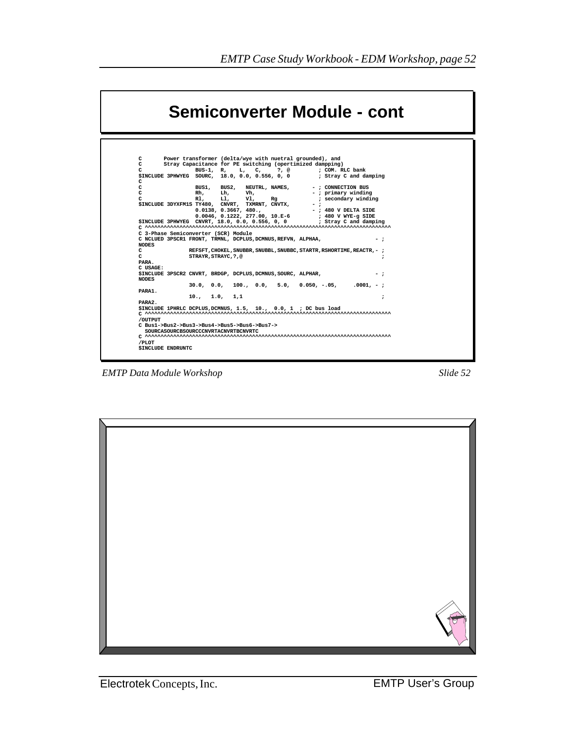# Semiconverter Module - cont

```
C       Power transformer (delta/wye with nuetral grounded), and
C       Stray Capacitance for PE switching (opertimized dampping)
C                 BUS-1,  R,    L,   C,     ?, @        ; COM. RLC bank
$INCLUDE 3PHWYEG  SOURC,  18.0, 0.0, 0.556, 0, 0        ; Stray C and damping
C
C                 BUS1,   BUS2,   NEUTRL, NAMES,       - ; CONNECTION BUS
C                 Rh,     Lh,     Vh,                  - ; primary winding
C                 Rl,     Ll,     Vl,     Rg             ; secondary winding
$INCLUDE 3DYXFM1S TY480,  CNVRT,  TXMRNT, CNVTX,       - ;
                  0.0138, 0.3667, 480.,                - ; 480 V DELTA SIDE
                  0.0046, 0.1222, 277.00, 10.E-6         ; 480 V WYE-g SIDE
$INCLUDE 3PHWYEG  CNVRT, 18.0, 0.0, 0.556, 0, 0         ; Stray C and damping
C ^^^^^^^^^^^^^^^^^^^^^^^^^^^^^^^^^^^^^^^^^^^^^^^^^^^^^^^^^^^^^^^^^^^^^^^^^^^^^^
C 3-Phase Semiconverter (SCR) Module
C NCLUED 3PSCR1 FRONT, TRMNL, DCPLUS,DCMNUS,REFVN, ALPHAA,                  - ;
NODES
C               REFSFT,CHOKEL,SNUBBR,SNUBBL,SNUBBC,STARTR,RSHORTIME,REACTR,- ;
C               STRAYR,STRAYC,?,@                                            ;
PARA.
C USAGE:
$INCLUDE 3PSCR2 CNVRT, BRDGP, DCPLUS,DCMNUS,SOURC, ALPHAR,                  - ;
NODES
                30.0,  0.0,   100.,  0.0,   5.0,   0.050, -.05,     .0001, - ;
PARA1.
                10.,   1.0,   1,1                                            ;
PARA2.
$INCLUDE 1PHRLC DCPLUS,DCMNUS, 1.5,  10.,  0.0, 1  ; DC bus load
C ^^^^^^^^^^^^^^^^^^^^^^^^^^^^^^^^^^^^^^^^^^^^^^^^^^^^^^^^^^^^^^^^^^^^^^^^^^^^^^
/OUTPUT
C Bus1->Bus2->Bus3->Bus4->Bus5->Bus6->Bus7->
  SOURCASOURCBSOURCCCNVRTACNVRTBCNVRTC
C ^^^^^^^^^^^^^^^^^^^^^^^^^^^^^^^^^^^^^^^^^^^^^^^^^^^^^^^^^^^^^^^^^^^^^^^^^^^^^^
/PLOT
$INCLUDE ENDRUNTC
```

*EMTP Data Module Workshop* *Slide 52*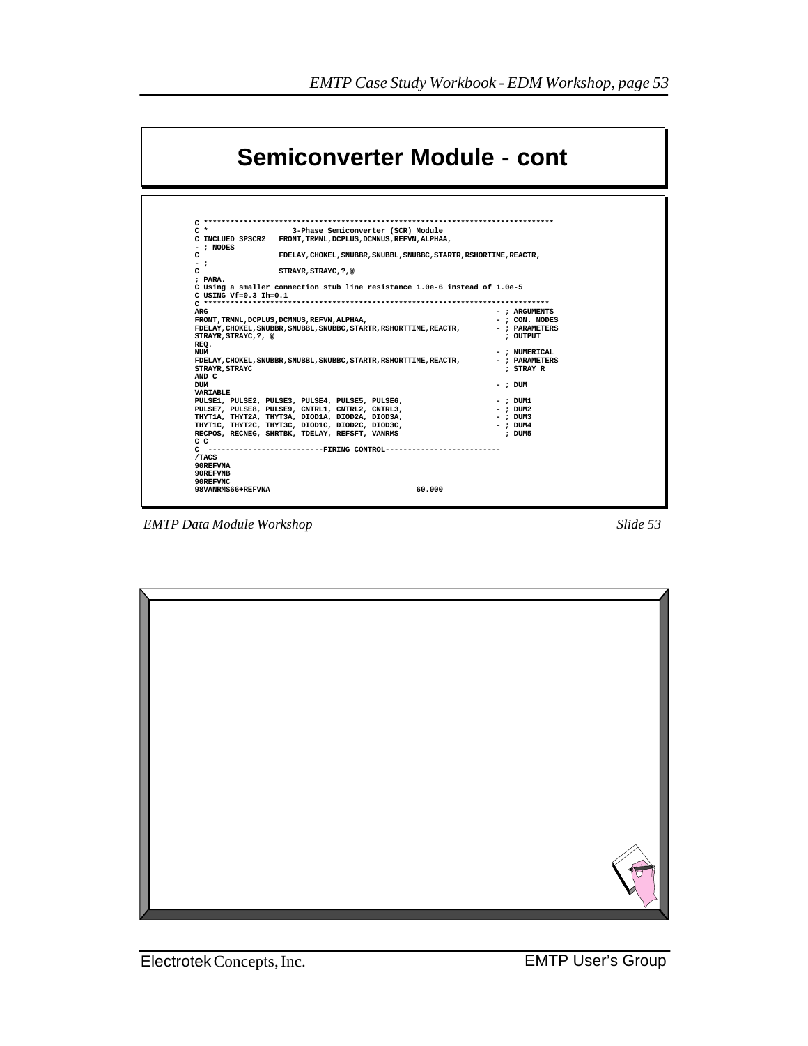# Semiconverter Module - cont

```
C ******************************************************************************
C *                  3-Phase Semiconverter (SCR) Module
C INCLUDED 3PSCR2   FRONT,TRMNL,DCPLUS,DCMNUS,REFVN,ALPHAA,
- ; NODES
C                  FDELAY,CHOKEL,SNUBBR,SNUBBL,SNUBBC,STARTR,RSHORTIME,REACTR,
- ;
C                  STRAYR,STRAYC,?,@
; PARA.
C Using a smaller connection stub line resistance 1.0e-6 instead of 1.0e-5
C USING Vf=0.3 Ih=0.1
C *****************************************************************************
ARG                                                                  - ; ARGUMENTS
FRONT,TRMNL,DCPLUS,DCMNUS,REFVN,ALPHAA,                              - ; CON. NODES
FDELAY,CHOKEL,SNUBBR,SNUBBL,SNUBBC,STARTR,RSHORTTIME,REACTR,         - ; PARAMETERS
STRAYR,STRAYC,?, @                                                     ; OUTPUT
REQ.
NUM                                                                  - ; NUMERICAL
FDELAY,CHOKEL,SNUBBR,SNUBBL,SNUBBC,STARTR,RSHORTTIME,REACTR,         - ; PARAMETERS
STRAYR,STRAYC                                                          ; STRAY R
AND C
DUM                                                                  - ; DUM
VARIABLE
PULSE1, PULSE2, PULSE3, PULSE4, PULSE5, PULSE6,                      - ; DUM1
PULSE7, PULSE8, PULSE9, CNTRL1, CNTRL2, CNTRL3,                      - ; DUM2
THYT1A, THYT2A, THYT3A, DIOD1A, DIOD2A, DIOD3A,                      - ; DUM3
THYT1C, THYT2C, THYT3C, DIOD1C, DIOD2C, DIOD3C,                      - ; DUM4
RECPOS, RECNEG, SHRTBK, TDELAY, REFSFT, VANRMS                         ; DUM5
C C
C  -------------------------FIRING CONTROL-------------------------
/TACS
90REFVNA
90REFVNB
90REFVNC
98VANRMS66+REFVNA                               60.000
```

*EMTP Data Module Workshop* *Slide 53*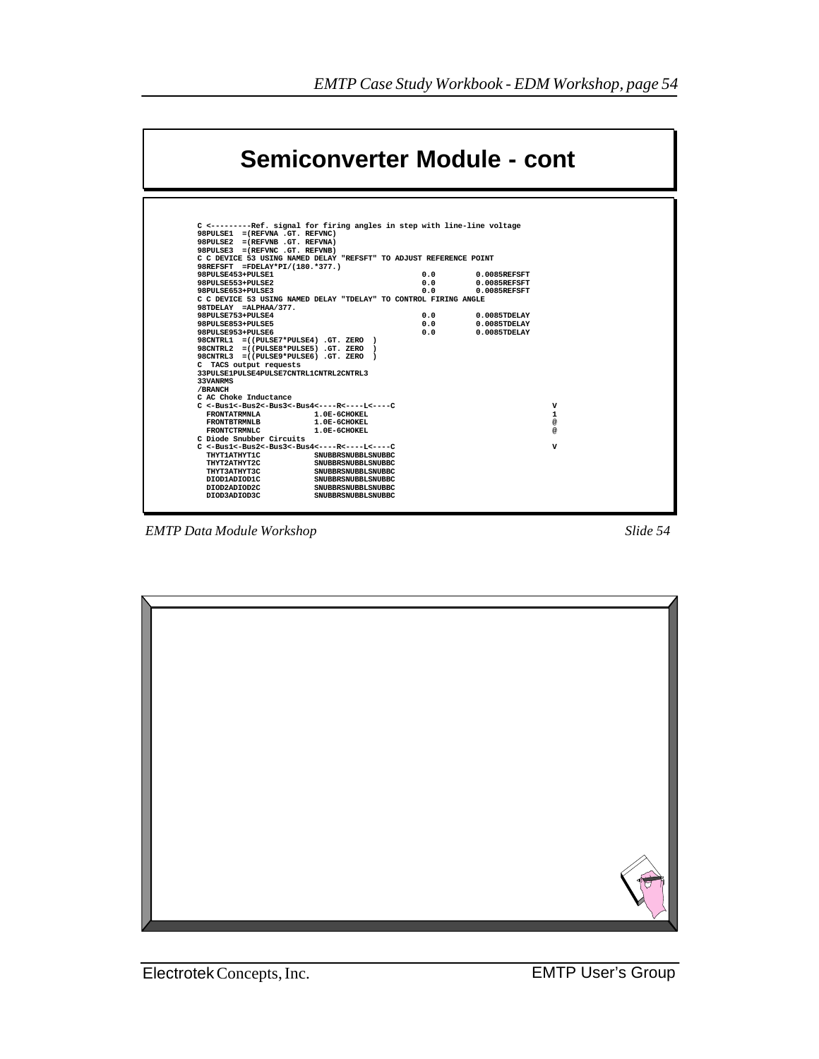# Semiconverter Module - cont

```
C <---------Ref. signal for firing angles in step with line-line voltage
98PULSE1  =(REFVNA .GT. REFVNC)
98PULSE2  =(REFVNB .GT. REFVNA)
98PULSE3  =(REFVNC .GT. REFVNB)
C C DEVICE 53 USING NAMED DELAY "REFSFT" TO ADJUST REFERENCE POINT
98REFSFT  =FDELAY*PI/(180.*377.)
98PULSE453+PULSE1                                 0.0         0.0085REFSFT
98PULSE553+PULSE2                                 0.0         0.0085REFSFT
98PULSE653+PULSE3                                 0.0         0.0085REFSFT
C C DEVICE 53 USING NAMED DELAY "TDELAY" TO CONTROL FIRING ANGLE
98TDELAY  =ALPHAA/377.
98PULSE753+PULSE4                                 0.0         0.0085TDELAY
98PULSE853+PULSE5                                 0.0         0.0085TDELAY
98PULSE953+PULSE6                                 0.0         0.0085TDELAY
98CNTRL1  =((PULSE7*PULSE4) .GT. ZERO  )
98CNTRL2  =((PULSE8*PULSE5) .GT. ZERO  )
98CNTRL3  =((PULSE9*PULSE6) .GT. ZERO  )
C  TACS output requests
33PULSE1PULSE4PULSE7CNTRL1CNTRL2CNTRL3
33VANRMS
/BRANCH
C AC Choke Inductance
C <-Bus1<-Bus2<-Bus3<-Bus4<----R<----L<----C                                  V
  FRONTATRMNLA            1.0E-6CHOKEL                                        1
  FRONTBTRMNLB            1.0E-6CHOKEL                                        @
  FRONTCTRMNLC            1.0E-6CHOKEL                                        @
C Diode Snubber Circuits
C <-Bus1<-Bus2<-Bus3<-Bus4<----R<----L<----C                                  V
  THYT1ATHYT1C            SNUBBRSNUBBLSNUBBC
  THYT2ATHYT2C            SNUBBRSNUBBLSNUBBC
  THYT3ATHYT3C            SNUBBRSNUBBLSNUBBC
  DIOD1ADIOD1C            SNUBBRSNUBBLSNUBBC
  DIOD2ADIOD2C            SNUBBRSNUBBLSNUBBC
  DIOD3ADIOD3C            SNUBBRSNUBBLSNUBBC
```

*EMTP Data Module Workshop* *Slide 54*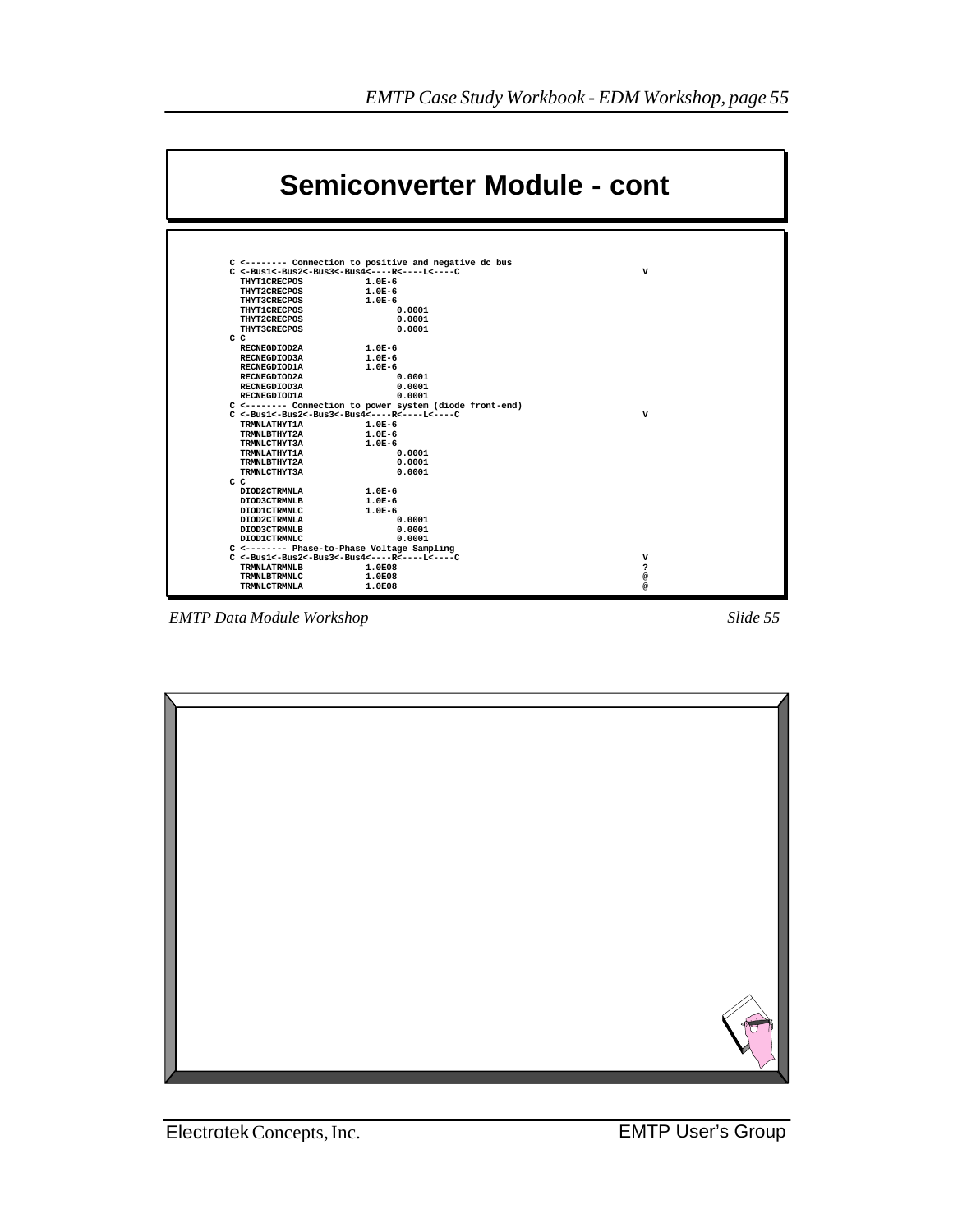# Semiconverter Module - cont

```
C <-------- Connection to positive and negative dc bus
C <-Bus1<-Bus2<-Bus3<-Bus4<----R<----L<----C                                V
  THYT1CRECPOS           1.0E-6
  THYT2CRECPOS           1.0E-6
  THYT3CRECPOS           1.0E-6
  THYT1CRECPOS                 0.0001
  THYT2CRECPOS                 0.0001
  THYT3CRECPOS                 0.0001
C C
  RECNEGDIOD2A           1.0E-6
  RECNEGDIOD3A           1.0E-6
  RECNEGDIOD1A           1.0E-6
  RECNEGDIOD2A                 0.0001
  RECNEGDIOD3A                 0.0001
  RECNEGDIOD1A                 0.0001
C <-------- Connection to power system (diode front-end)
C <-Bus1<-Bus2<-Bus3<-Bus4<----R<----L<----C                                V
  TRMNLATHYT1A           1.0E-6
  TRMNLBTHYT2A           1.0E-6
  TRMNLCTHYT3A           1.0E-6
  TRMNLATHYT1A                 0.0001
  TRMNLBTHYT2A                 0.0001
  TRMNLCTHYT3A                 0.0001
C C
  DIOD2CTRMNLA           1.0E-6
  DIOD3CTRMNLB           1.0E-6
  DIOD1CTRMNLC           1.0E-6
  DIOD2CTRMNLA                 0.0001
  DIOD3CTRMNLB                 0.0001
  DIOD1CTRMNLC                 0.0001
C <-------- Phase-to-Phase Voltage Sampling
C <-Bus1<-Bus2<-Bus3<-Bus4<----R<----L<----C                                V
  TRMNLATRMNLB           1.0E08                                             ?
  TRMNLBTRMNLC           1.0E08                                             @
  TRMNLCTRMNLA           1.0E08                                             @
```

*EMTP Data Module Workshop* *Slide 55*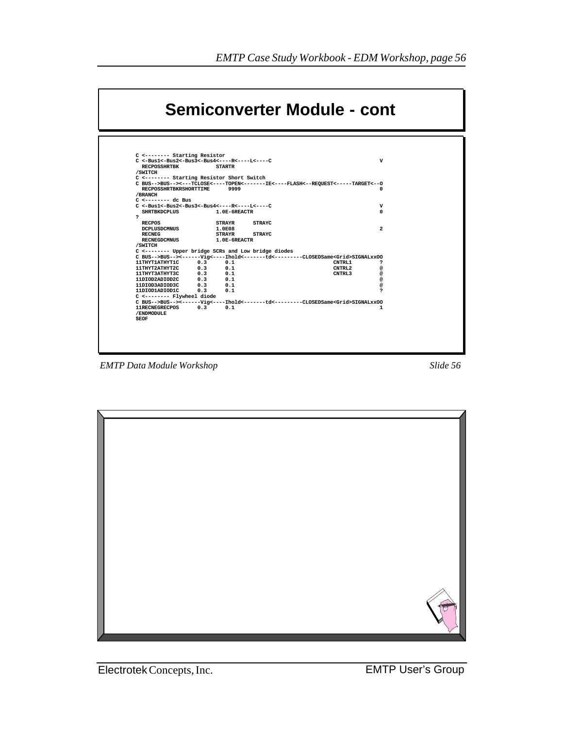# Semiconverter Module - cont

```
C <-------- Starting Resistor
C <-Bus1<-Bus2<-Bus3<-Bus4<----R<----L<----C                                    V
  RECPOSSHRTBK            STARTR
/SWITCH
C <-------- Starting Resistor Short Switch
C BUS-->BUS--><---TCLOSE<----TOPEN<-------IE<----FLASH<--REQUEST<-----TARGET<--O
  RECPOSSHRTBKRSHORTTIME      9999                                              0
/BRANCH
C <-------- dc Bus
C <-Bus1<-Bus2<-Bus3<-Bus4<----R<----L<----C                                    V
  SHRTBKDCPLUS            1.0E-6REACTR                                          0
?
  RECPOS                  STRAYR      STRAYC
  DCPLUSDCMNUS            1.0E08                                                2
  RECNEG                  STRAYR      STRAYC
  RECNEGDCMNUS            1.0E-6REACTR
/SWITCH
C <-------- Upper bridge SCRs and Low bridge diodes
C BUS-->BUS--><------Vig<----Ihold<-------td<---------CLOSEDSame<Grid>SIGNALxxOO
11THYT1ATHYT1C      0.3      0.1                                CNTRL1         ?
11THYT2ATHYT2C      0.3      0.1                                CNTRL2         @
11THYT3ATHYT3C      0.3      0.1                                CNTRL3         @
11DIOD2ADIOD2C      0.3      0.1                                               @
11DIOD3ADIOD3C      0.3      0.1                                               @
11DIOD1ADIOD1C      0.3      0.1                                               ?
C <-------- Flywheel diode
C BUS-->BUS--><------Vig<----Ihold<-------td<---------CLOSEDSame<Grid>SIGNALxxOO
11RECNEGRECPOS      0.3      0.1                                               1
/ENDMODULE
$EOF
```

*EMTP Data Module Workshop* *Slide 56*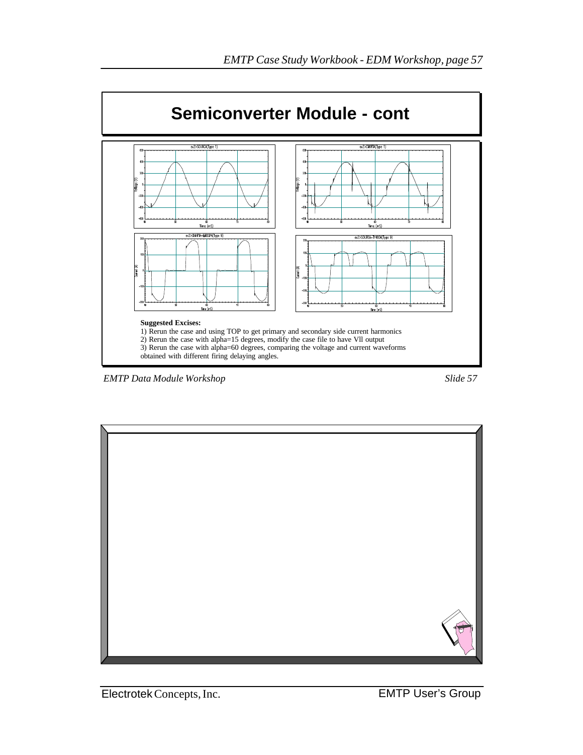# Semiconverter Module - cont

**Suggested Excises:**

1) Rerun the case and using TOP to get primary and secondary side current harmonics
2) Rerun the case with alpha=15 degrees, modify the case file to have Vll output
3) Rerun the case with alpha=60 degrees, comparing the voltage and current waveforms obtained with different firing delaying angles.

*EMTP Data Module Workshop* *Slide 57*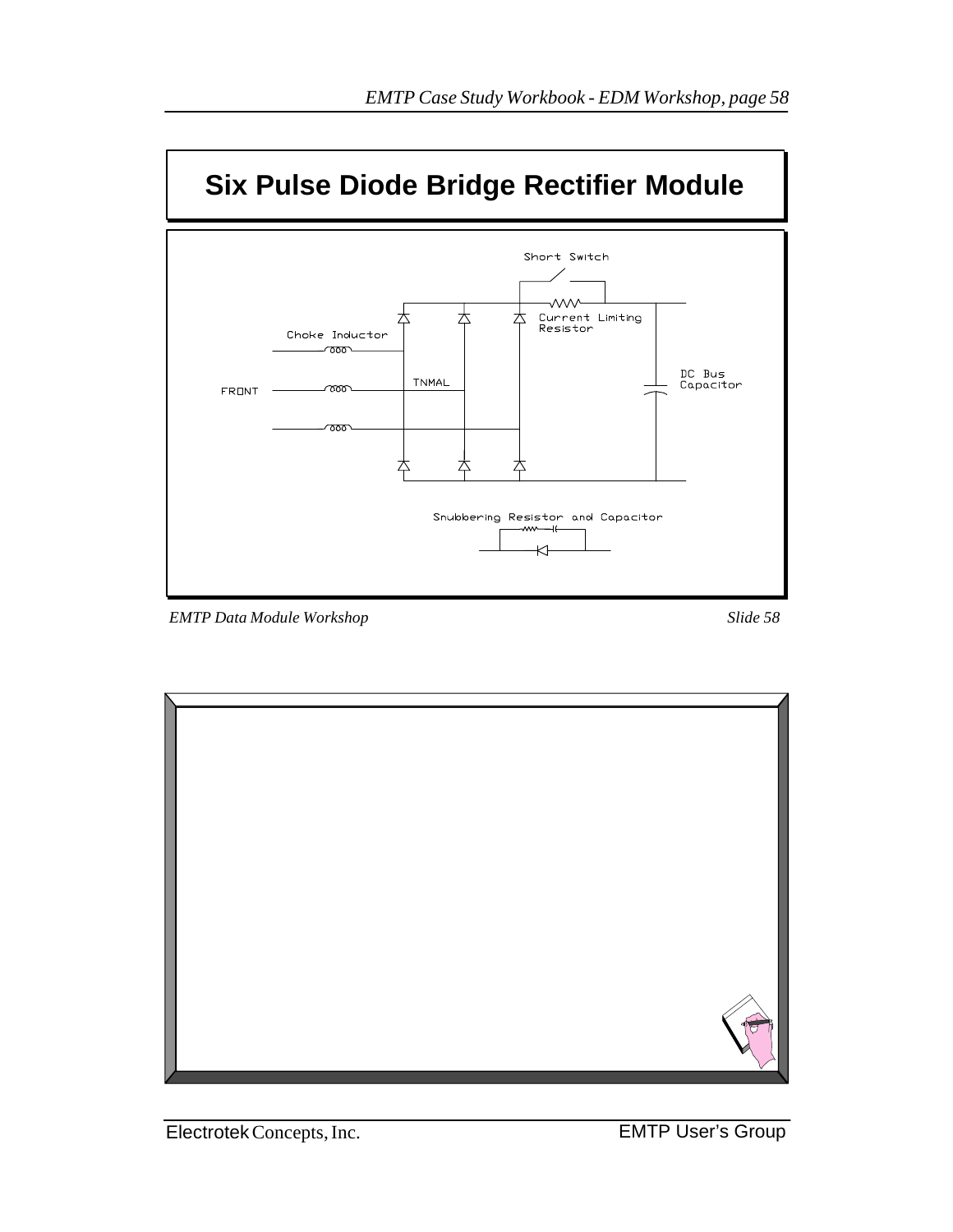# Six Pulse Diode Bridge Rectifier Module

Short Switch

Current Limiting Resistor

Choke Inductor

DC Bus Capacitor

TNMAL

FRONT

Snubbering Resistor and Capacitor

*EMTP Data Module Workshop* *Slide 58*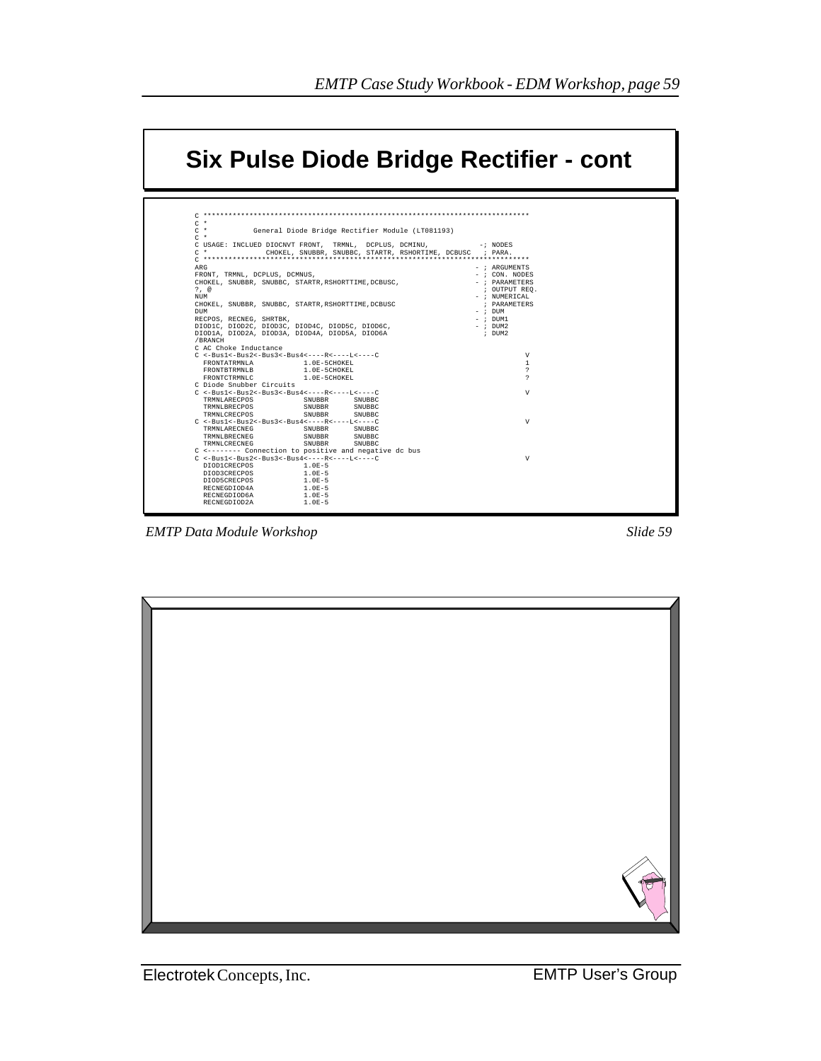# Six Pulse Diode Bridge Rectifier - cont

```
C ******************************************************************************
C *
C *           General Diode Bridge Rectifier Module (LT081193)
C *
C USAGE: INCLUED DIOCNVT FRONT,  TRMNL,  DCPLUS, DCMINU,           -; NODES
C *              CHOKEL, SNUBBR, SNUBBC, STARTR, RSHORTIME, DCBUSC   ; PARA.
C ******************************************************************************
ARG                                                               - ; ARGUMENTS
FRONT, TRMNL, DCPLUS, DCMNUS,                                     - ; CON. NODES
CHOKEL, SNUBBR, SNUBBC, STARTR,RSHORTTIME,DCBUSC,                 - ; PARAMETERS
?, @                                                                ; OUTPUT REQ.
NUM                                                               - ; NUMERICAL
CHOKEL, SNUBBR, SNUBBC, STARTR,RSHORTTIME,DCBUSC                    ; PARAMETERS
DUM                                                               - ; DUM
RECPOS, RECNEG, SHRTBK,                                           - ; DUM1
DIOD1C, DIOD2C, DIOD3C, DIOD4C, DIOD5C, DIOD6C,                   - ; DUM2
DIOD1A, DIOD2A, DIOD3A, DIOD4A, DIOD5A, DIOD6A                      ; DUM2
/BRANCH
C AC Choke Inductance
C <-Bus1<-Bus2<-Bus3<-Bus4<----R<----L<----C                                V
  FRONTATRMNLA            1.0E-5CHOKEL                                      1
  FRONTBTRMNLB            1.0E-5CHOKEL                                      ?
  FRONTCTRMNLC            1.0E-5CHOKEL                                      ?
C Diode Snubber Circuits
C <-Bus1<-Bus2<-Bus3<-Bus4<----R<----L<----C                                V
  TRMNLARECPOS            SNUBBR      SNUBBC
  TRMNLBRECPOS            SNUBBR      SNUBBC
  TRMNLCRECPOS            SNUBBR      SNUBBC
C <-Bus1<-Bus2<-Bus3<-Bus4<----R<----L<----C                                V
  TRMNLARECNEG            SNUBBR      SNUBBC
  TRMNLBRECNEG            SNUBBR      SNUBBC
  TRMNLCRECNEG            SNUBBR      SNUBBC
C <-------- Connection to positive and negative dc bus
C <-Bus1<-Bus2<-Bus3<-Bus4<----R<----L<----C                                V
  DIOD1CRECPOS            1.0E-5
  DIOD3CRECPOS            1.0E-5
  DIOD5CRECPOS            1.0E-5
  RECNEGDIOD4A            1.0E-5
  RECNEGDIOD6A            1.0E-5
  RECNEGDIOD2A            1.0E-5
```

*EMTP Data Module Workshop* *Slide 59*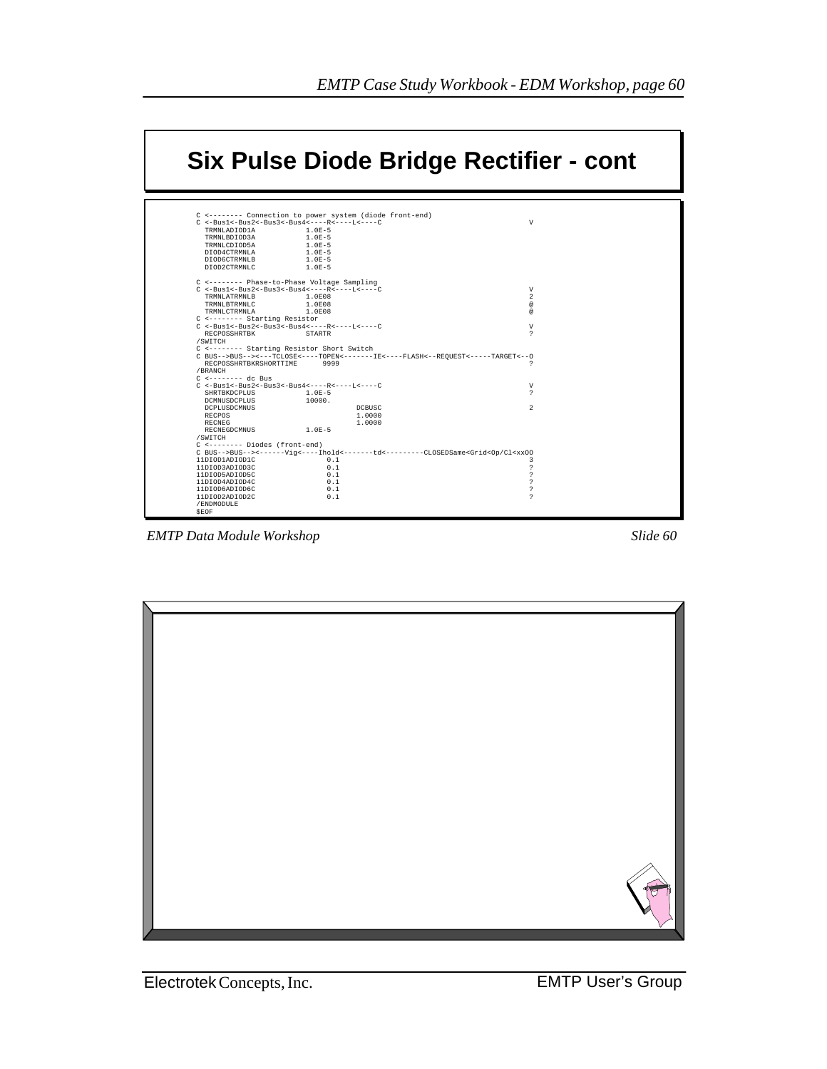# Six Pulse Diode Bridge Rectifier - cont

```
C <-------- Connection to power system (diode front-end)
C <-Bus1<-Bus2<-Bus3<-Bus4<----R<----L<----C                                V
  TRMNLADIOD1A           1.0E-5
  TRMNLBDIOD3A           1.0E-5
  TRMNLCDIOD5A           1.0E-5
  DIOD4CTRMNLA           1.0E-5
  DIOD6CTRMNLB           1.0E-5
  DIOD2CTRMNLC           1.0E-5

C <-------- Phase-to-Phase Voltage Sampling
C <-Bus1<-Bus2<-Bus3<-Bus4<----R<----L<----C                                V
  TRMNLATRMNLB           1.0E08                                             2
  TRMNLBTRMNLC           1.0E08                                             @
  TRMNLCTRMNLA           1.0E08                                             @
C <-------- Starting Resistor
C <-Bus1<-Bus2<-Bus3<-Bus4<----R<----L<----C                                V
  RECPOSSHRTBK           STARTR                                             ?
/SWITCH
C <-------- Starting Resistor Short Switch
C BUS-->BUS--><---TCLOSE<----TOPEN<-------IE<----FLASH<--REQUEST<-----TARGET<--O
  RECPOSSHRTBKRSHORTTIME     9999                                           ?
/BRANCH
C <-------- dc Bus
C <-Bus1<-Bus2<-Bus3<-Bus4<----R<----L<----C                                V
  SHRTBKDCPLUS           1.0E-5                                             ?
  DCMNUSDCPLUS           10000.
  DCPLUSDCMNUS                      DCBUSC                                  2
  RECPOS                            1.0000
  RECNEG                            1.0000
  RECNEGDCMNUS           1.0E-5
/SWITCH
C <-------- Diodes (front-end)
C BUS-->BUS--><------Vig<----Ihold<-------td<---------CLOSEDSame<Grid<Op/Cl<xxOO
11DIOD1ADIOD1C              0.1                                             3
11DIOD3ADIOD3C              0.1                                             ?
11DIOD5ADIOD5C              0.1                                             ?
11DIOD4ADIOD4C              0.1                                             ?
11DIOD6ADIOD6C              0.1                                             ?
11DIOD2ADIOD2C              0.1                                             ?
/ENDMODULE
$EOF
```

*EMTP Data Module Workshop* *Slide 60*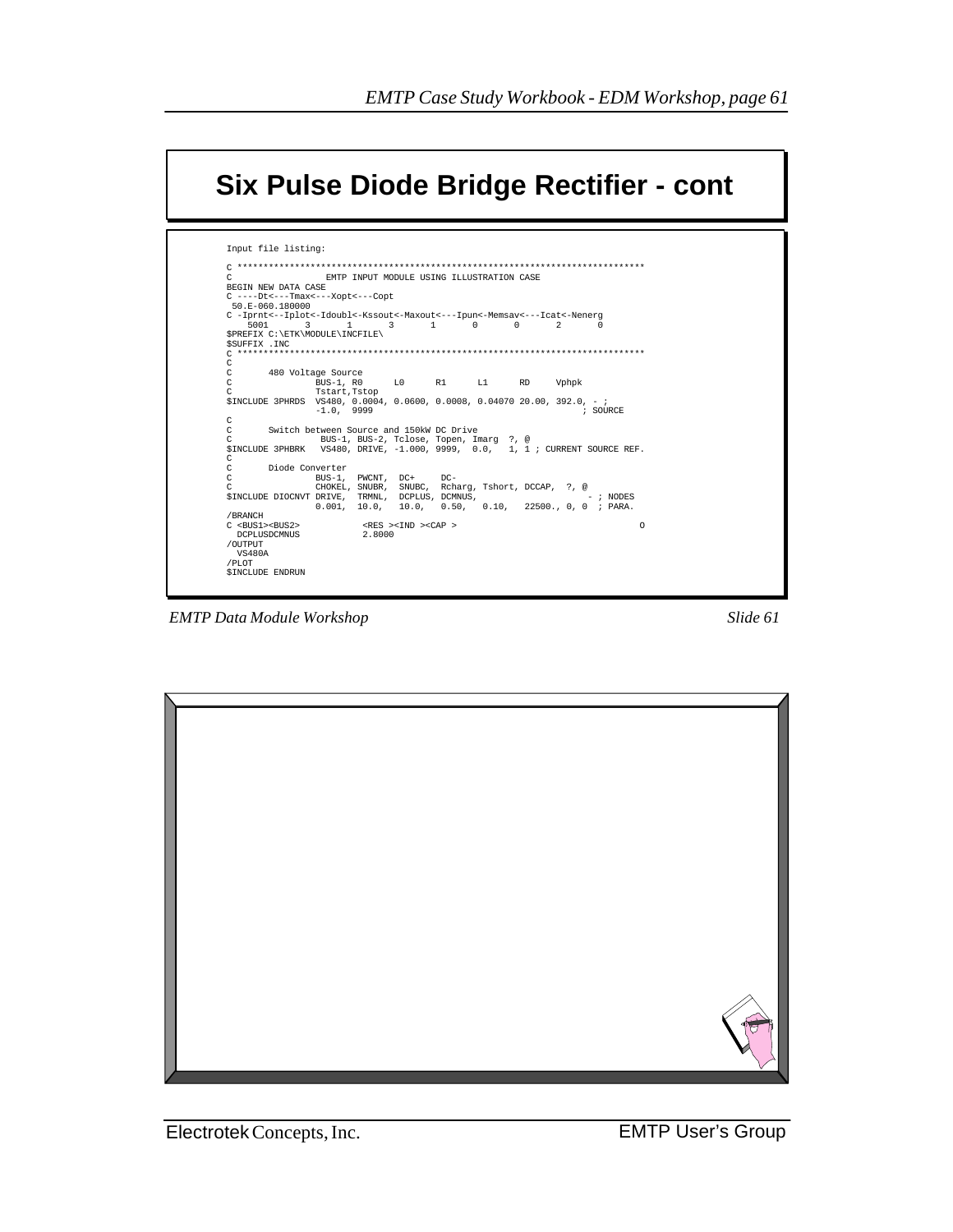# Six Pulse Diode Bridge Rectifier - cont

Input file listing:

```
C ******************************************************************************
C                    EMTP INPUT MODULE USING ILLUSTRATION CASE
BEGIN NEW DATA CASE
C ----Dt<---Tmax<---Xopt<---Copt
 50.E-060.180000
C -Iprnt<--Iplot<-Idoubl<-Kssout<-Maxout<---Ipun<-Memsav<---Icat<-Nenerg
   5001       3       1       3       1       0       0       2       0
$PREFIX C:\ETK\MODULE\INCFILE\
$SUFFIX .INC
C ******************************************************************************
C
C       480 Voltage Source
C                BUS-1, R0      L0      R1      L1      RD     Vphpk
C                Tstart,Tstop
$INCLUDE 3PHRDS  VS480, 0.0004, 0.0600, 0.0008, 0.04070 20.00, 392.0, - ;
                 -1.0,  9999                                           ; SOURCE
C
C       Switch between Source and 150kW DC Drive
C                 BUS-1, BUS-2, Tclose, Topen, Imarg  ?, @
$INCLUDE 3PHBRK   VS480, DRIVE, -1.000, 9999,  0.0,   1, 1 ; CURRENT SOURCE REF.
C
C       Diode Converter
C                BUS-1,  PWCNT,  DC+     DC-
C                CHOKEL, SNUBR,  SNUBC,  Rcharg, Tshort, DCCAP,  ?, @
$INCLUDE DIOCNVT DRIVE,  TRMNL,  DCPLUS, DCMNUS,                       - ; NODES
                 0.001,  10.0,   10.0,   0.50,   0.10,   22500., 0, 0  ; PARA.
/BRANCH
C <BUS1><BUS2>            <RES ><IND ><CAP >                                   O
  DCPLUSDCMNUS            2.8000
/OUTPUT
  VS480A
/PLOT
$INCLUDE ENDRUN
```

*EMTP Data Module Workshop* *Slide 61*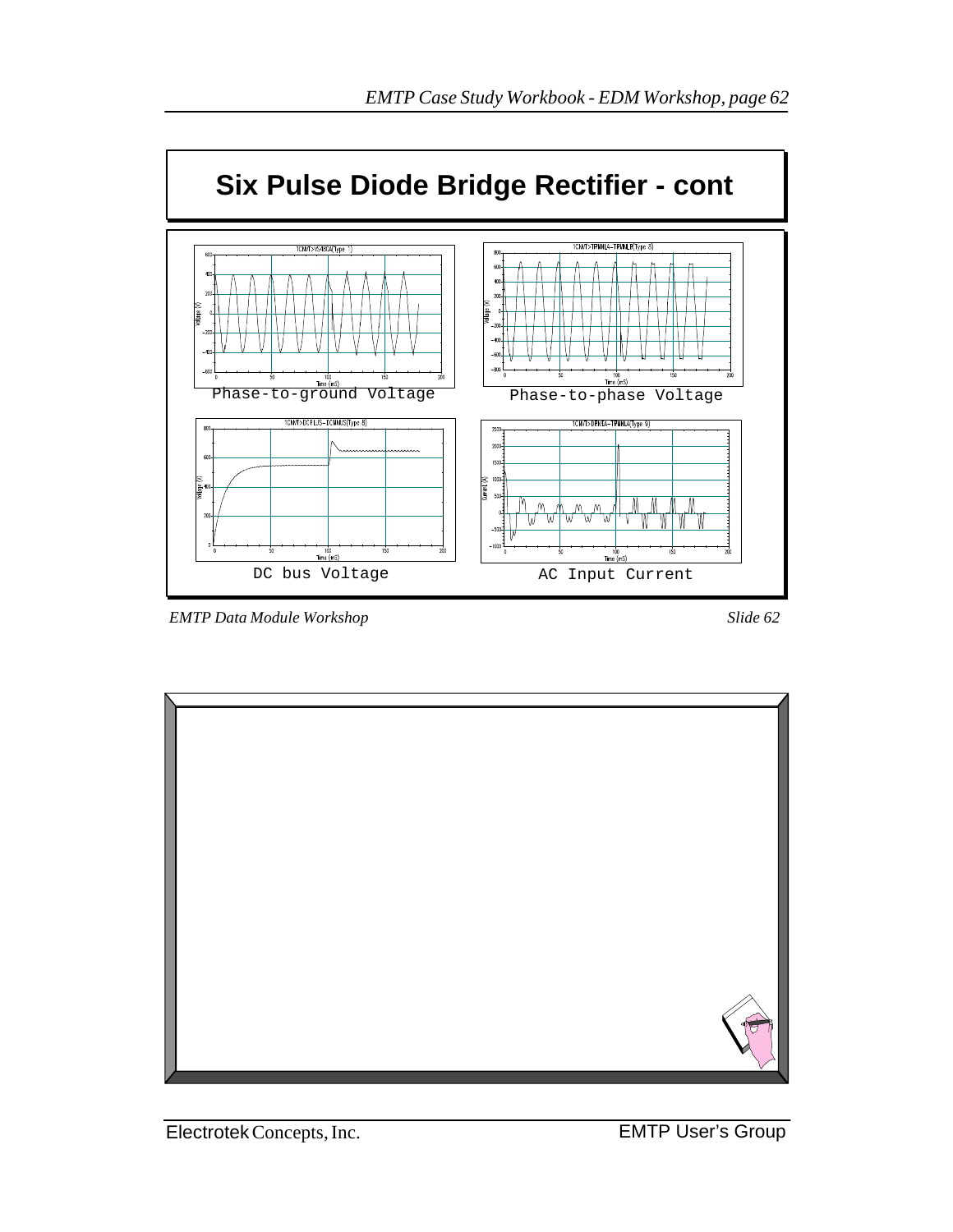# Six Pulse Diode Bridge Rectifier - cont

Phase-to-ground Voltage

Phase-to-phase Voltage

DC bus Voltage

AC Input Current

*EMTP Data Module Workshop*

*Slide 62*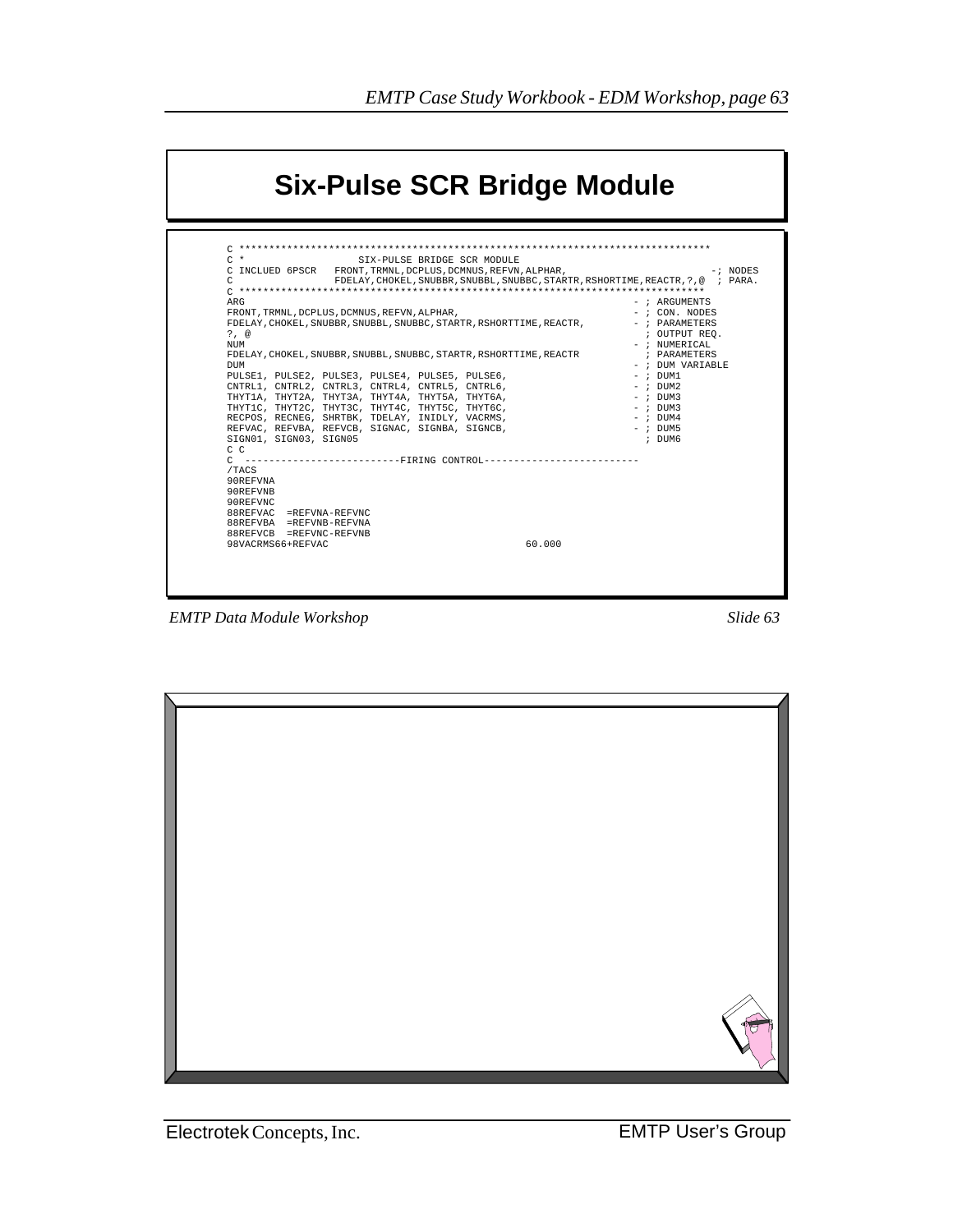# Six-Pulse SCR Bridge Module

```
C ******************************************************************************
C *                    SIX-PULSE BRIDGE SCR MODULE
C INCLUED 6PSCR   FRONT,TRMNL,DCPLUS,DCMNUS,REFVN,ALPHAR,                         -; NODES
C               FDELAY,CHOKEL,SNUBBR,SNUBBL,SNUBBC,STARTR,RSHORTIME,REACTR,?,@  ; PARA.
C ******************************************************************************
ARG                                                                  - ; ARGUMENTS
FRONT,TRMNL,DCPLUS,DCMNUS,REFVN,ALPHAR,                              - ; CON. NODES
FDELAY,CHOKEL,SNUBBR,SNUBBL,SNUBBC,STARTR,RSHORTTIME,REACTR,         - ; PARAMETERS
?, @                                                                   ; OUTPUT REQ.
NUM                                                                  - ; NUMERICAL
FDELAY,CHOKEL,SNUBBR,SNUBBL,SNUBBC,STARTR,RSHORTTIME,REACTR            ; PARAMETERS
DUM                                                                  - ; DUM VARIABLE
PULSE1, PULSE2, PULSE3, PULSE4, PULSE5, PULSE6,                      - ; DUM1
CNTRL1, CNTRL2, CNTRL3, CNTRL4, CNTRL5, CNTRL6,                      - ; DUM2
THYT1A, THYT2A, THYT3A, THYT4A, THYT5A, THYT6A,                      - ; DUM3
THYT1C, THYT2C, THYT3C, THYT4C, THYT5C, THYT6C,                      - ; DUM3
RECPOS, RECNEG, SHRTBK, TDELAY, INIDLY, VACRMS,                      - ; DUM4
REFVAC, REFVBA, REFVCB, SIGNAC, SIGNBA, SIGNCB,                      - ; DUM5
SIGN01, SIGN03, SIGN05                                                 ; DUM6
C C
C  -------------------------FIRING CONTROL--------------------------
/TACS
90REFVNA
90REFVNB
90REFVNC
88REFVAC  =REFVNA-REFVNC
88REFVBA  =REFVNB-REFVNA
88REFVCB  =REFVNC-REFVNB
98VACRMS66+REFVAC                                 60.000
```

*EMTP Data Module Workshop* *Slide 63*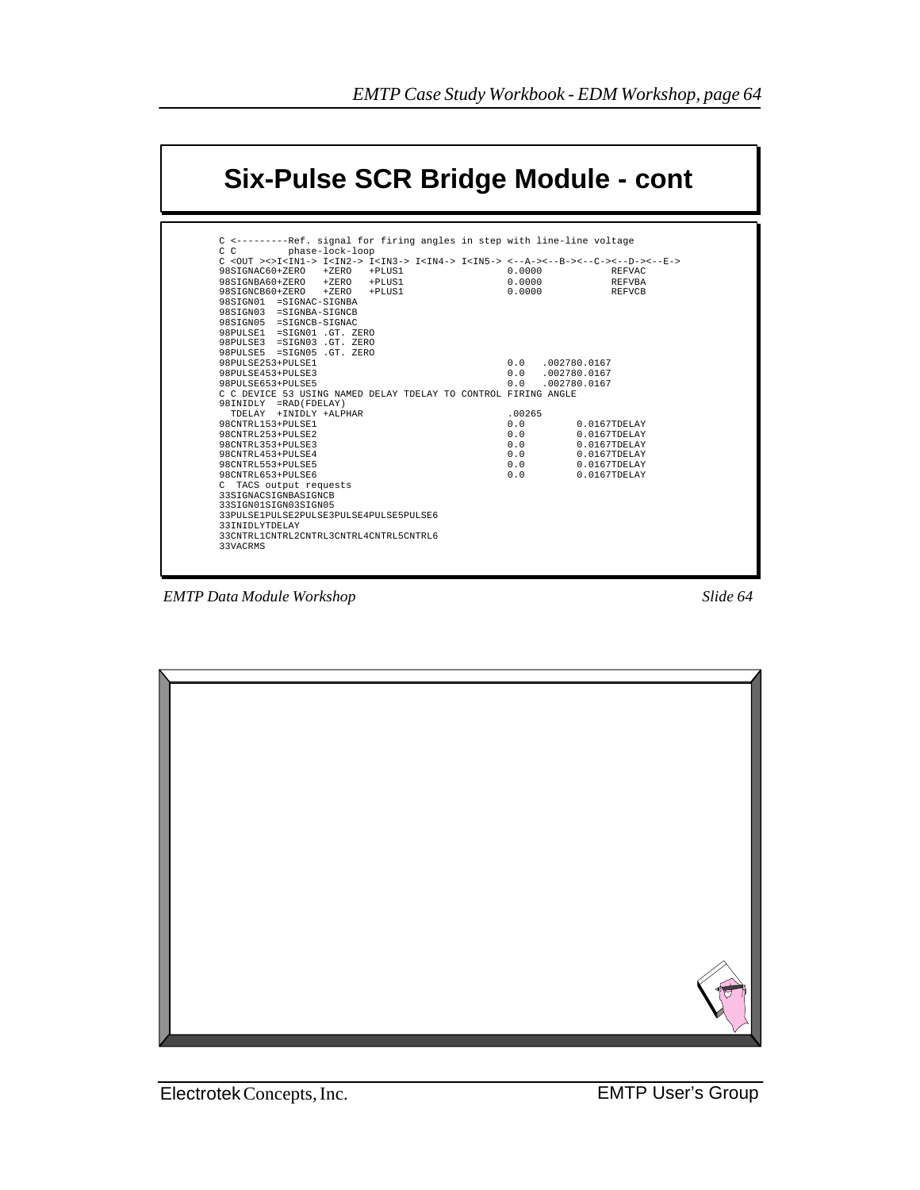# Six-Pulse SCR Bridge Module - cont

```
C <---------Ref. signal for firing angles in step with line-line voltage
C C         phase-lock-loop
C <OUT ><>I<IN1-> I<IN2-> I<IN3-> I<IN4-> I<IN5-> <--A-><--B-><--C-><--D-><--E->
98SIGNAC60+ZERO   +ZERO   +PLUS1                  0.0000          REFVAC
98SIGNBA60+ZERO   +ZERO   +PLUS1                  0.0000          REFVBA
98SIGNCB60+ZERO   +ZERO   +PLUS1                  0.0000          REFVCB
98SIGN01  =SIGNAC-SIGNBA
98SIGN03  =SIGNBA-SIGNCB
98SIGN05  =SIGNCB-SIGNAC
98PULSE1  =SIGN01 .GT. ZERO
98PULSE3  =SIGN03 .GT. ZERO
98PULSE5  =SIGN05 .GT. ZERO
98PULSE253+PULSE1                                 0.0   .002780.0167
98PULSE453+PULSE3                                 0.0   .002780.0167
98PULSE653+PULSE5                                 0.0   .002780.0167
C C DEVICE 53 USING NAMED DELAY TDELAY TO CONTROL FIRING ANGLE
98INIDLY  =RAD(FDELAY)
  TDELAY  +INIDLY +ALPHAR                         .00265
98CNTRL153+PULSE1                                 0.0         0.0167TDELAY
98CNTRL253+PULSE2                                 0.0         0.0167TDELAY
98CNTRL353+PULSE3                                 0.0         0.0167TDELAY
98CNTRL453+PULSE4                                 0.0         0.0167TDELAY
98CNTRL553+PULSE5                                 0.0         0.0167TDELAY
98CNTRL653+PULSE6                                 0.0         0.0167TDELAY
C  TACS output requests
33SIGNACSIGNBASIGNCB
33SIGN01SIGN03SIGN05
33PULSE1PULSE2PULSE3PULSE4PULSE5PULSE6
33INIDLYTDELAY
33CNTRL1CNTRL2CNTRL3CNTRL4CNTRL5CNTRL6
33VACRMS
```

*EMTP Data Module Workshop* *Slide 64*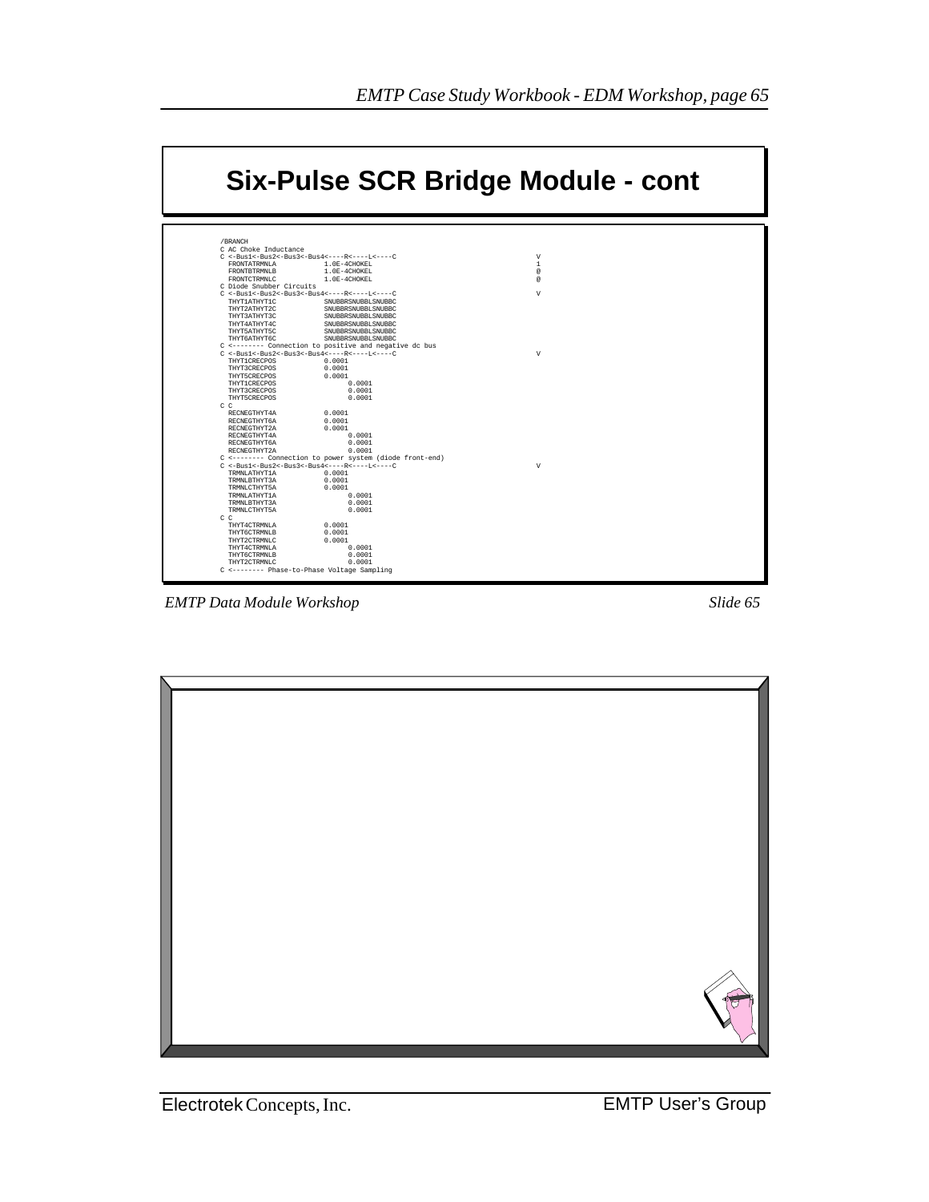# Six-Pulse SCR Bridge Module - cont

```
/BRANCH
C AC Choke Inductance
C <-Bus1<-Bus2<-Bus3<-Bus4<----R<----L<----C                                V
  FRONTATRMNLA            1.0E-4CHOKEL                                      1
  FRONTBTRMNLB            1.0E-4CHOKEL                                      @
  FRONTCTRMNLC            1.0E-4CHOKEL                                      @
C Diode Snubber Circuits
C <-Bus1<-Bus2<-Bus3<-Bus4<----R<----L<----C                                V
  THYT1ATHYT1C            SNUBBRSNUBBLSNUBBC
  THYT2ATHYT2C            SNUBBRSNUBBLSNUBBC
  THYT3ATHYT3C            SNUBBRSNUBBLSNUBBC
  THYT4ATHYT4C            SNUBBRSNUBBLSNUBBC
  THYT5ATHYT5C            SNUBBRSNUBBLSNUBBC
  THYT6ATHYT6C            SNUBBRSNUBBLSNUBBC
C <-------- Connection to positive and negative dc bus
C <-Bus1<-Bus2<-Bus3<-Bus4<----R<----L<----C                                V
  THYT1CRECPOS            0.0001
  THYT3CRECPOS            0.0001
  THYT5CRECPOS            0.0001
  THYT1CRECPOS                  0.0001
  THYT3CRECPOS                  0.0001
  THYT5CRECPOS                  0.0001
C C
  RECNEGTHYT4A            0.0001
  RECNEGTHYT6A            0.0001
  RECNEGTHYT2A            0.0001
  RECNEGTHYT4A                  0.0001
  RECNEGTHYT6A                  0.0001
  RECNEGTHYT2A                  0.0001
C <-------- Connection to power system (diode front-end)
C <-Bus1<-Bus2<-Bus3<-Bus4<----R<----L<----C                                V
  TRMNLATHYT1A            0.0001
  TRMNLBTHYT3A            0.0001
  TRMNLCTHYT5A            0.0001
  TRMNLATHYT1A                  0.0001
  TRMNLBTHYT3A                  0.0001
  TRMNLCTHYT5A                  0.0001
C C
  THYT4CTRMNLA            0.0001
  THYT6CTRMNLB            0.0001
  THYT2CTRMNLC            0.0001
  THYT4CTRMNLA                  0.0001
  THYT6CTRMNLB                  0.0001
  THYT2CTRMNLC                  0.0001
C <-------- Phase-to-Phase Voltage Sampling
```

*EMTP Data Module Workshop* — *Slide 65*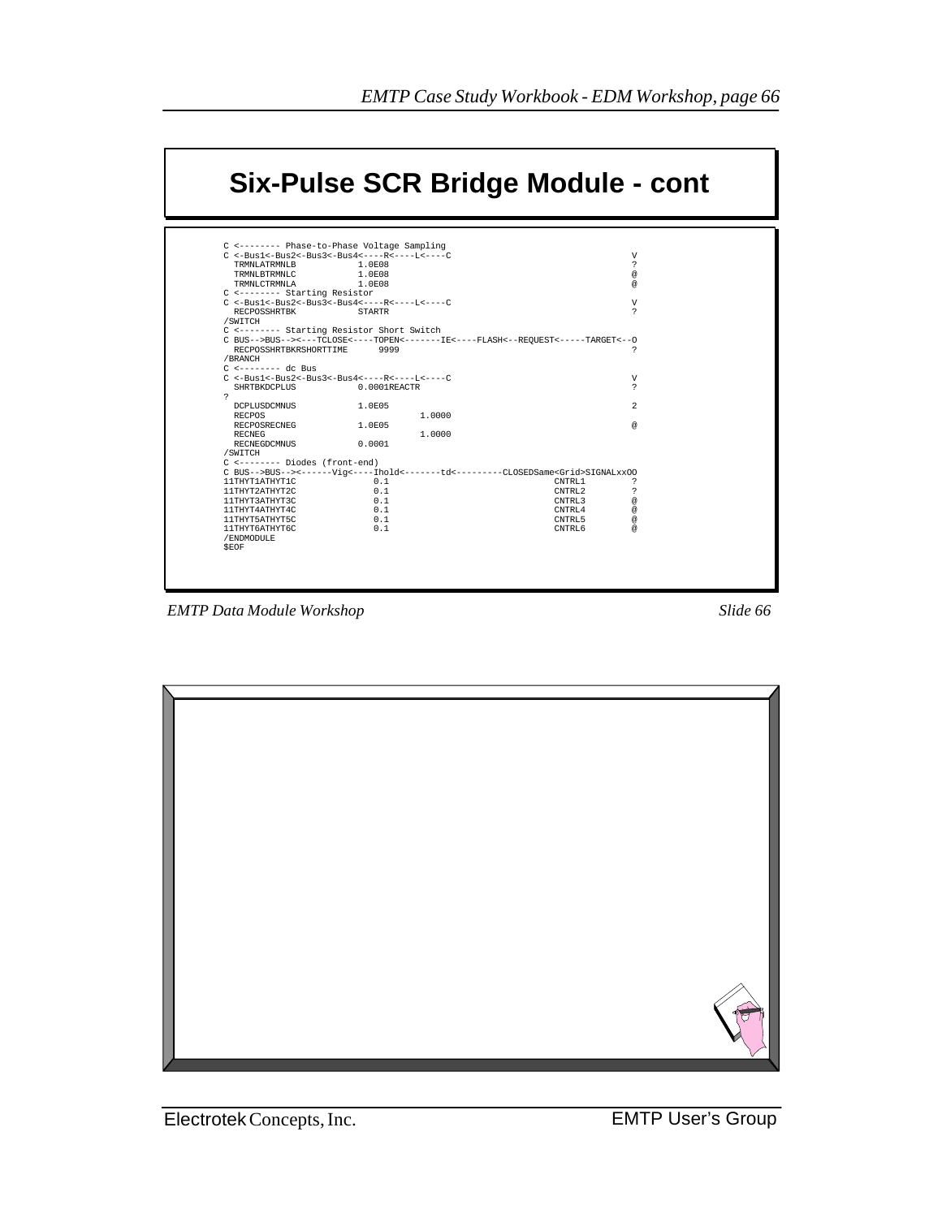# Six-Pulse SCR Bridge Module - cont

```
C <-------- Phase-to-Phase Voltage Sampling
C <-Bus1<-Bus2<-Bus3<-Bus4<----R<----L<----C                                       V
  TRMNLATRMNLB            1.0E08                                                   ?
  TRMNLBTRMNLC            1.0E08                                                   @
  TRMNLCTRMNLA            1.0E08                                                   @
C <-------- Starting Resistor
C <-Bus1<-Bus2<-Bus3<-Bus4<----R<----L<----C                                       V
  RECPOSSHRTBK            STARTR                                                   ?
/SWITCH
C <-------- Starting Resistor Short Switch
C BUS-->BUS--><---TCLOSE<----TOPEN<-------IE<----FLASH<--REQUEST<-----TARGET<--O
  RECPOSSHRTBKRSHORTTIME      9999                                                 ?
/BRANCH
C <-------- dc Bus
C <-Bus1<-Bus2<-Bus3<-Bus4<----R<----L<----C                                       V
  SHRTBKDCPLUS            0.0001REACTR                                             ?
?
  DCPLUSDCMNUS            1.0E05                                                   2
  RECPOS                              1.0000
  RECPOSRECNEG            1.0E05                                                   @
  RECNEG                              1.0000
  RECNEGDCMNUS            0.0001
/SWITCH
C <-------- Diodes (front-end)
C BUS-->BUS--><------Vig<----Ihold<-------td<---------CLOSEDSame<Grid>SIGNALxxOO
11THYT1ATHYT1C             0.1                                CNTRL1        ?
11THYT2ATHYT2C             0.1                                CNTRL2        ?
11THYT3ATHYT3C             0.1                                CNTRL3        @
11THYT4ATHYT4C             0.1                                CNTRL4        @
11THYT5ATHYT5C             0.1                                CNTRL5        @
11THYT6ATHYT6C             0.1                                CNTRL6        @
/ENDMODULE
$EOF
```

*EMTP Data Module Workshop* *Slide 66*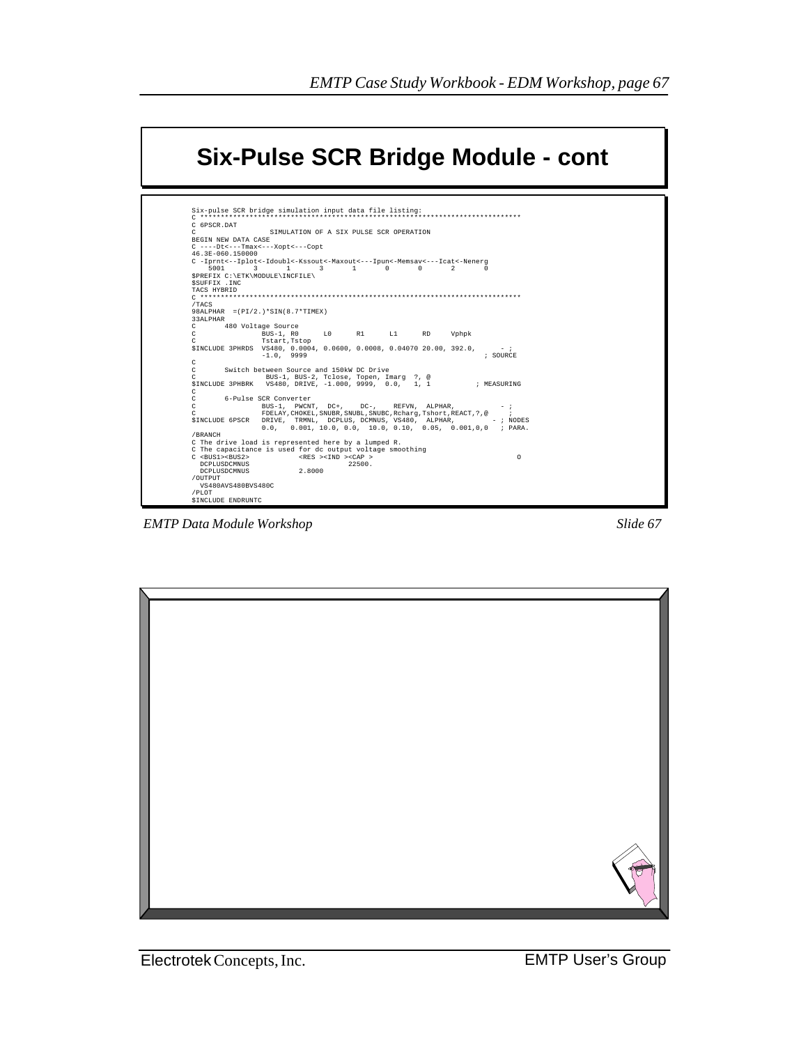# Six-Pulse SCR Bridge Module - cont

```
Six-pulse SCR bridge simulation input data file listing:
C ******************************************************************************
C 6PSCR.DAT
C                 SIMULATION OF A SIX PULSE SCR OPERATION
BEGIN NEW DATA CASE
C ----Dt<---Tmax<---Xopt<---Copt
46.3E-060.150000
C -Iprnt<--Iplot<-Idoubl<-Kssout<-Maxout<---Ipun<-Memsav<---Icat<-Nenerg
   5001      3      1      3      1      0      0      2      0
$PREFIX C:\ETK\MODULE\INCFILE\
$SUFFIX .INC
TACS HYBRID
C ******************************************************************************
/TACS
98ALPHAR  =(PI/2.)*SIN(8.7*TIMEX)
33ALPHAR
C       480 Voltage Source
C               BUS-1, R0      L0      R1      L1      RD     Vphpk
C               Tstart,Tstop
$INCLUDE 3PHRDS  VS480, 0.0004, 0.0600, 0.0008, 0.04070 20.00, 392.0,      - ;
                -1.0,  9999                                              ; SOURCE
C
C       Switch between Source and 150kW DC Drive
C                BUS-1, BUS-2, Tclose, Topen, Imarg  ?, @
$INCLUDE 3PHBRK   VS480, DRIVE, -1.000, 9999,  0.0,   1, 1          ; MEASURING
C
C       6-Pulse SCR Converter
C               BUS-1,  PWCNT,  DC+,    DC-,    REFVN,  ALPHAR,          - ;
C               FDELAY,CHOKEL,SNUBR,SNUBL,SNUBC,Rcharg,Tshort,REACT,?,@    ;
$INCLUDE 6PSCR  DRIVE,  TRMNL,  DCPLUS, DCMNUS, VS480,  ALPHAR,        - ; NODES
                0.0,   0.001, 10.0, 0.0,  10.0, 0.10,  0.05,  0.001,0,0   ; PARA.
/BRANCH
C The drive load is represented here by a lumped R.
C The capacitance is used for dc output voltage smoothing
C <BUS1><BUS2>            <RES ><IND ><CAP >                                 O
  DCPLUSDCMNUS                        22500.
  DCPLUSDCMNUS            2.8000
/OUTPUT
  VS480AVS480BVS480C
/PLOT
$INCLUDE ENDRUNTC
```

*EMTP Data Module Workshop* *Slide 67*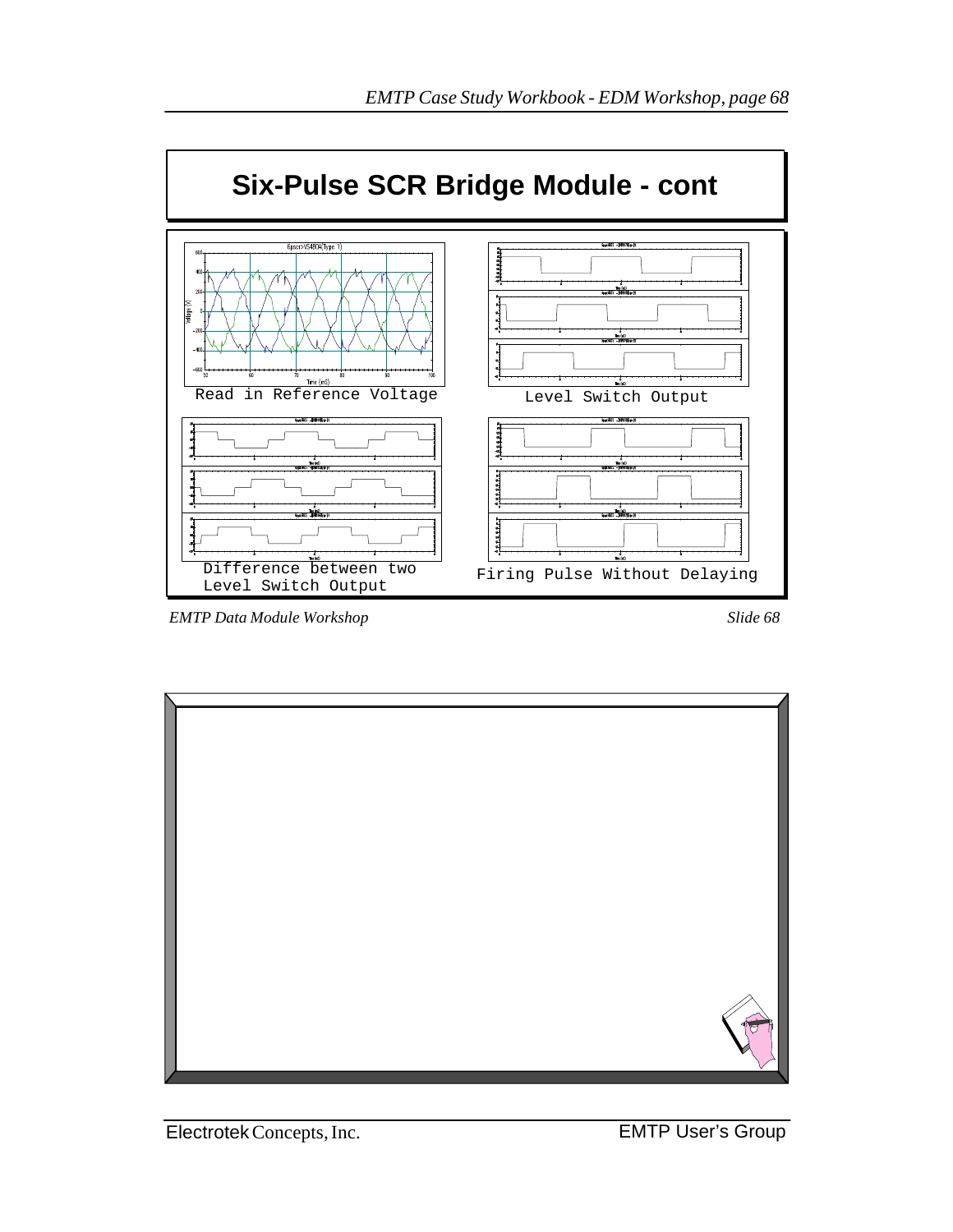# Six-Pulse SCR Bridge Module - cont

Read in Reference Voltage

Level Switch Output

Difference between two Level Switch Output

Firing Pulse Without Delaying

*EMTP Data Module Workshop* *Slide 68*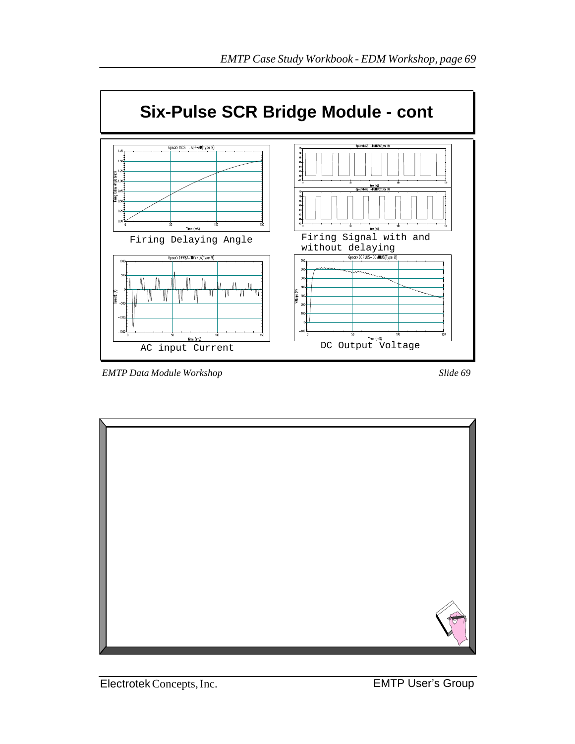# Six-Pulse SCR Bridge Module - cont

Firing Delaying Angle

Firing Signal with and without delaying

AC input Current

DC Output Voltage

*EMTP Data Module Workshop*

*Slide 69*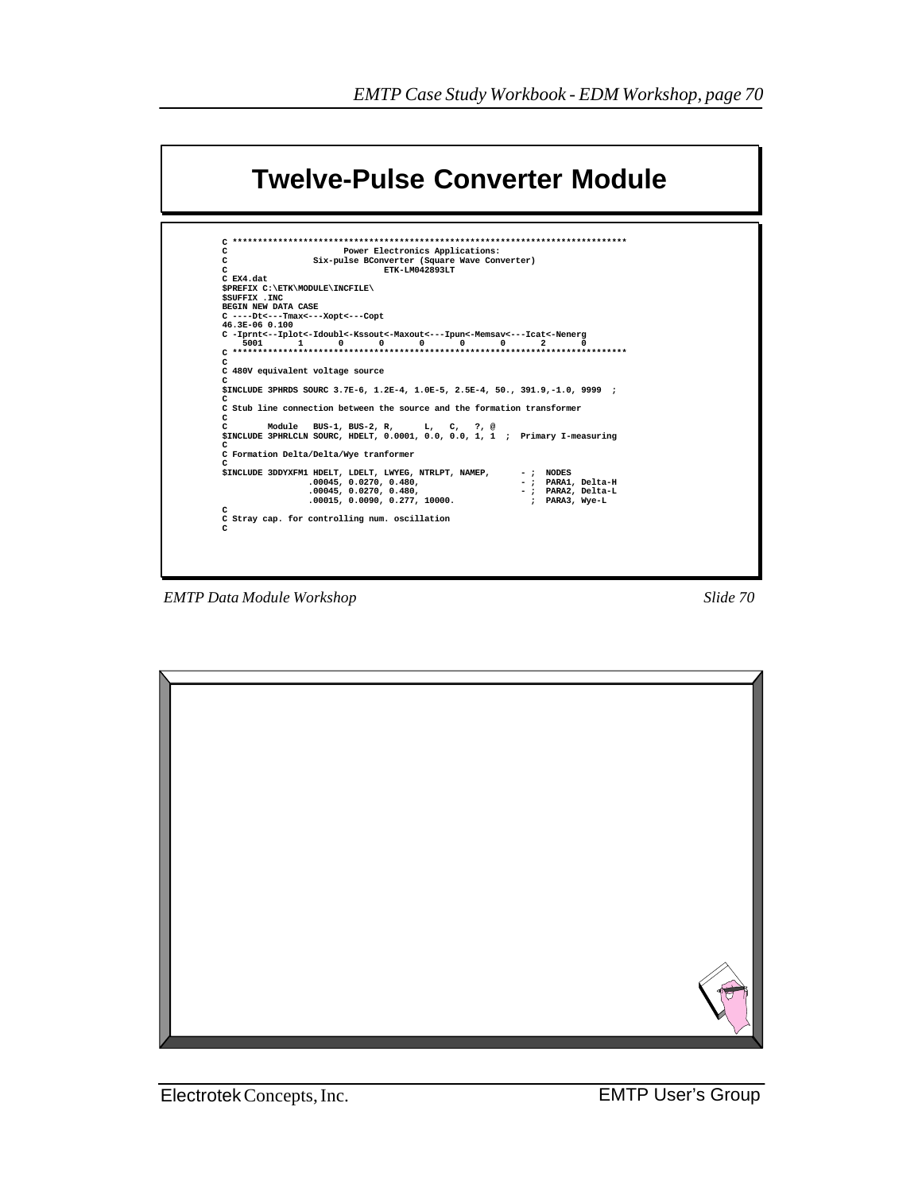# Twelve-Pulse Converter Module

```
C ****************************************************************************
C                       Power Electronics Applications:
C                Six-pulse BConverter (Square Wave Converter)
C                               ETK-LM042893LT
C EX4.dat
$PREFIX C:\ETK\MODULE\INCFILE\
$SUFFIX .INC
BEGIN NEW DATA CASE
C ----Dt<---Tmax<---Xopt<---Copt
46.3E-06 0.100
C -Iprnt<--Iplot<-Idoubl<-Kssout<-Maxout<---Ipun<-Memsav<---Icat<-Nenerg
   5001       1       0       0       0       0       0       2       0
C ****************************************************************************
C
C 480V equivalent voltage source
C
$INCLUDE 3PHRDS SOURC 3.7E-6, 1.2E-4, 1.0E-5, 2.5E-4, 50., 391.9,-1.0, 9999  ;
C
C Stub line connection between the source and the formation transformer
C
C       Module   BUS-1, BUS-2, R,      L,   C,   ?, @
$INCLUDE 3PHRLCLN SOURC, HDELT, 0.0001, 0.0, 0.0, 1, 1  ;  Primary I-measuring
C
C Formation Delta/Delta/Wye tranformer
C
$INCLUDE 3DDYXFM1 HDELT, LDELT, LWYEG, NTRLPT, NAMEP,      - ;  NODES
                .00045, 0.0270, 0.480,                    - ;  PARA1, Delta-H
                .00045, 0.0270, 0.480,                    - ;  PARA2, Delta-L
                .00015, 0.0090, 0.277, 10000.               ;  PARA3, Wye-L
C
C Stray cap. for controlling num. oscillation
C
```

*EMTP Data Module Workshop* *Slide 70*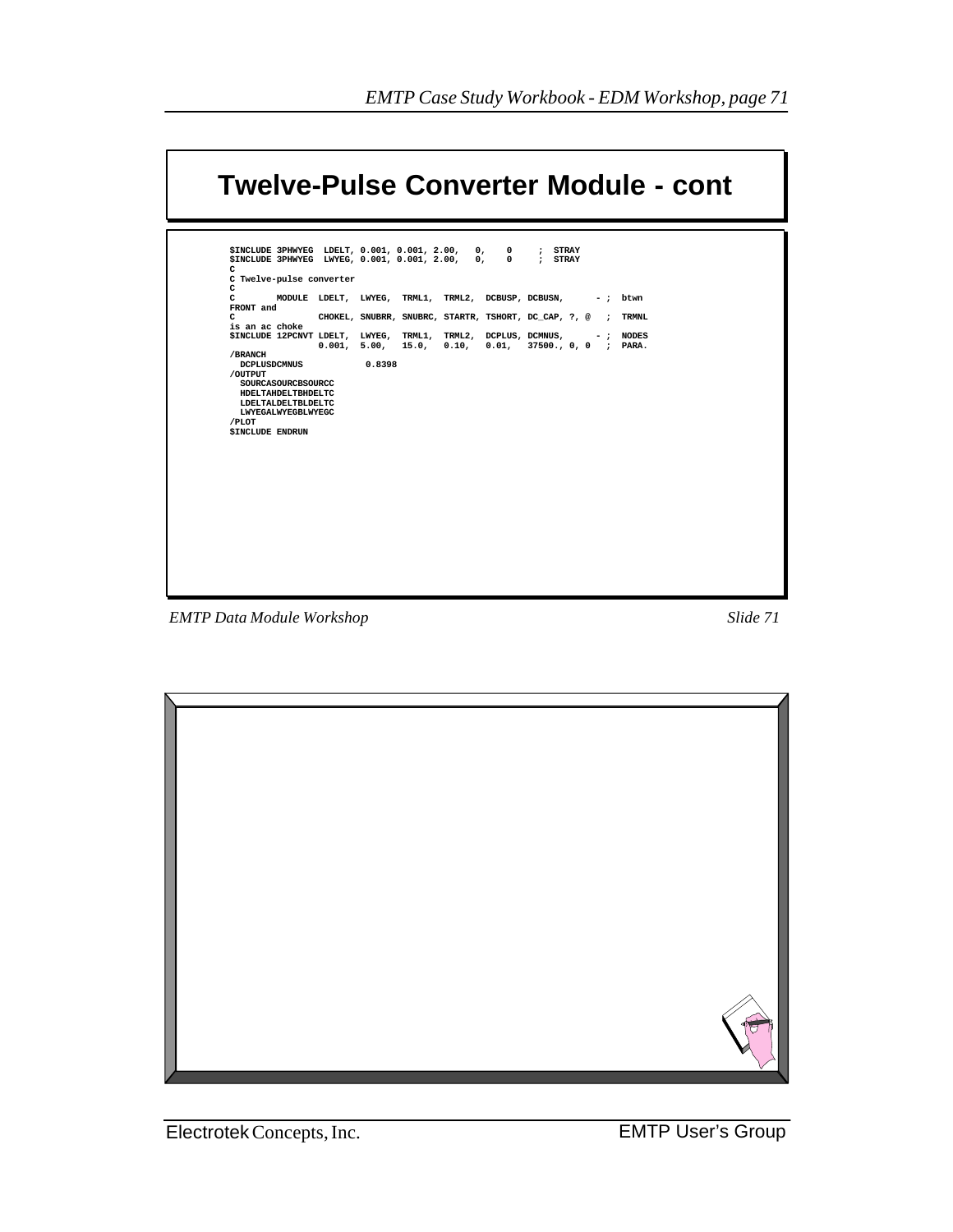# Twelve-Pulse Converter Module - cont

```
$INCLUDE 3PHWYEG  LDELT, 0.001, 0.001, 2.00,   0,    0     ;  STRAY
$INCLUDE 3PHWYEG  LWYEG, 0.001, 0.001, 2.00,   0,    0     ;  STRAY
C
C Twelve-pulse converter
C
C        MODULE  LDELT,  LWYEG,  TRML1,  TRML2,  DCBUSP, DCBUSN,      - ;  btwn
FRONT and
C                CHOKEL, SNUBRR, SNUBRC, STARTR, TSHORT, DC_CAP, ?, @   ;  TRMNL
is an ac choke
$INCLUDE 12PCNVT LDELT,  LWYEG,  TRML1,  TRML2,  DCPLUS, DCMNUS,      - ;  NODES
                 0.001,  5.00,   15.0,   0.10,   0.01,   37500., 0, 0   ;  PARA.
/BRANCH
  DCPLUSDCMNUS            0.8398
/OUTPUT
  SOURCASOURCBSOURCC
  HDELTAHDELTBHDELTC
  LDELTALDELTBLDELTC
  LWYEGALWYEGBLWYEGC
/PLOT
$INCLUDE ENDRUN
```

*EMTP Data Module Workshop* *Slide 71*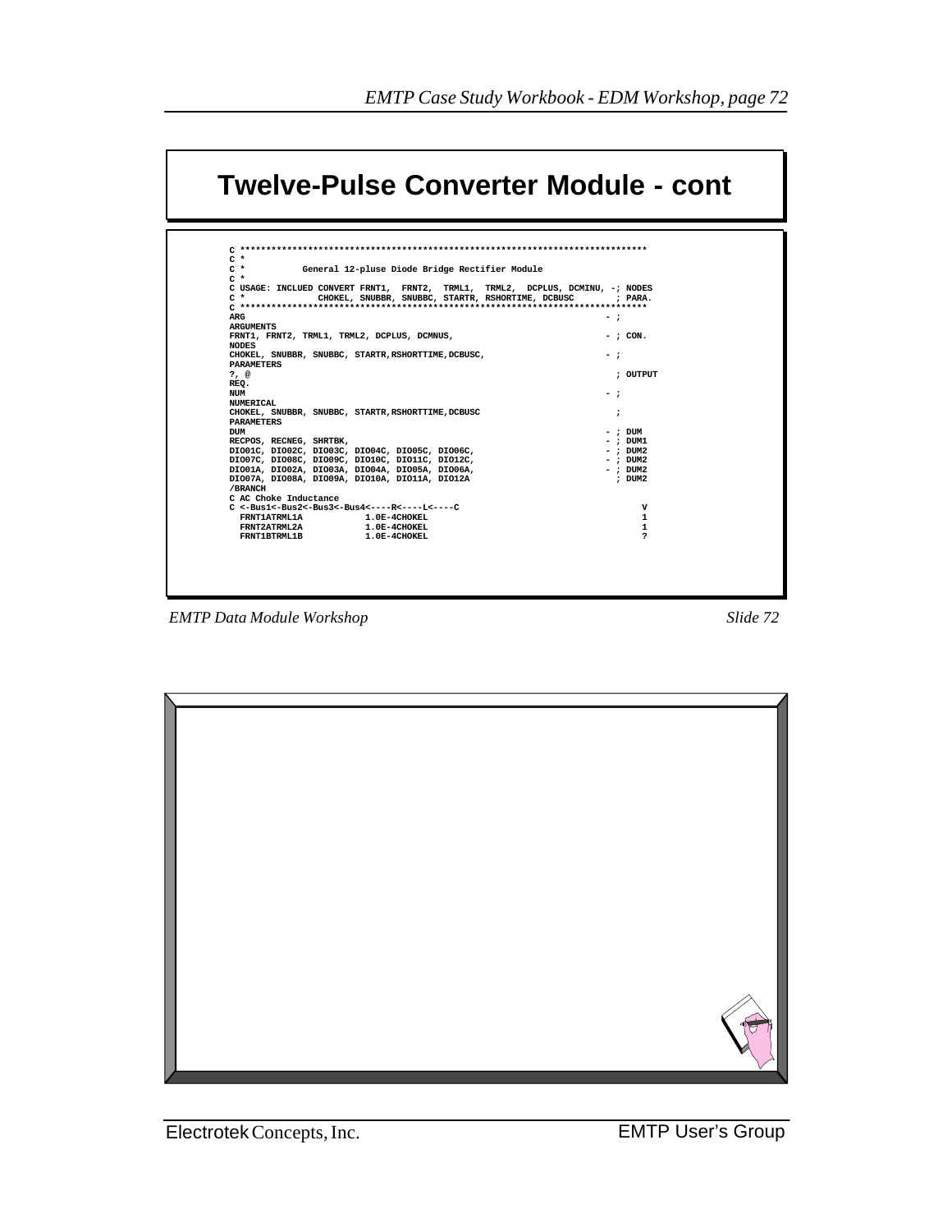# Twelve-Pulse Converter Module - cont

```
C ****************************************************************************
C *
C *          General 12-pluse Diode Bridge Rectifier Module
C *
C USAGE: INCLUED CONVERT FRNT1,  FRNT2,  TRML1,  TRML2,  DCPLUS, DCMINU, -; NODES
C *              CHOKEL, SNUBBR, SNUBBC, STARTR, RSHORTIME, DCBUSC        ; PARA.
C ****************************************************************************
ARG                                                                    - ;
ARGUMENTS
FRNT1, FRNT2, TRML1, TRML2, DCPLUS, DCMNUS,                            - ; CON.
NODES
CHOKEL, SNUBBR, SNUBBC, STARTR,RSHORTTIME,DCBUSC,                      - ;
PARAMETERS
?, @                                                                     ; OUTPUT
REQ.
NUM                                                                    - ;
NUMERICAL
CHOKEL, SNUBBR, SNUBBC, STARTR,RSHORTTIME,DCBUSC                         ;
PARAMETERS
DUM                                                                    - ; DUM
RECPOS, RECNEG, SHRTBK,                                                - ; DUM1
DIO01C, DIO02C, DIO03C, DIO04C, DIO05C, DIO06C,                        - ; DUM2
DIO07C, DIO08C, DIO09C, DIO10C, DIO11C, DIO12C,                        - ; DUM2
DIO01A, DIO02A, DIO03A, DIO04A, DIO05A, DIO06A,                        - ; DUM2
DIO07A, DIO08A, DIO09A, DIO10A, DIO11A, DIO12A                           ; DUM2
/BRANCH
C AC Choke Inductance
C <-Bus1<-Bus2<-Bus3<-Bus4<----R<----L<----C                                V
  FRNT1ATRML1A           1.0E-4CHOKEL                                        1
  FRNT2ATRML2A           1.0E-4CHOKEL                                        1
  FRNT1BTRML1B           1.0E-4CHOKEL                                        ?
```

*EMTP Data Module Workshop* *Slide 72*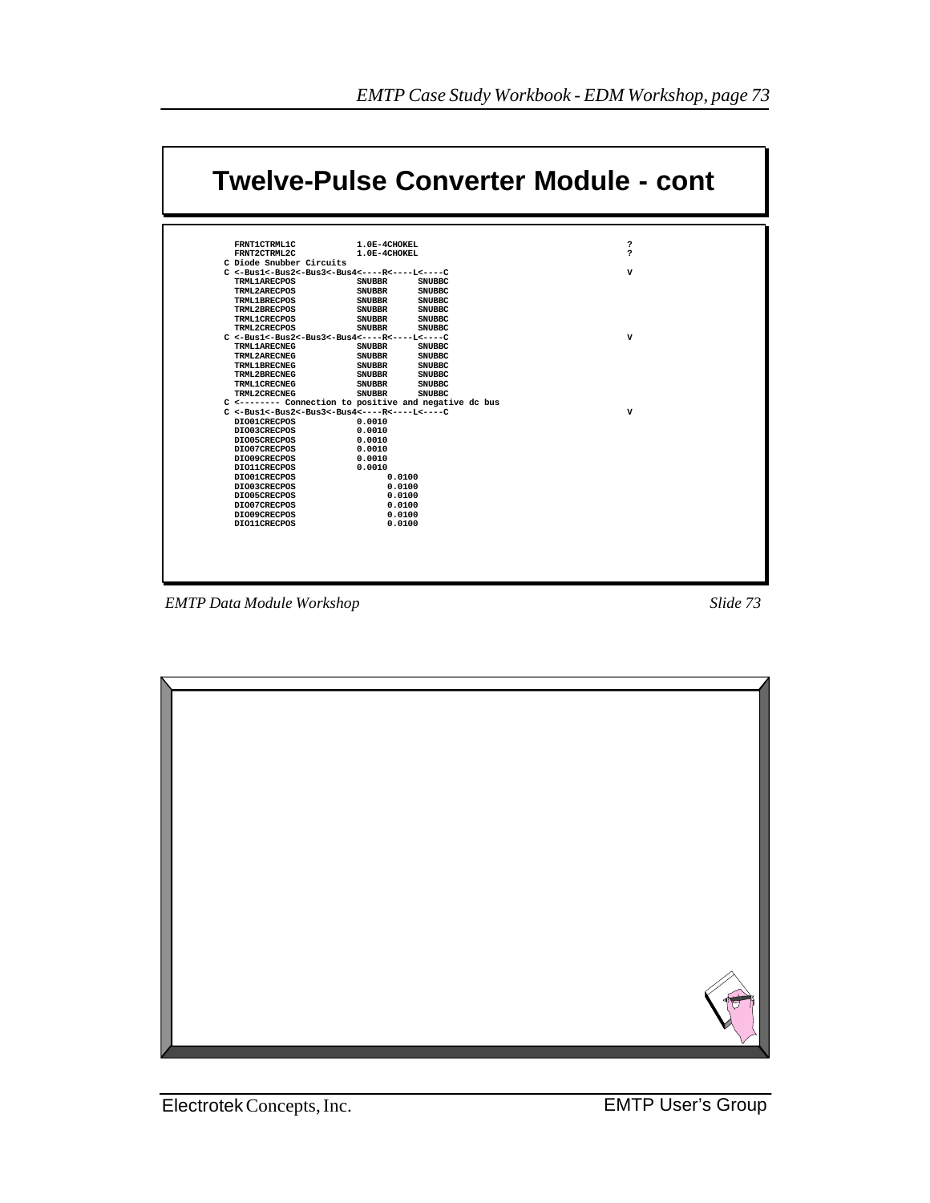# Twelve-Pulse Converter Module - cont

```
  FRNT1CTRML1C           1.0E-4CHOKEL                                   ?
  FRNT2CTRML2C           1.0E-4CHOKEL                                   ?
C Diode Snubber Circuits
C <-Bus1<-Bus2<-Bus3<-Bus4<----R<----L<----C                            V
  TRML1ARECPOS           SNUBBR      SNUBBC
  TRML2ARECPOS           SNUBBR      SNUBBC
  TRML1BRECPOS           SNUBBR      SNUBBC
  TRML2BRECPOS           SNUBBR      SNUBBC
  TRML1CRECPOS           SNUBBR      SNUBBC
  TRML2CRECPOS           SNUBBR      SNUBBC
C <-Bus1<-Bus2<-Bus3<-Bus4<----R<----L<----C                            V
  TRML1ARECNEG           SNUBBR      SNUBBC
  TRML2ARECNEG           SNUBBR      SNUBBC
  TRML1BRECNEG           SNUBBR      SNUBBC
  TRML2BRECNEG           SNUBBR      SNUBBC
  TRML1CRECNEG           SNUBBR      SNUBBC
  TRML2CRECNEG           SNUBBR      SNUBBC
C <-------- Connection to positive and negative dc bus
C <-Bus1<-Bus2<-Bus3<-Bus4<----R<----L<----C                            V
  DIO01CRECPOS           0.0010
  DIO03CRECPOS           0.0010
  DIO05CRECPOS           0.0010
  DIO07CRECPOS           0.0010
  DIO09CRECPOS           0.0010
  DIO11CRECPOS           0.0010
  DIO01CRECPOS                 0.0100
  DIO03CRECPOS                 0.0100
  DIO05CRECPOS                 0.0100
  DIO07CRECPOS                 0.0100
  DIO09CRECPOS                 0.0100
  DIO11CRECPOS                 0.0100
```

*EMTP Data Module Workshop* — *Slide 73*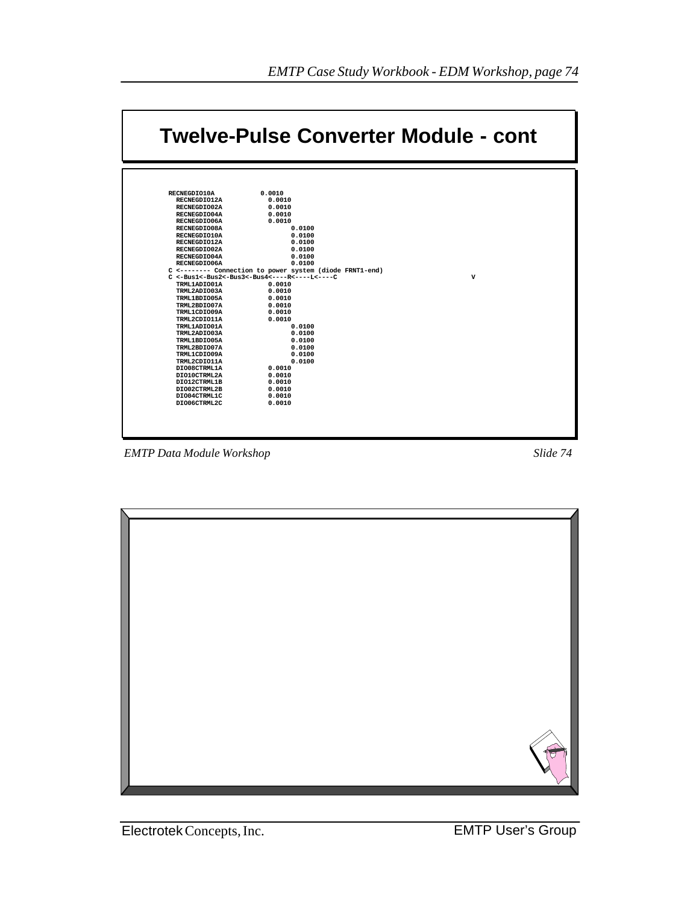# Twelve-Pulse Converter Module - cont

```
RECNEGDIO10A           0.0010
  RECNEGDIO12A           0.0010
  RECNEGDIO02A           0.0010
  RECNEGDIO04A           0.0010
  RECNEGDIO06A           0.0010
  RECNEGDIO08A                  0.0100
  RECNEGDIO10A                  0.0100
  RECNEGDIO12A                  0.0100
  RECNEGDIO02A                  0.0100
  RECNEGDIO04A                  0.0100
  RECNEGDIO06A                  0.0100
C <-------- Connection to power system (diode FRNT1-end)
C <-Bus1<-Bus2<-Bus3<-Bus4<----R<----L<----C                                 V
  TRML1ADIO01A           0.0010
  TRML2ADIO03A           0.0010
  TRML1BDIO05A           0.0010
  TRML2BDIO07A           0.0010
  TRML1CDIO09A           0.0010
  TRML2CDIO11A           0.0010
  TRML1ADIO01A                  0.0100
  TRML2ADIO03A                  0.0100
  TRML1BDIO05A                  0.0100
  TRML2BDIO07A                  0.0100
  TRML1CDIO09A                  0.0100
  TRML2CDIO11A                  0.0100
  DIO08CTRML1A           0.0010
  DIO10CTRML2A           0.0010
  DIO12CTRML1B           0.0010
  DIO02CTRML2B           0.0010
  DIO04CTRML1C           0.0010
  DIO06CTRML2C           0.0010
```

*EMTP Data Module Workshop* *Slide 74*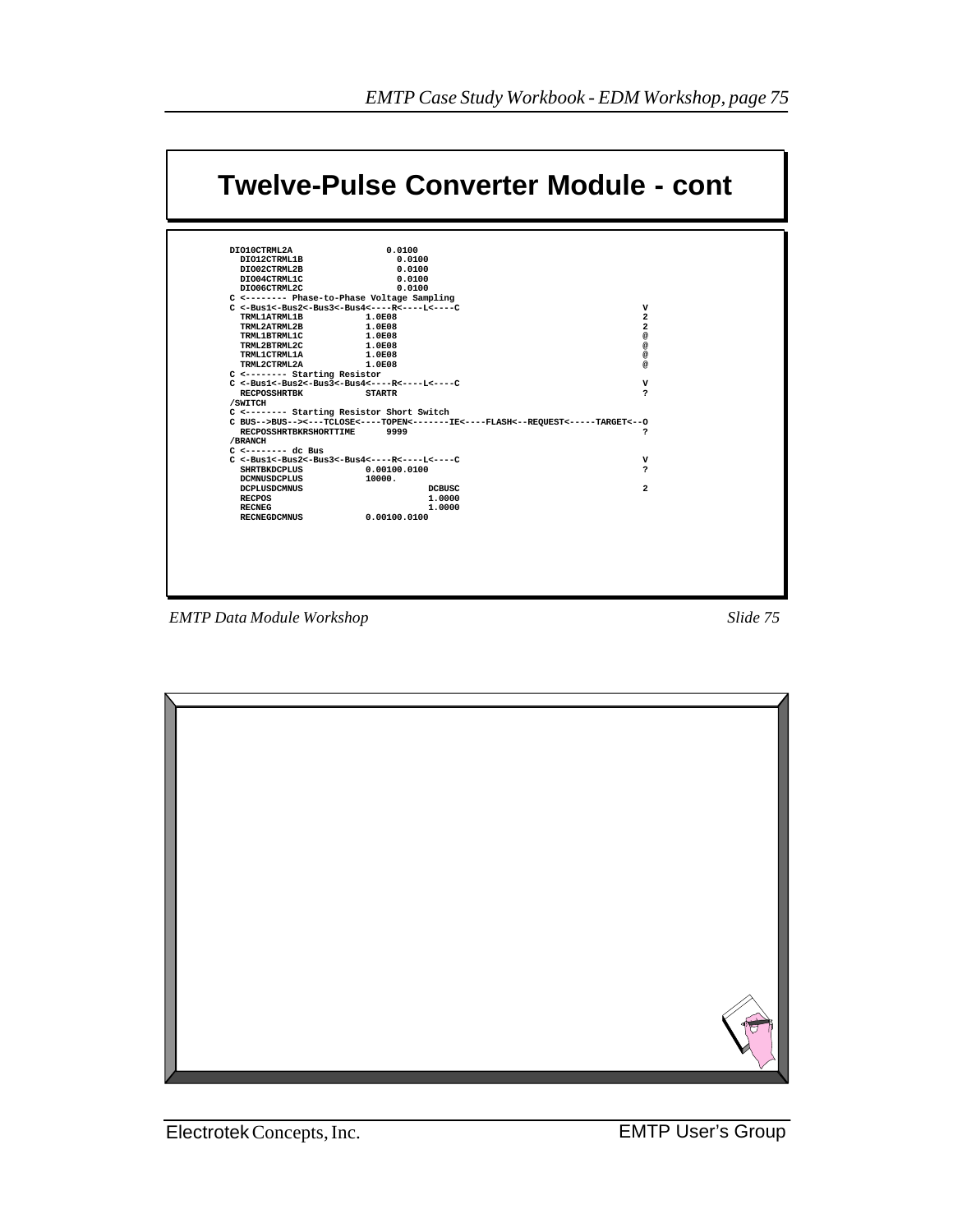# Twelve-Pulse Converter Module - cont

```
DIO10CTRML2A                 0.0100
  DIO12CTRML1B                 0.0100
  DIO02CTRML2B                 0.0100
  DIO04CTRML1C                 0.0100
  DIO06CTRML2C                 0.0100
C <-------- Phase-to-Phase Voltage Sampling
C <-Bus1<-Bus2<-Bus3<-Bus4<----R<----L<----C                                 V
  TRML1ATRML1B            1.0E08                                             2
  TRML2ATRML2B            1.0E08                                             2
  TRML1BTRML1C            1.0E08                                             @
  TRML2BTRML2C            1.0E08                                             @
  TRML1CTRML1A            1.0E08                                             @
  TRML2CTRML2A            1.0E08                                             @
C <-------- Starting Resistor
C <-Bus1<-Bus2<-Bus3<-Bus4<----R<----L<----C                                 V
  RECPOSSHRTBK            STARTR                                             ?
/SWITCH
C <-------- Starting Resistor Short Switch
C BUS-->BUS--><---TCLOSE<----TOPEN<-------IE<----FLASH<--REQUEST<-----TARGET<--O
  RECPOSSHRTBKRSHORTTIME      9999                                           ?
/BRANCH
C <-------- dc Bus
C <-Bus1<-Bus2<-Bus3<-Bus4<----R<----L<----C                                 V
  SHRTBKDCPLUS            0.00100.0100                                       ?
  DCMNUSDCPLUS            10000.
  DCPLUSDCMNUS                        DCBUSC                                 2
  RECPOS                              1.0000
  RECNEG                              1.0000
  RECNEGDCMNUS            0.00100.0100
```

*EMTP Data Module Workshop* *Slide 75*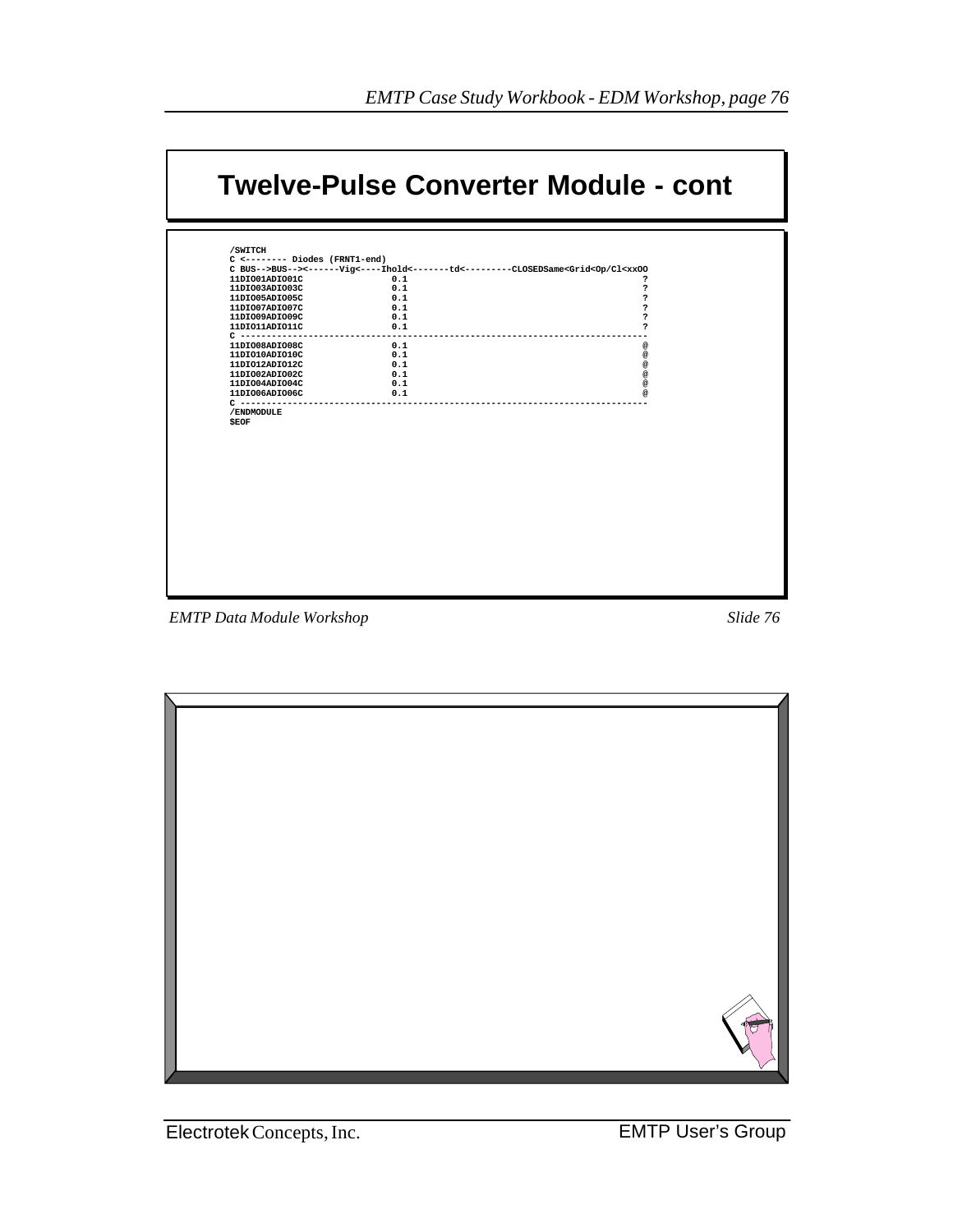# Twelve-Pulse Converter Module - cont

```
/SWITCH
C <-------- Diodes (FRNT1-end)
C BUS-->BUS--><------Vig<----Ihold<-------td<---------CLOSEDSame<Grid<Op/Cl<xxOO
11DIO01ADIO01C                0.1                                              ?
11DIO03ADIO03C                0.1                                              ?
11DIO05ADIO05C                0.1                                              ?
11DIO07ADIO07C                0.1                                              ?
11DIO09ADIO09C                0.1                                              ?
11DIO11ADIO11C                0.1                                              ?
C -------------------------------------------------------------------------------
11DIO08ADIO08C                0.1                                              @
11DIO10ADIO10C                0.1                                              @
11DIO12ADIO12C                0.1                                              @
11DIO02ADIO02C                0.1                                              @
11DIO04ADIO04C                0.1                                              @
11DIO06ADIO06C                0.1                                              @
C -------------------------------------------------------------------------------
/ENDMODULE
$EOF
```

*EMTP Data Module Workshop* *Slide 76*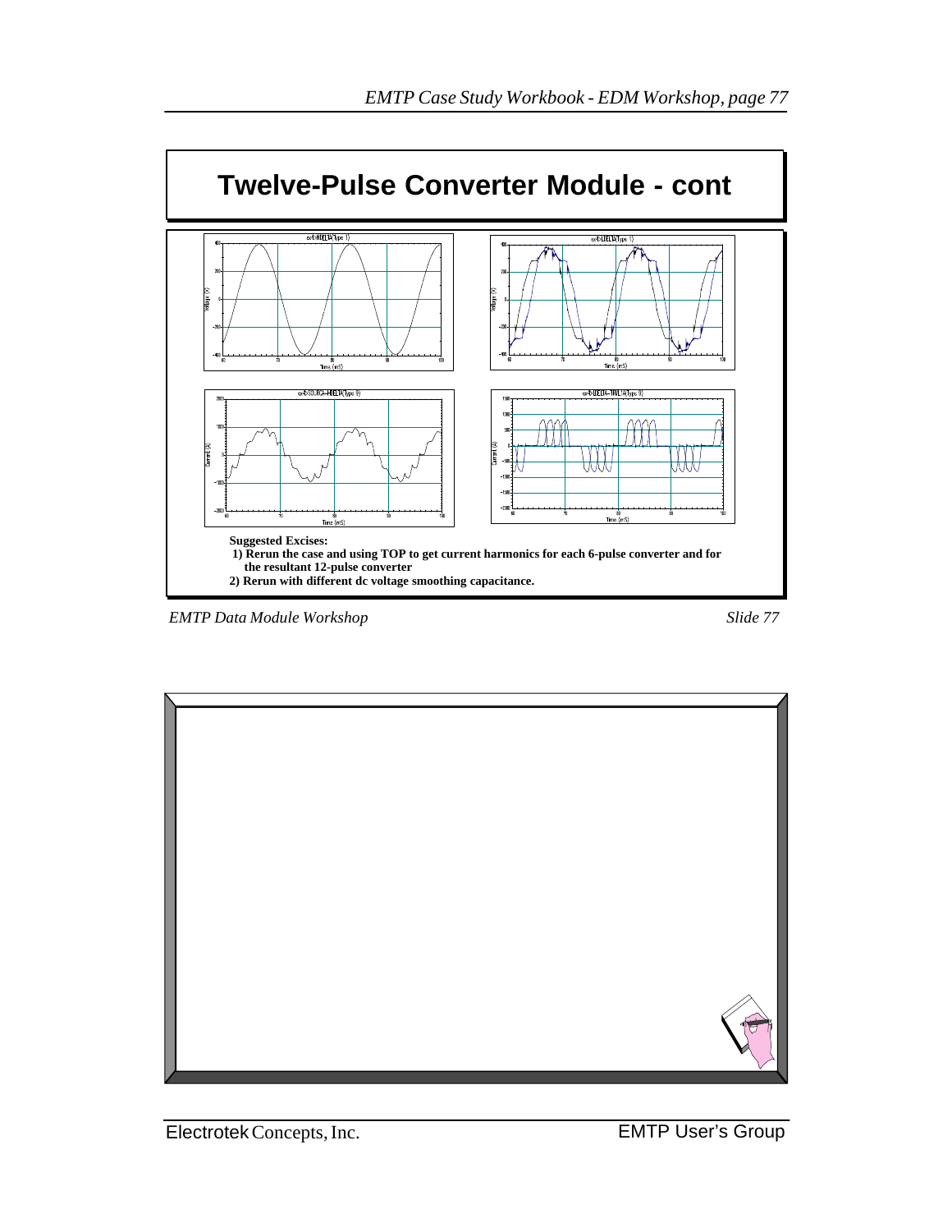# Twelve-Pulse Converter Module - cont

**Suggested Excises:**

1) Rerun the case and using TOP to get current harmonics for each 6-pulse converter and for the resultant 12-pulse converter

2) Rerun with different dc voltage smoothing capacitance.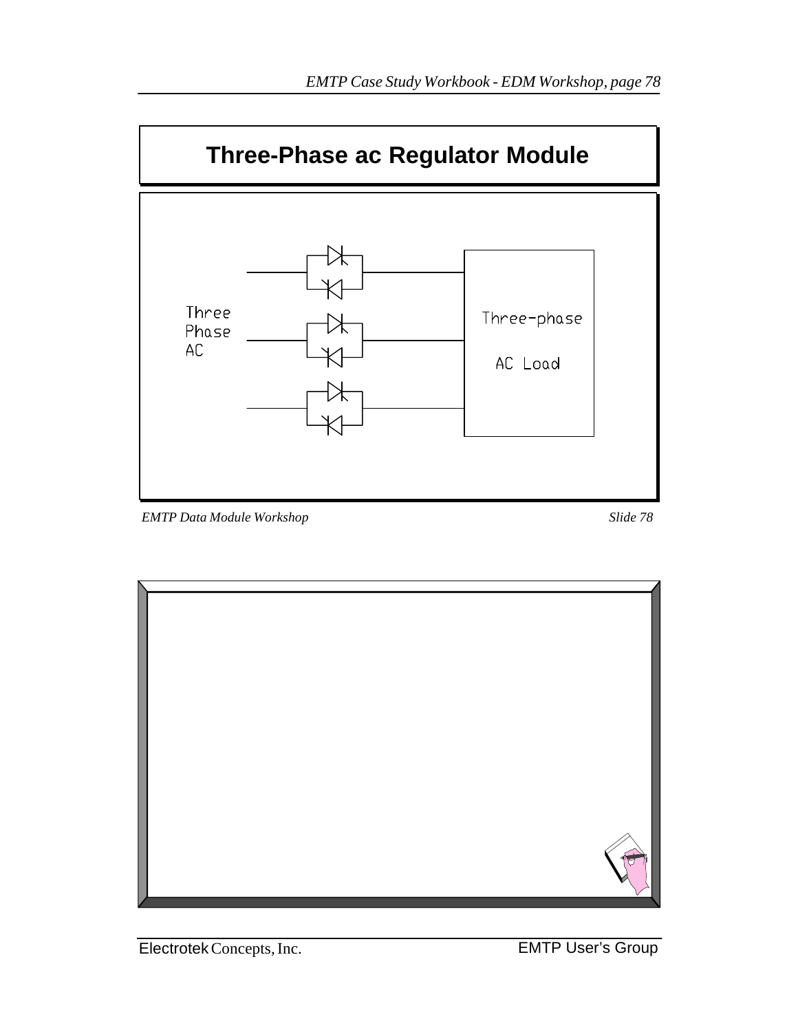## Three-Phase ac Regulator Module

Three Phase AC

Three-phase AC Load

*EMTP Data Module Workshop* *Slide 78*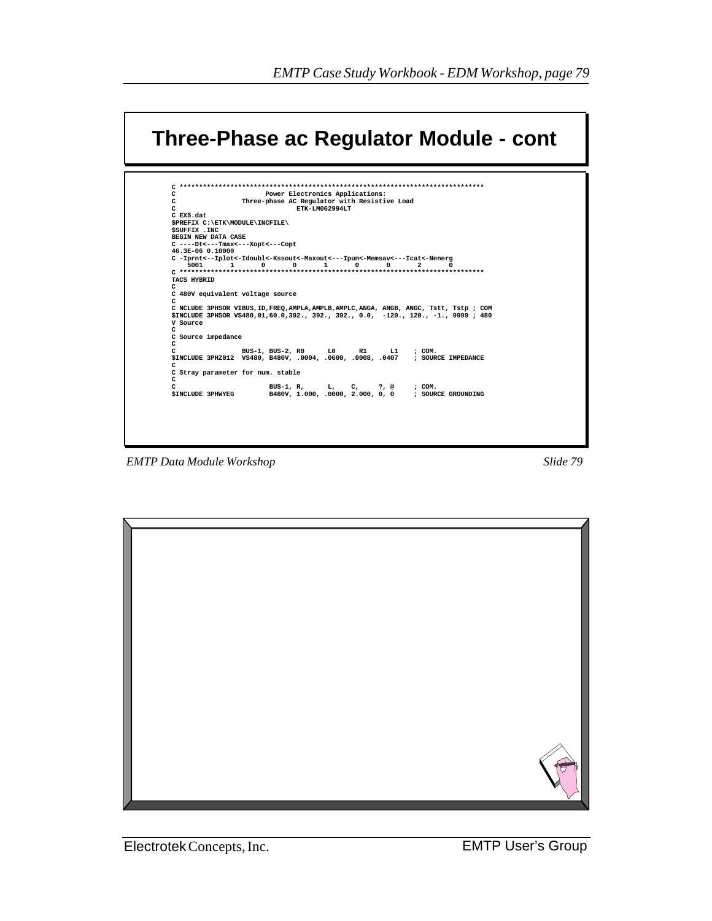# Three-Phase ac Regulator Module - cont

```
C *****************************************************************************
C                       Power Electronics Applications:
C                Three-phase AC Regulator with Resistive Load
C                               ETK-LM062994LT
C EX5.dat
$PREFIX C:\ETK\MODULE\INCFILE\
$SUFFIX .INC
BEGIN NEW DATA CASE
C ----Dt<---Tmax<---Xopt<---Copt
46.3E-06 0.10000
C -Iprnt<--Iplot<-Idoubl<-Kssout<-Maxout<---Ipun<-Memsav<---Icat<-Nenerg
   5001       1       0       0       1       0       0       2       0
C *****************************************************************************
TACS HYBRID
C
C 480V equivalent voltage source
C
C NCLUDE 3PHSOR VIBUS,ID,FREQ,AMPLA,AMPLB,AMPLC,ANGA, ANGB, ANGC, Tstt, Tstp ; COM
$INCLUDE 3PHSOR VS480,01,60.0,392., 392., 392., 0.0,  -120., 120., -1., 9999 ; 480
V Source
C
C Source impedance
C
C                BUS-1, BUS-2, R0      L0      R1      L1    ; COM.
$INCLUDE 3PHZ012  VS480, B480V, .0004, .0600, .0008, .0407    ; SOURCE IMPEDANCE
C
C Stray parameter for num. stable
C
C                      BUS-1, R,      L,    C,     ?, @     ; COM.
$INCLUDE 3PHWYEG       B480V, 1.000, .0000, 2.000, 0, 0     ; SOURCE GROUNDING
```

*EMTP Data Module Workshop* *Slide 79*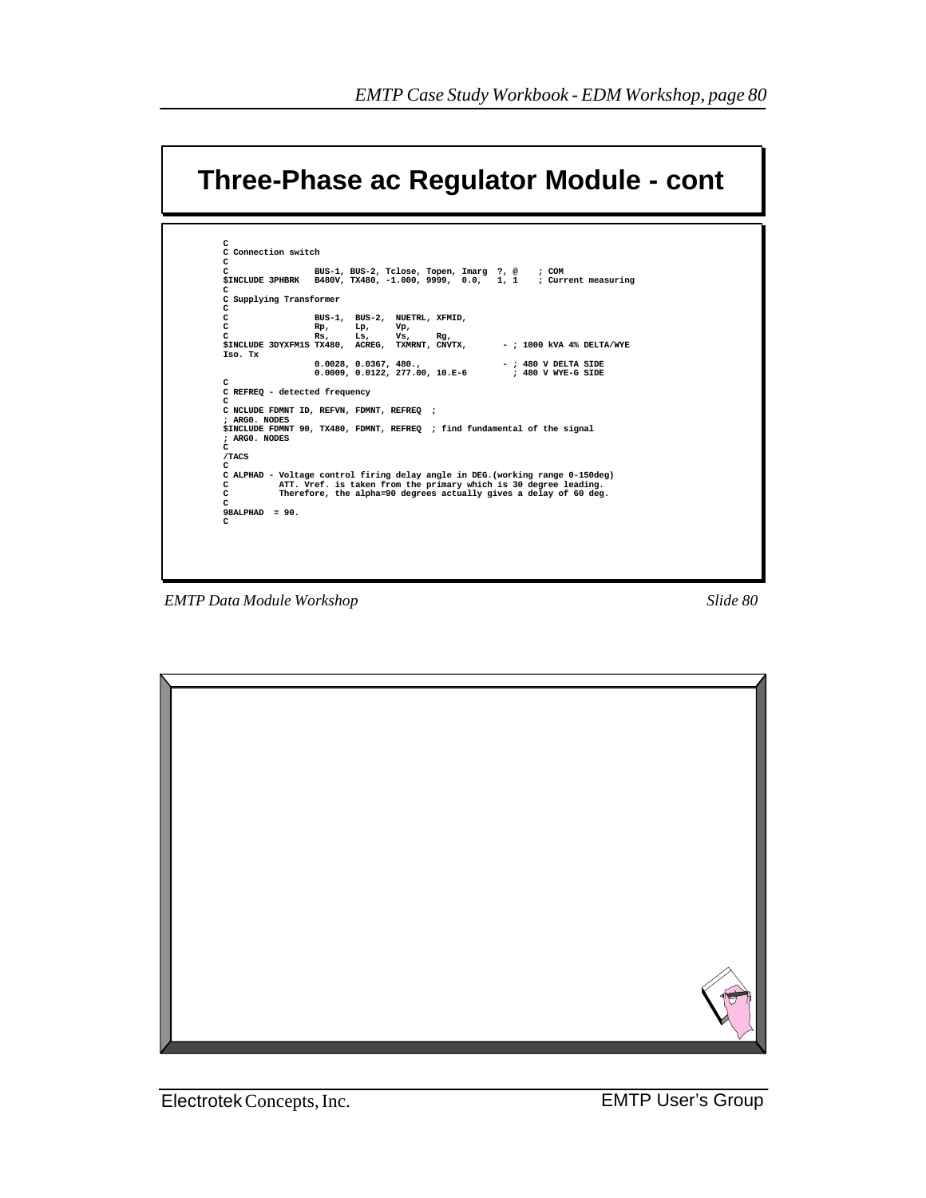# Three-Phase ac Regulator Module - cont

```
C
C Connection switch
C
C                BUS-1, BUS-2, Tclose, Topen, Imarg  ?, @    ; COM
$INCLUDE 3PHBRK   B480V, TX480, -1.000, 9999,  0.0,   1, 1    ; Current measuring
C
C Supplying Transformer
C
C                BUS-1,  BUS-2,  NUETRL, XFMID,
C                Rp,     Lp,     Vp,
C                Rs,     Ls,     Vs,     Rg,
$INCLUDE 3DYXFM1S TX480,  ACREG,  TXMRNT, CNVTX,       - ; 1000 kVA 4% DELTA/WYE
Iso. Tx
                 0.0028, 0.0367, 480.,                - ; 480 V DELTA SIDE
                 0.0009, 0.0122, 277.00, 10.E-6         ; 480 V WYE-G SIDE
C
C REFREQ - detected frequency
C
C NCLUDE FDMNT ID, REFVN, FDMNT, REFREQ  ;
; ARG0. NODES
$INCLUDE FDMNT 90, TX480, FDMNT, REFREQ  ; find fundamental of the signal
; ARG0. NODES
C
/TACS
C
C ALPHAD - Voltage control firing delay angle in DEG.(working range 0-150deg)
C          ATT. Vref. is taken from the primary which is 30 degree leading.
C          Therefore, the alpha=90 degrees actually gives a delay of 60 deg.
C
98ALPHAD  = 90.
C
```

*EMTP Data Module Workshop* *Slide 80*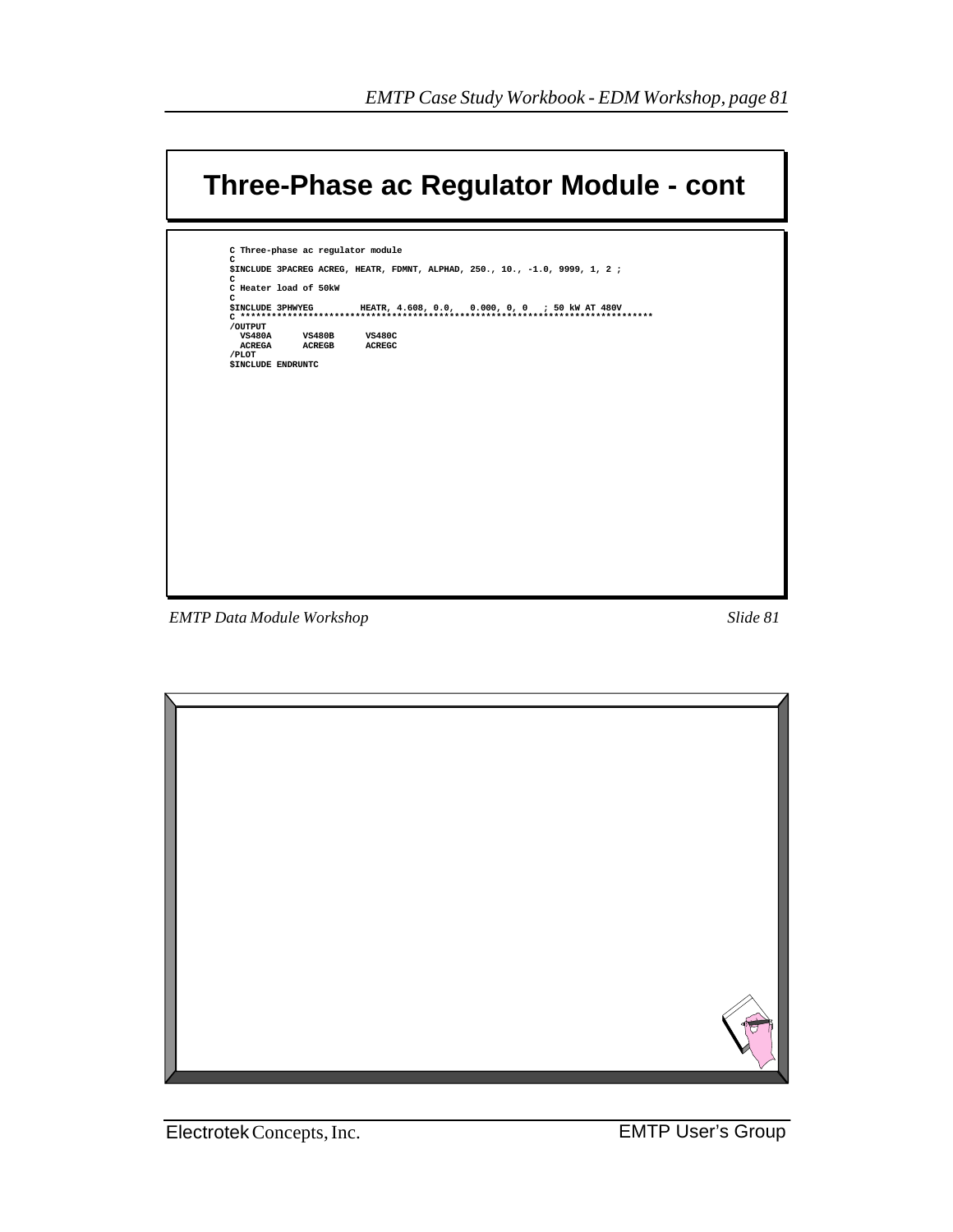# Three-Phase ac Regulator Module - cont

```
C Three-phase ac regulator module
C
$INCLUDE 3PACREG ACREG, HEATR, FDMNT, ALPHAD, 250., 10., -1.0, 9999, 1, 2 ;
C
C Heater load of 50kW
C
$INCLUDE 3PHWYEG         HEATR, 4.608, 0.0,   0.000, 0, 0   ; 50 kW AT 480V
C ******************************************************************************
/OUTPUT
  VS480A      VS480B      VS480C
  ACREGA      ACREGB      ACREGC
/PLOT
$INCLUDE ENDRUNTC
```

*EMTP Data Module Workshop* *Slide 81*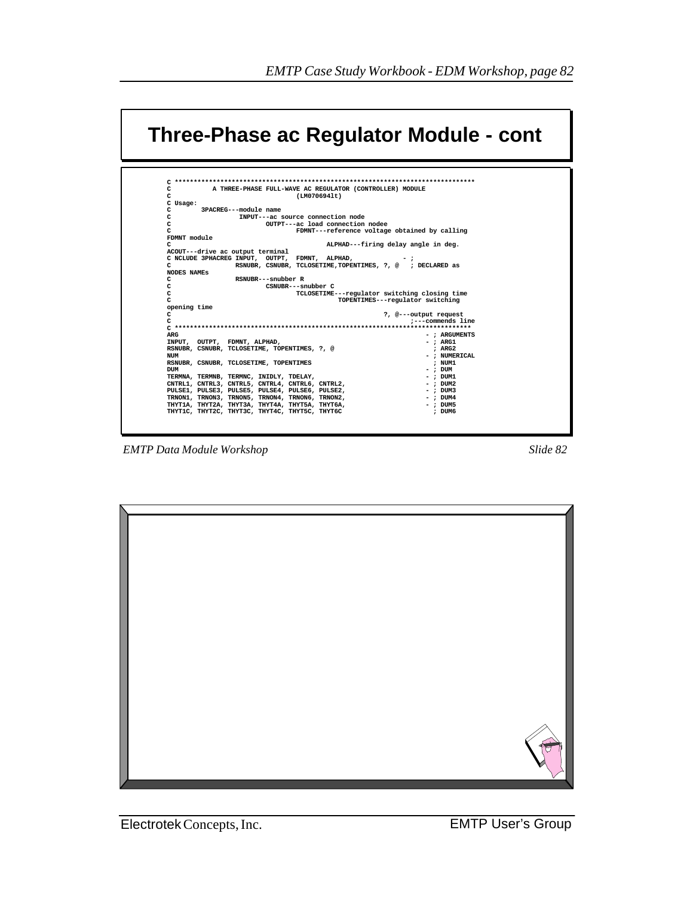# Three-Phase ac Regulator Module - cont

```
C ******************************************************************************
C           A THREE-PHASE FULL-WAVE AC REGULATOR (CONTROLLER) MODULE
C                                  (LM070694lt)
C Usage:
C        3PACREG---module name
C                  INPUT---ac source connection node
C                         OUTPT---ac load connection nodee
C                                  FDMNT---reference voltage obtained by calling
FDMNT module
C                                           ALPHAD---firing delay angle in deg.
ACOUT---drive ac output terminal
C NCLUDE 3PHACREG INPUT,  OUTPT,  FDMNT,  ALPHAD,             - ;
C                 RSNUBR, CSNUBR, TCLOSETIME,TOPENTIMES, ?, @   ; DECLARED as
NODES NAMEs
C                 RSNUBR---snubber R
C                         CSNUBR---snubber C
C                                  TCLOSETIME---regulator switching closing time
C                                            TOPENTIMES---regulator switching
opening time
C                                                         ?, @---output request
C                                                                ;---commends line
C ******************************************************************************
ARG                                                                 - ; ARGUMENTS
INPUT,  OUTPT,  FDMNT, ALPHAD,                                      - ; ARG1
RSNUBR, CSNUBR, TCLOSETIME, TOPENTIMES, ?, @                          ; ARG2
NUM                                                                 - ; NUMERICAL
RSNUBR, CSNUBR, TCLOSETIME, TOPENTIMES                                ; NUM1
DUM                                                                 - ; DUM
TERMNA, TERMNB, TERMNC, INIDLY, TDELAY,                             - ; DUM1
CNTRL1, CNTRL3, CNTRL5, CNTRL4, CNTRL6, CNTRL2,                     - ; DUM2
PULSE1, PULSE3, PULSE5, PULSE4, PULSE6, PULSE2,                     - ; DUM3
TRNON1, TRNON3, TRNON5, TRNON4, TRNON6, TRNON2,                     - ; DUM4
THYT1A, THYT2A, THYT3A, THYT4A, THYT5A, THYT6A,                     - ; DUM5
THYT1C, THYT2C, THYT3C, THYT4C, THYT5C, THYT6C                        ; DUM6
```

*EMTP Data Module Workshop* — *Slide 82*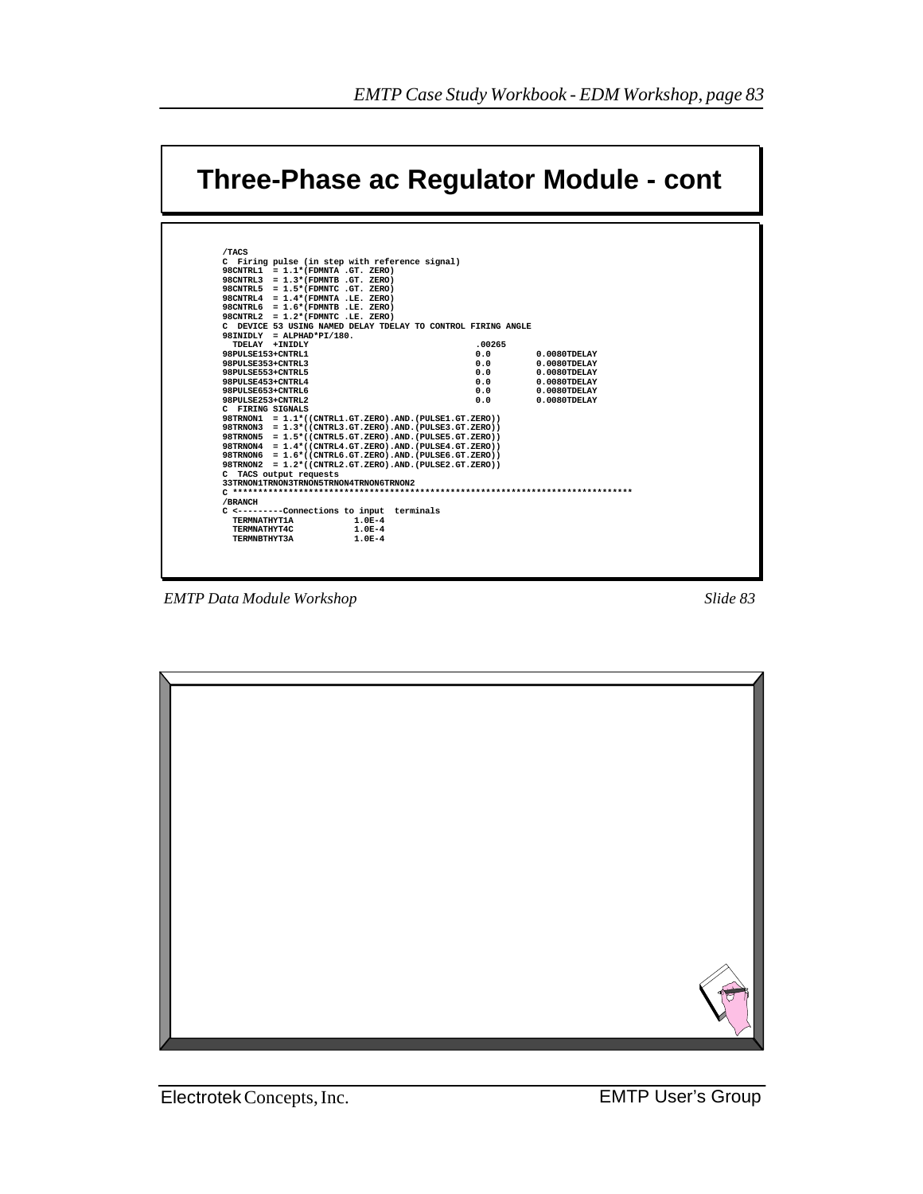# Three-Phase ac Regulator Module - cont

```
/TACS
C  Firing pulse (in step with reference signal)
98CNTRL1  = 1.1*(FDMNTA .GT. ZERO)
98CNTRL3  = 1.3*(FDMNTB .GT. ZERO)
98CNTRL5  = 1.5*(FDMNTC .GT. ZERO)
98CNTRL4  = 1.4*(FDMNTA .LE. ZERO)
98CNTRL6  = 1.6*(FDMNTB .LE. ZERO)
98CNTRL2  = 1.2*(FDMNTC .LE. ZERO)
C  DEVICE 53 USING NAMED DELAY TDELAY TO CONTROL FIRING ANGLE
98INIDLY  = ALPHAD*PI/180.
  TDELAY  +INIDLY                                   .00265
98PULSE153+CNTRL1                                   0.0        0.0080TDELAY
98PULSE353+CNTRL3                                   0.0        0.0080TDELAY
98PULSE553+CNTRL5                                   0.0        0.0080TDELAY
98PULSE453+CNTRL4                                   0.0        0.0080TDELAY
98PULSE653+CNTRL6                                   0.0        0.0080TDELAY
98PULSE253+CNTRL2                                   0.0        0.0080TDELAY
C  FIRING SIGNALS
98TRNON1  = 1.1*((CNTRL1.GT.ZERO).AND.(PULSE1.GT.ZERO))
98TRNON3  = 1.3*((CNTRL3.GT.ZERO).AND.(PULSE3.GT.ZERO))
98TRNON5  = 1.5*((CNTRL5.GT.ZERO).AND.(PULSE5.GT.ZERO))
98TRNON4  = 1.4*((CNTRL4.GT.ZERO).AND.(PULSE4.GT.ZERO))
98TRNON6  = 1.6*((CNTRL6.GT.ZERO).AND.(PULSE6.GT.ZERO))
98TRNON2  = 1.2*((CNTRL2.GT.ZERO).AND.(PULSE2.GT.ZERO))
C  TACS output requests
33TRNON1TRNON3TRNON5TRNON4TRNON6TRNON2
C ********************************************************************************
/BRANCH
C <---------Connections to input  terminals
  TERMNATHYT1A            1.0E-4
  TERMNATHYT4C            1.0E-4
  TERMNBTHYT3A            1.0E-4
```

*EMTP Data Module Workshop* *Slide 83*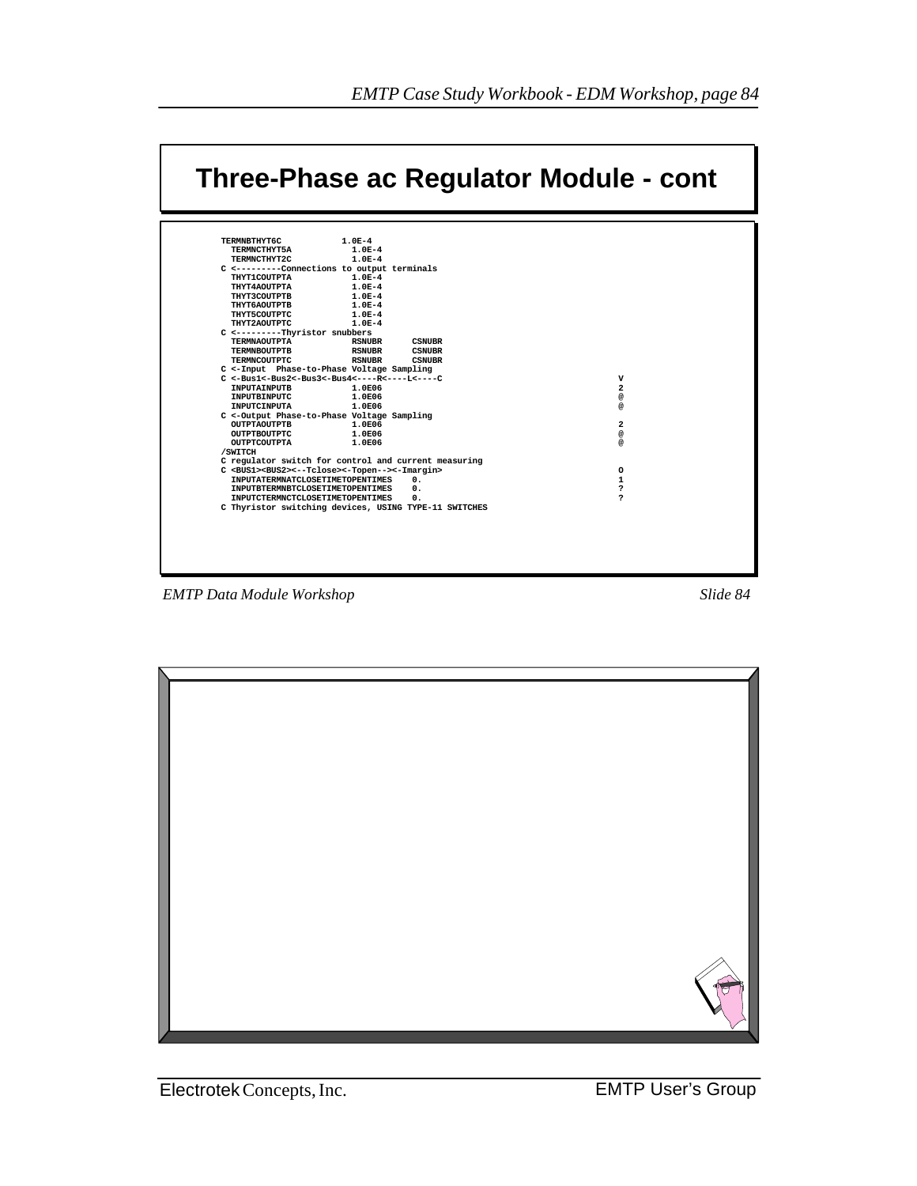# Three-Phase ac Regulator Module - cont

```
TERMNBTHYT6C           1.0E-4
  TERMNCTHYT5A           1.0E-4
  TERMNCTHYT2C           1.0E-4
C <---------Connections to output terminals
  THYT1COUTPTA           1.0E-4
  THYT4AOUTPTA           1.0E-4
  THYT3COUTPTB           1.0E-4
  THYT6AOUTPTB           1.0E-4
  THYT5COUTPTC           1.0E-4
  THYT2AOUTPTC           1.0E-4
C <---------Thyristor snubbers
  TERMNAOUTPTA           RSNUBR      CSNUBR
  TERMNBOUTPTB           RSNUBR      CSNUBR
  TERMNCOUTPTC           RSNUBR      CSNUBR
C <-Input  Phase-to-Phase Voltage Sampling
C <-Bus1<-Bus2<-Bus3<-Bus4<----R<----L<----C                                V
  INPUTAINPUTB           1.0E06                                             2
  INPUTBINPUTC           1.0E06                                             @
  INPUTCINPUTA           1.0E06                                             @
C <-Output Phase-to-Phase Voltage Sampling
  OUTPTAOUTPTB           1.0E06                                             2
  OUTPTBOUTPTC           1.0E06                                             @
  OUTPTCOUTPTA           1.0E06                                             @
/SWITCH
C regulator switch for control and current measuring
C <BUS1><BUS2><--Tclose><-Topen--><-Imargin>                                O
  INPUTATERMNATCLOSETIMETOPENTIMES    0.                                    1
  INPUTBTERMNBTCLOSETIMETOPENTIMES    0.                                    ?
  INPUTCTERMNCTCLOSETIMETOPENTIMES    0.                                    ?
C Thyristor switching devices, USING TYPE-11 SWITCHES
```

*EMTP Data Module Workshop* *Slide 84*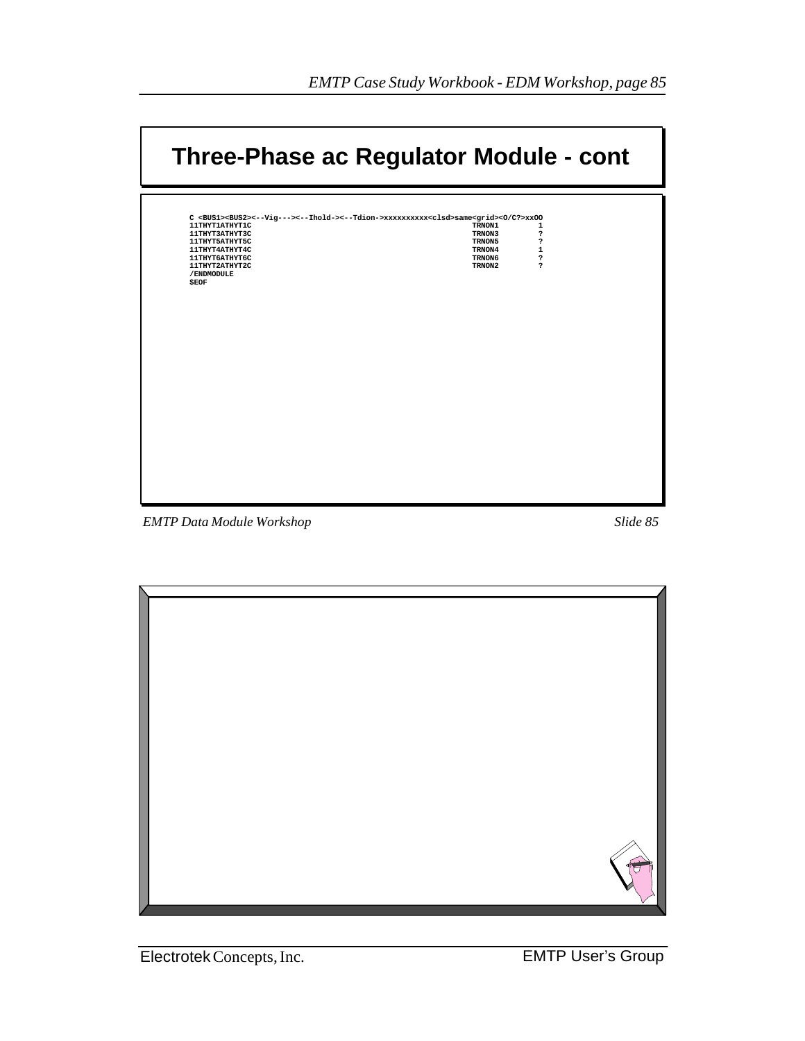# Three-Phase ac Regulator Module - cont

```
C <BUS1><BUS2><--Vig---><--Ihold-><--Tdion->xxxxxxxxxx<clsd>same<grid><O/C?>xxOO
11THYT1ATHYT1C                                                      TRNON1         1
11THYT3ATHYT3C                                                      TRNON3         ?
11THYT5ATHYT5C                                                      TRNON5         ?
11THYT4ATHYT4C                                                      TRNON4         1
11THYT6ATHYT6C                                                      TRNON6         ?
11THYT2ATHYT2C                                                      TRNON2         ?
/ENDMODULE
$EOF
```

*EMTP Data Module Workshop* *Slide 85*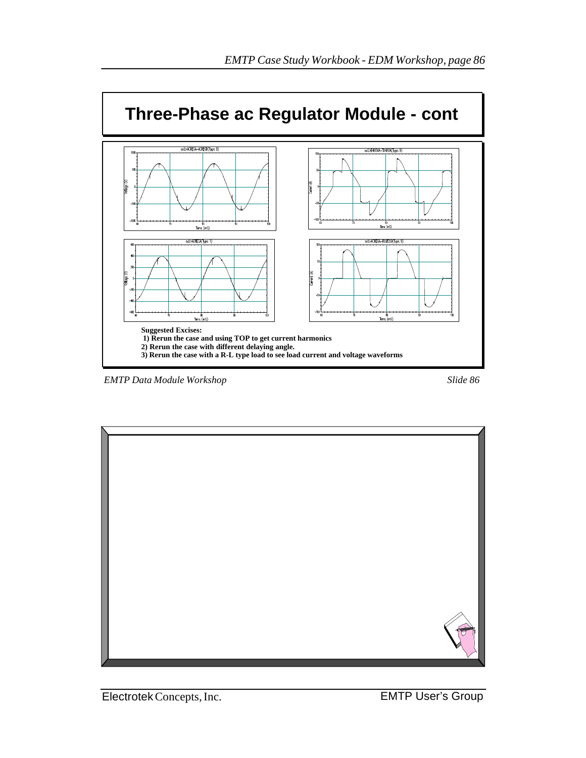# Three-Phase ac Regulator Module - cont

**Suggested Excises:**

**1) Rerun the case and using TOP to get current harmonics**

**2) Rerun the case with different delaying angle.**

**3) Rerun the case with a R-L type load to see load current and voltage waveforms**

*EMTP Data Module Workshop* *Slide 86*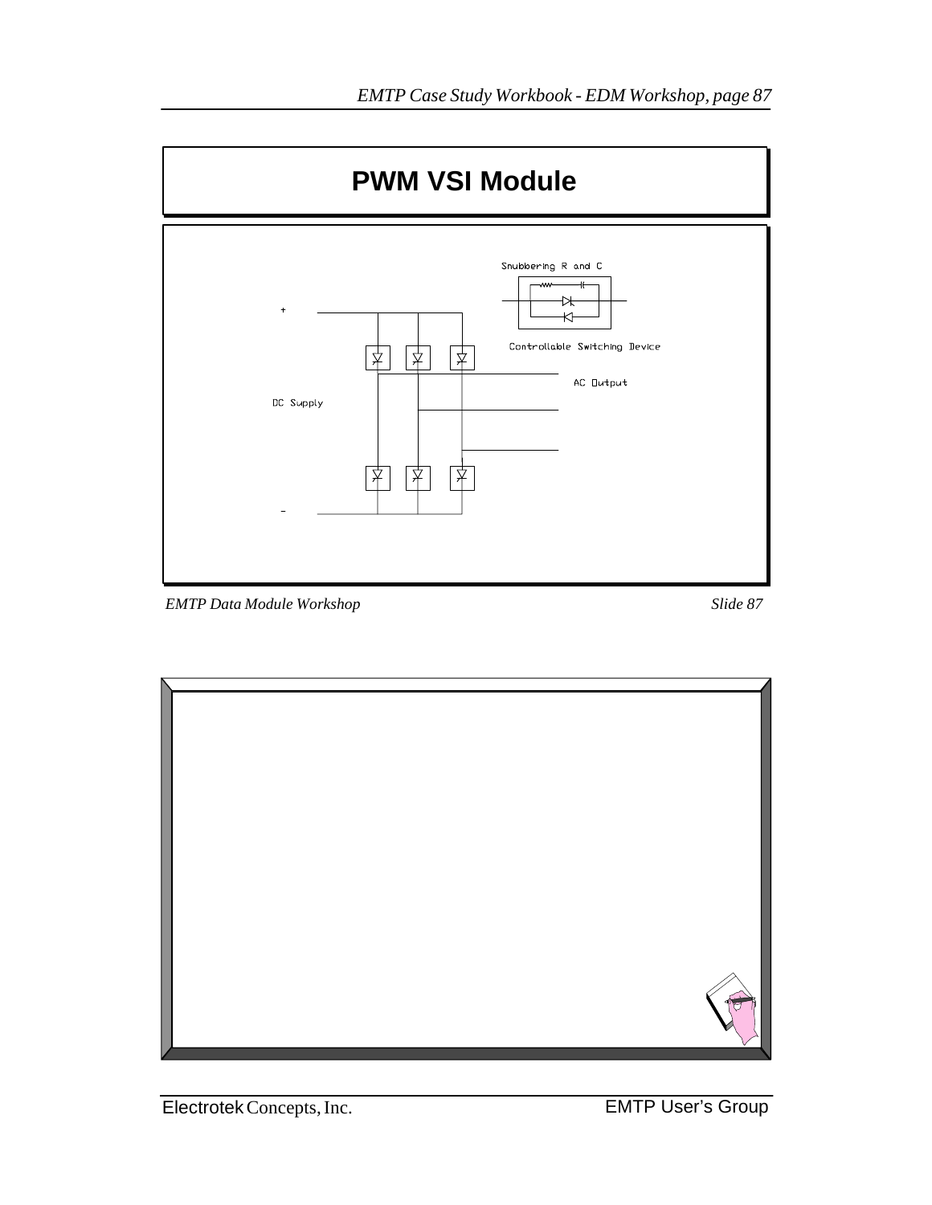# PWM VSI Module

Snubbering R and C

Controllable Switching Device

+

AC Output

DC Supply

−

*EMTP Data Module Workshop* *Slide 87*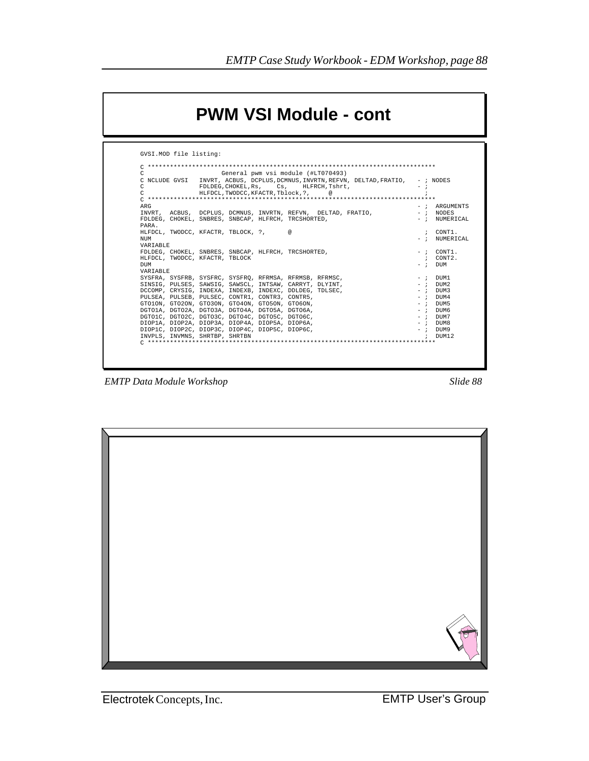# PWM VSI Module - cont

GVSI.MOD file listing:

```
C ******************************************************************************
C                    General pwm vsi module (#LT070493)
C NCLUDE GVSI   INVRT, ACBUS, DCPLUS,DCMNUS,INVRTN,REFVN, DELTAD,FRATIO,   - ; NODES
C               FDLDEG,CHOKEL,Rs,    Cs,    HLFRCH,Tshrt,                  - ;
C               HLFDCL,TWODCC,KFACTR,Tblock,?,     @                         ;
C ******************************************************************************
ARG                                                                    - ;  ARGUMENTS
INVRT,  ACBUS,  DCPLUS, DCMNUS, INVRTN, REFVN,  DELTAD, FRATIO,        - ;  NODES
FDLDEG, CHOKEL, SNBRES, SNBCAP, HLFRCH, TRCSHORTED,                    - ;  NUMERICAL
PARA.
HLFDCL, TWODCC, KFACTR, TBLOCK, ?,      @                                ;  CONT1.
NUM                                                                    - ;  NUMERICAL
VARIABLE
FDLDEG, CHOKEL, SNBRES, SNBCAP, HLFRCH, TRCSHORTED,                    - ;  CONT1.
HLFDCL, TWODCC, KFACTR, TBLOCK                                           ;  CONT2.
DUM                                                                    - ;  DUM
VARIABLE
SYSFRA, SYSFRB, SYSFRC, SYSFRQ, RFRMSA, RFRMSB, RFRMSC,                - ;  DUM1
SINSIG, PULSES, SAWSIG, SAWSCL, INTSAW, CARRYT, DLYINT,                - ;  DUM2
DCCOMP, CRYSIG, INDEXA, INDEXB, INDEXC, DDLDEG, TDLSEC,                - ;  DUM3
PULSEA, PULSEB, PULSEC, CONTR1, CONTR3, CONTR5,                        - ;  DUM4
GTO1ON, GTO2ON, GTO3ON, GTO4ON, GTO5ON, GTO6ON,                        - ;  DUM5
DGTO1A, DGTO2A, DGTO3A, DGTO4A, DGTO5A, DGTO6A,                        - ;  DUM6
DGTO1C, DGTO2C, DGTO3C, DGTO4C, DGTO5C, DGTO6C,                        - ;  DUM7
DIOP1A, DIOP2A, DIOP3A, DIOP4A, DIOP5A, DIOP6A,                        - ;  DUM8
DIOP1C, DIOP2C, DIOP3C, DIOP4C, DIOP5C, DIOP6C,                        - ;  DUM9
INVPLS, INVMNS, SHRTBP, SHRTBN                                           ;  DUM12
C ******************************************************************************
```

*EMTP Data Module Workshop* *Slide 88*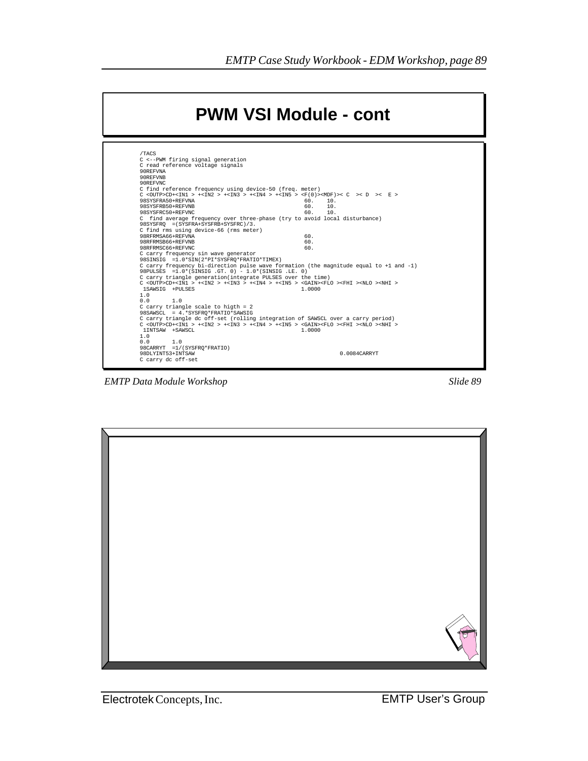# PWM VSI Module - cont

```
/TACS
C <--PWM firing signal generation
C read reference voltage signals
90REFVNA
90REFVNB
90REFVNC
C find reference frequency using device-50 (freq. meter)
C <OUTP>CD+<IN1 > +<IN2 > +<IN3 > +<IN4 > +<IN5 > <F(0)><MDF)>< C  >< D  ><  E >
98SYSFRA50+REFVNA                                  60.    10.
98SYSFRB50+REFVNB                                  60.    10.
98SYSFRC50+REFVNC                                  60.    10.
C  find average frequency over three-phase (try to avoid local disturbance)
98SYSFRQ  =(SYSFRA+SYSFRB+SYSFRC)/3.
C find rms using device-66 (rms meter)
98RFRMSA66+REFVNA                                  60.
98RFRMSB66+REFVNB                                  60.
98RFRMSC66+REFVNC                                  60.
C carry frequency sin wave generator
98SINSIG  =1.0*SIN(2*PI*SYSFRQ*FRATIO*TIMEX)
C carry frequency bi-direction pulse wave formation (the magnitude equal to +1 and -1)
98PULSES  =1.0*(SINSIG .GT. 0) - 1.0*(SINSIG .LE. 0)
C carry triangle generation(integrate PULSES over the time)
C <OUTP>CD+<IN1 > +<IN2 > +<IN3 > +<IN4 > +<IN5 > <GAIN><FLO ><FHI ><NLO ><NHI >
 1SAWSIG  +PULSES                                 1.0000
1.0
0.0       1.0
C carry triangle scale to higth = 2
98SAWSCL  = 4.*SYSFRQ*FRATIO*SAWSIG
C carry triangle dc off-set (rolling integration of SAWSCL over a carry period)
C <OUTP>CD+<IN1 > +<IN2 > +<IN3 > +<IN4 > +<IN5 > <GAIN><FLO ><FHI ><NLO ><NHI >
 1INTSAW  +SAWSCL                                 1.0000
1.0
0.0       1.0
98CARRYT  =1/(SYSFRQ*FRATIO)
98DLYINT53+INTSAW                                             0.0084CARRYT
C carry dc off-set
```

*EMTP Data Module Workshop* — *Slide 89*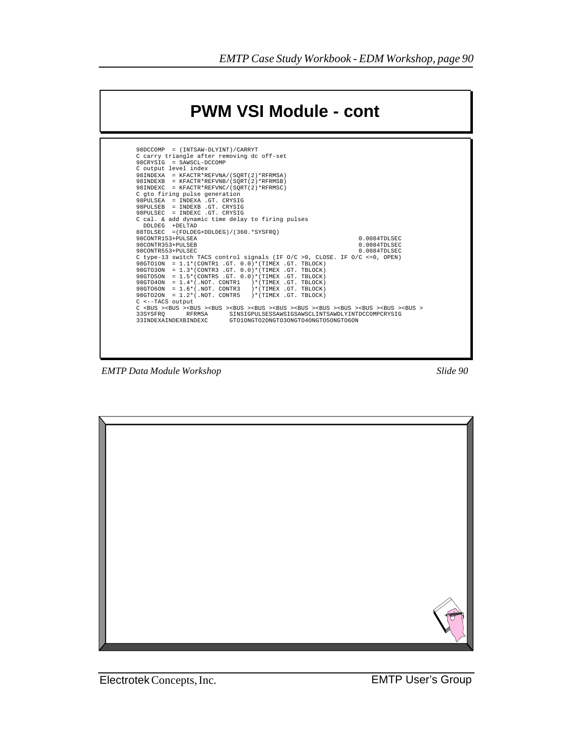# PWM VSI Module - cont

```
98DCCOMP  = (INTSAW-DLYINT)/CARRYT
C carry triangle after removing dc off-set
98CRYSIG  = SAWSCL-DCCOMP
C output level index
98INDEXA  = KFACTR*REFVNA/(SQRT(2)*RFRMSA)
98INDEXB  = KFACTR*REFVNB/(SQRT(2)*RFRMSB)
98INDEXC  = KFACTR*REFVNC/(SQRT(2)*RFRMSC)
C gto firing pulse generation
98PULSEA  = INDEXA .GT. CRYSIG
98PULSEB  = INDEXB .GT. CRYSIG
98PULSEC  = INDEXC .GT. CRYSIG
C cal. & add dynamic time delay to firing pulses
  DDLDEG  +DELTAD
88TDLSEC  =(FDLDEG+DDLDEG)/(360.*SYSFRQ)
98CONTR153+PULSEA                                              0.0084TDLSEC
98CONTR353+PULSEB                                              0.0084TDLSEC
98CONTR553+PULSEC                                              0.0084TDLSEC
C type-13 switch TACS control signals (IF O/C >0, CLOSE. IF O/C <=0, OPEN)
98GTO1ON  = 1.1*(CONTR1 .GT. 0.0)*(TIMEX .GT. TBLOCK)
98GTO3ON  = 1.3*(CONTR3 .GT. 0.0)*(TIMEX .GT. TBLOCK)
98GTO5ON  = 1.5*(CONTR5 .GT. 0.0)*(TIMEX .GT. TBLOCK)
98GTO4ON  = 1.4*(.NOT. CONTR1   )*(TIMEX .GT. TBLOCK)
98GTO6ON  = 1.6*(.NOT. CONTR3   )*(TIMEX .GT. TBLOCK)
98GTO2ON  = 1.2*(.NOT. CONTR5   )*(TIMEX .GT. TBLOCK)
C <--TACS output
C <BUS ><BUS ><BUS ><BUS ><BUS ><BUS ><BUS ><BUS ><BUS ><BUS ><BUS ><BUS ><BUS >
33SYSFRQ      RFRMSA      SINSIGPULSESSAWSIGSAWSCLINTSAWDLYINTDCCOMPCRYSIG
33INDEXAINDEXBINDEXC      GTO1ONGTO2ONGTO3ONGTO4ONGTO5ONGTO6ON
```

*EMTP Data Module Workshop* *Slide 90*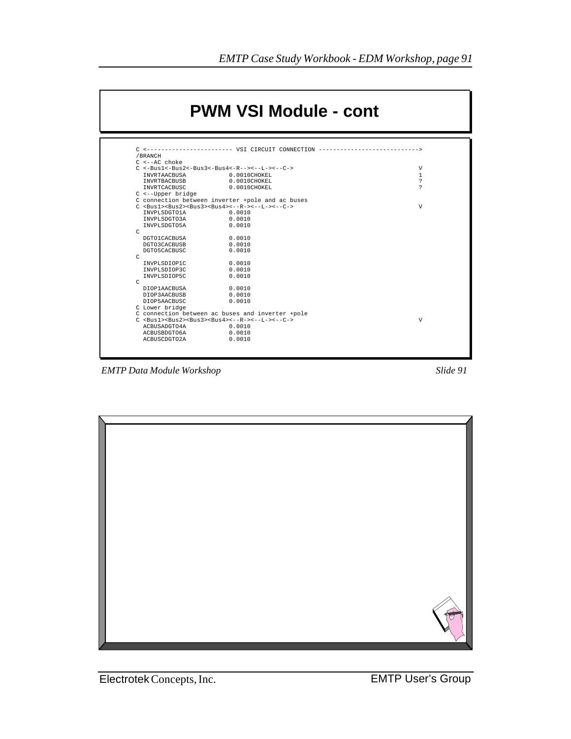# PWM VSI Module - cont

```
C <------------------------ VSI CIRCUIT CONNECTION ---------------------------->
/BRANCH
C <--AC choke
C <-Bus1<-Bus2<-Bus3<-Bus4<-R--><--L-><--C->                                  V
  INVRTAACBUSA            0.0010CHOKEL                                        1
  INVRTBACBUSB            0.0010CHOKEL                                        ?
  INVRTCACBUSC            0.0010CHOKEL                                        ?
C <--Upper bridge
C connection between inverter +pole and ac buses
C <Bus1><Bus2><Bus3><Bus4><--R--><--L-><--C->                                 V
  INVPLSDGTO1A            0.0010
  INVPLSDGTO3A            0.0010
  INVPLSDGTO5A            0.0010
C
  DGTO1CACBUSA            0.0010
  DGTO3CACBUSB            0.0010
  DGTO5CACBUSC            0.0010
C
  INVPLSDIOP1C            0.0010
  INVPLSDIOP3C            0.0010
  INVPLSDIOP5C            0.0010
C
  DIOP1AACBUSA            0.0010
  DIOP3AACBUSB            0.0010
  DIOP5AACBUSC            0.0010
C Lower bridge
C connection between ac buses and inverter +pole
C <Bus1><Bus2><Bus3><Bus4><--R--><--L-><--C->                                 V
  ACBUSADGTO4A            0.0010
  ACBUSBDGTO6A            0.0010
  ACBUSCDGTO2A            0.0010
```

*EMTP Data Module Workshop* *Slide 91*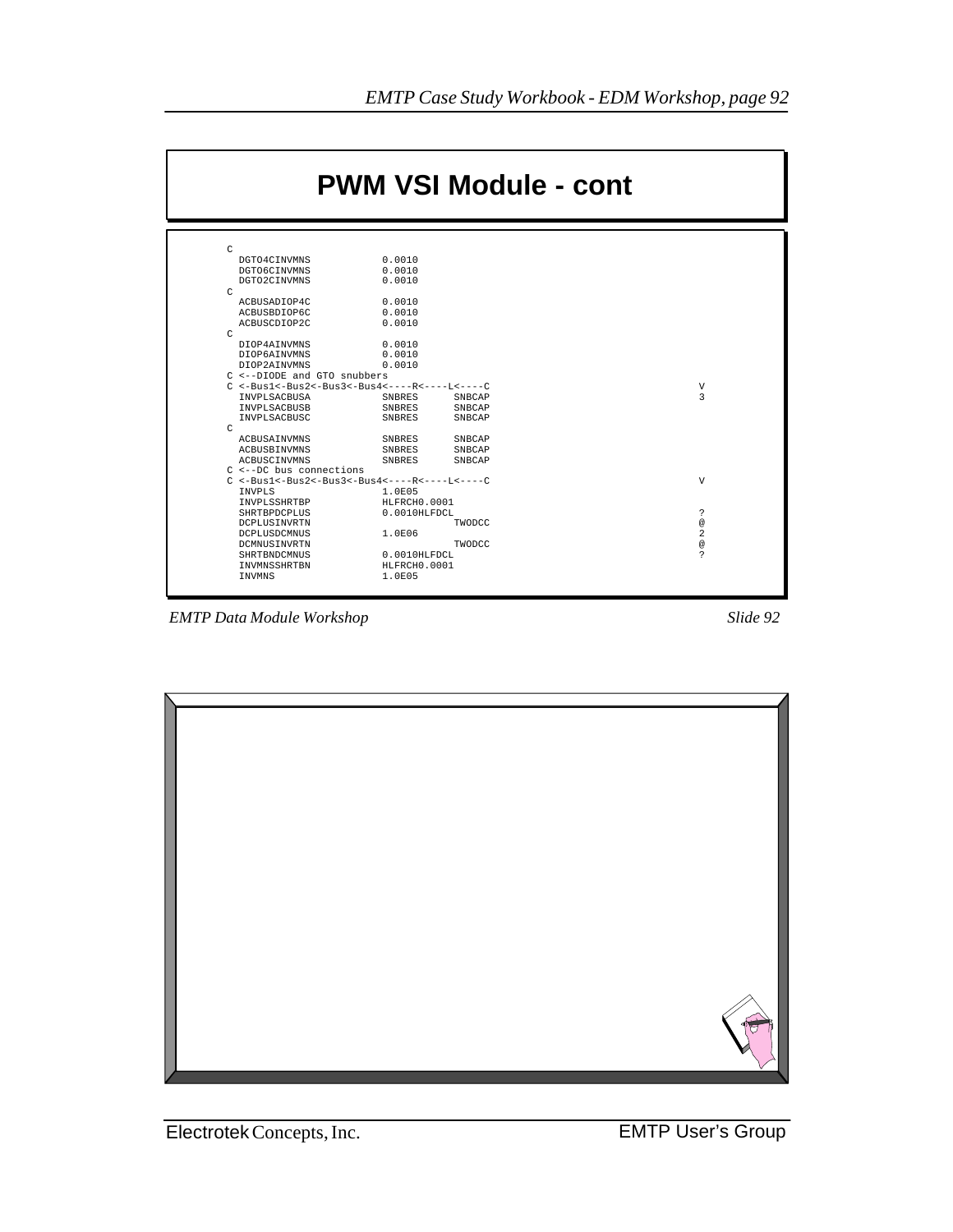# PWM VSI Module - cont

```
C
  DGTO4CINVMNS            0.0010
  DGTO6CINVMNS            0.0010
  DGTO2CINVMNS            0.0010
C
  ACBUSADIOP4C            0.0010
  ACBUSBDIOP6C            0.0010
  ACBUSCDIOP2C            0.0010
C
  DIOP4AINVMNS            0.0010
  DIOP6AINVMNS            0.0010
  DIOP2AINVMNS            0.0010
C <--DIODE and GTO snubbers
C <-Bus1<-Bus2<-Bus3<-Bus4<----R<----L<----C                                   V
  INVPLSACBUSA            SNBRES      SNBCAP                                  3
  INVPLSACBUSB            SNBRES      SNBCAP
  INVPLSACBUSC            SNBRES      SNBCAP
C
  ACBUSAINVMNS            SNBRES      SNBCAP
  ACBUSBINVMNS            SNBRES      SNBCAP
  ACBUSCINVMNS            SNBRES      SNBCAP
C <--DC bus connections
C <-Bus1<-Bus2<-Bus3<-Bus4<----R<----L<----C                                   V
  INVPLS                  1.0E05
  INVPLSSHRTBP            HLFRCH0.0001
  SHRTBPDCPLUS            0.0010HLFDCL                                        ?
  DCPLUSINVRTN                        TWODCC                                  @
  DCPLUSDCMNUS            1.0E06                                              2
  DCMNUSINVRTN                        TWODCC                                  @
  SHRTBNDCMNUS            0.0010HLFDCL                                        ?
  INVMNSSHRTBN            HLFRCH0.0001
  INVMNS                  1.0E05
```

*EMTP Data Module Workshop* *Slide 92*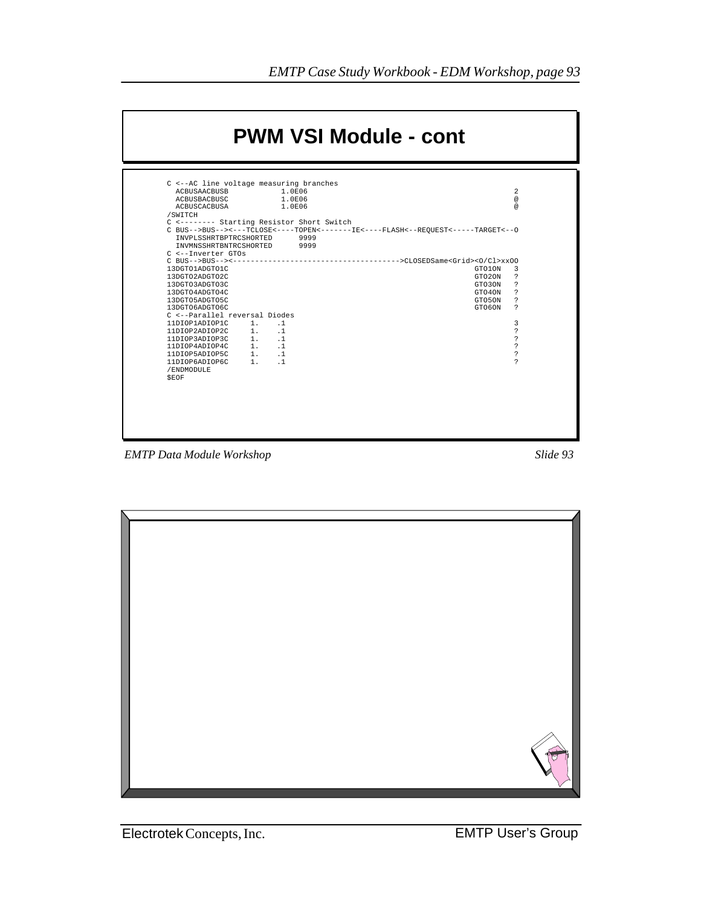# PWM VSI Module - cont

```
C <--AC line voltage measuring branches
  ACBUSAACBUSB            1.0E06                                               2
  ACBUSBACBUSC            1.0E06                                               @
  ACBUSCACBUSA            1.0E06                                               @
/SWITCH
C <-------- Starting Resistor Short Switch
C BUS-->BUS--><---TCLOSE<----TOPEN<-------IE<----FLASH<--REQUEST<-----TARGET<--O
  INVPLSSHRTBPTRCSHORTED      9999
  INVMNSSHRTBNTRCSHORTED      9999
C <--Inverter GTOs
C BUS-->BUS--><-------------------------------------->CLOSEDSame<Grid><O/Cl>xxOO
13DGTO1ADGTO1C                                                        GTO1ON   3
13DGTO2ADGTO2C                                                        GTO2ON   ?
13DGTO3ADGTO3C                                                        GTO3ON   ?
13DGTO4ADGTO4C                                                        GTO4ON   ?
13DGTO5ADGTO5C                                                        GTO5ON   ?
13DGTO6ADGTO6C                                                        GTO6ON   ?
C <--Parallel reversal Diodes
11DIOP1ADIOP1C     1.    .1                                                    3
11DIOP2ADIOP2C     1.    .1                                                    ?
11DIOP3ADIOP3C     1.    .1                                                    ?
11DIOP4ADIOP4C     1.    .1                                                    ?
11DIOP5ADIOP5C     1.    .1                                                    ?
11DIOP6ADIOP6C     1.    .1                                                    ?
/ENDMODULE
$EOF
```

*EMTP Data Module Workshop* *Slide 93*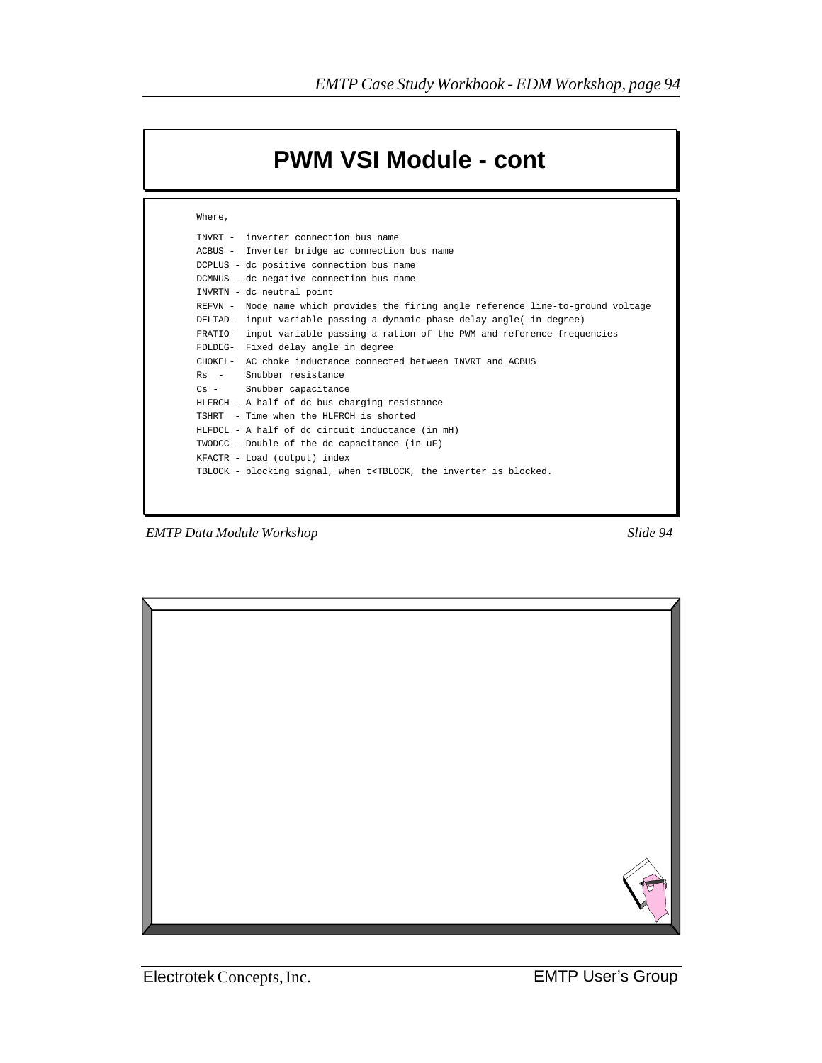# PWM VSI Module - cont

```
Where,

INVRT -  inverter connection bus name
ACBUS -  Inverter bridge ac connection bus name
DCPLUS - dc positive connection bus name
DCMNUS - dc negative connection bus name
INVRTN - dc neutral point
REFVN -  Node name which provides the firing angle reference line-to-ground voltage
DELTAD-  input variable passing a dynamic phase delay angle( in degree)
FRATIO-  input variable passing a ration of the PWM and reference frequencies
FDLDEG-  Fixed delay angle in degree
CHOKEL-  AC choke inductance connected between INVRT and ACBUS
Rs  -    Snubber resistance
Cs -     Snubber capacitance
HLFRCH - A half of dc bus charging resistance
TSHRT  - Time when the HLFRCH is shorted
HLFDCL - A half of dc circuit inductance (in mH)
TWODCC - Double of the dc capacitance (in uF)
KFACTR - Load (output) index
TBLOCK - blocking signal, when t<TBLOCK, the inverter is blocked.
```

*EMTP Data Module Workshop* *Slide 94*